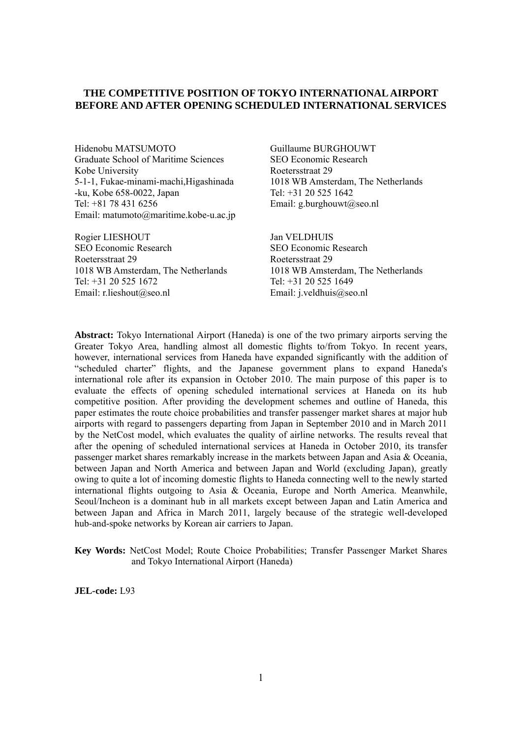# THE COMPETITIVE POSITION OF TOKYO INTERNATIONAL AIRPORT BEFORE AND AFTER OPENING SCHEDULED INTERNATIONAL SERVICES

Hidenobu MATSUMOTO
Graduate School of Maritime Sciences
Kobe University
5-1-1, Fukae-minami-machi,Higashinada-ku, Kobe 658-0022, Japan
Tel: +81 78 431 6256
Email: matumoto@maritime.kobe-u.ac.jp

Guillaume BURGHOUWT
SEO Economic Research
Roetersstraat 29
1018 WB Amsterdam, The Netherlands
Tel: +31 20 525 1642
Email: g.burghouwt@seo.nl

Rogier LIESHOUT
SEO Economic Research
Roetersstraat 29
1018 WB Amsterdam, The Netherlands
Tel: +31 20 525 1672
Email: r.lieshout@seo.nl

Jan VELDHUIS
SEO Economic Research
Roetersstraat 29
1018 WB Amsterdam, The Netherlands
Tel: +31 20 525 1649
Email: j.veldhuis@seo.nl

**Abstract:** Tokyo International Airport (Haneda) is one of the two primary airports serving the Greater Tokyo Area, handling almost all domestic flights to/from Tokyo. In recent years, however, international services from Haneda have expanded significantly with the addition of "scheduled charter" flights, and the Japanese government plans to expand Haneda's international role after its expansion in October 2010. The main purpose of this paper is to evaluate the effects of opening scheduled international services at Haneda on its hub competitive position. After providing the development schemes and outline of Haneda, this paper estimates the route choice probabilities and transfer passenger market shares at major hub airports with regard to passengers departing from Japan in September 2010 and in March 2011 by the NetCost model, which evaluates the quality of airline networks. The results reveal that after the opening of scheduled international services at Haneda in October 2010, its transfer passenger market shares remarkably increase in the markets between Japan and Asia & Oceania, between Japan and North America and between Japan and World (excluding Japan), greatly owing to quite a lot of incoming domestic flights to Haneda connecting well to the newly started international flights outgoing to Asia & Oceania, Europe and North America. Meanwhile, Seoul/Incheon is a dominant hub in all markets except between Japan and Latin America and between Japan and Africa in March 2011, largely because of the strategic well-developed hub-and-spoke networks by Korean air carriers to Japan.

**Key Words:** NetCost Model; Route Choice Probabilities; Transfer Passenger Market Shares and Tokyo International Airport (Haneda)

**JEL-code:** L93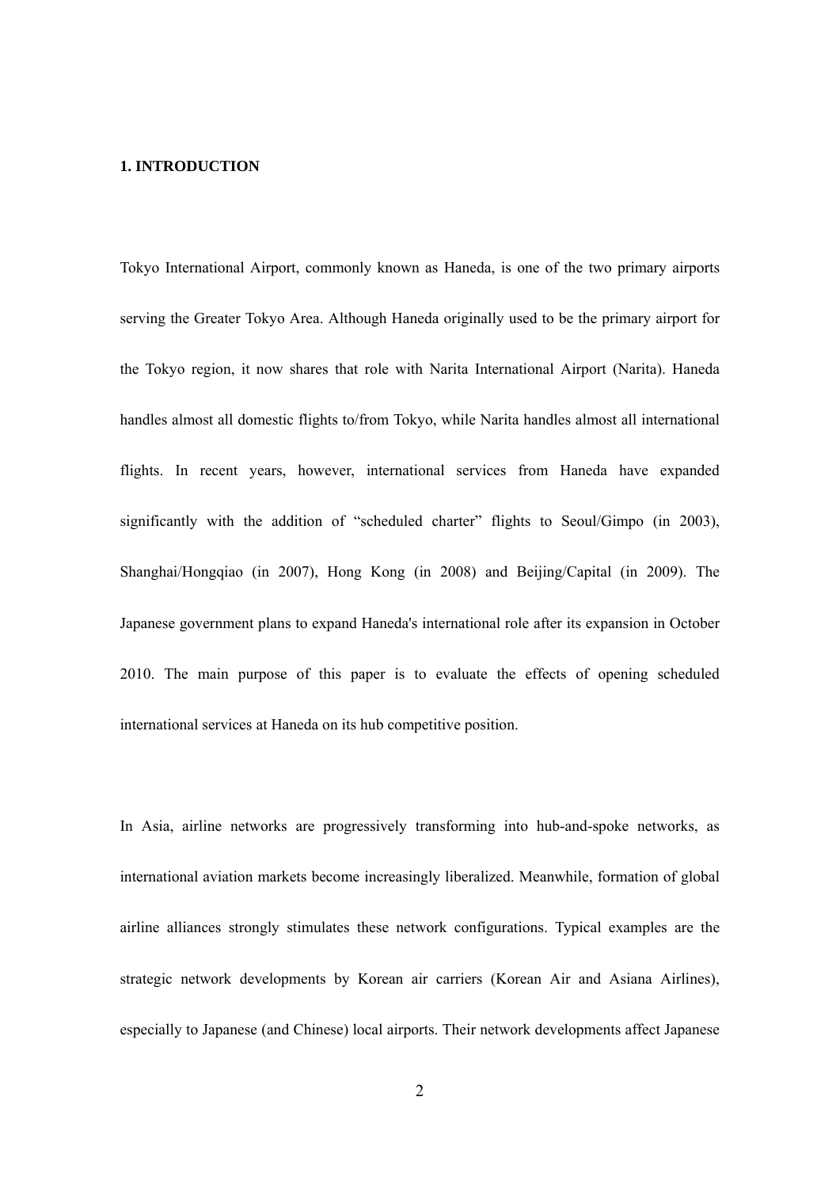# 1. INTRODUCTION

Tokyo International Airport, commonly known as Haneda, is one of the two primary airports serving the Greater Tokyo Area. Although Haneda originally used to be the primary airport for the Tokyo region, it now shares that role with Narita International Airport (Narita). Haneda handles almost all domestic flights to/from Tokyo, while Narita handles almost all international flights. In recent years, however, international services from Haneda have expanded significantly with the addition of "scheduled charter" flights to Seoul/Gimpo (in 2003), Shanghai/Hongqiao (in 2007), Hong Kong (in 2008) and Beijing/Capital (in 2009). The Japanese government plans to expand Haneda's international role after its expansion in October 2010. The main purpose of this paper is to evaluate the effects of opening scheduled international services at Haneda on its hub competitive position.

In Asia, airline networks are progressively transforming into hub-and-spoke networks, as international aviation markets become increasingly liberalized. Meanwhile, formation of global airline alliances strongly stimulates these network configurations. Typical examples are the strategic network developments by Korean air carriers (Korean Air and Asiana Airlines), especially to Japanese (and Chinese) local airports. Their network developments affect Japanese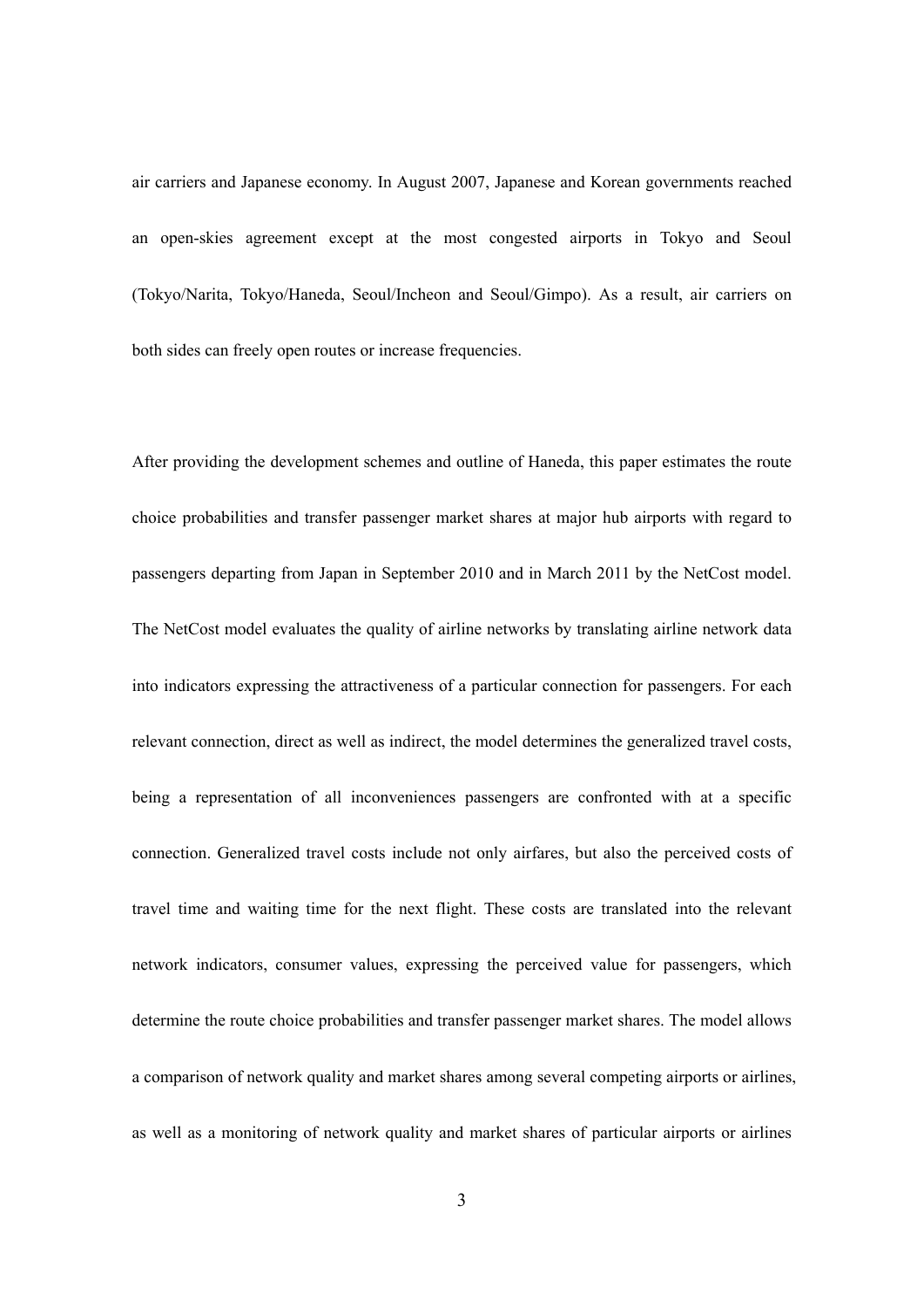air carriers and Japanese economy. In August 2007, Japanese and Korean governments reached an open-skies agreement except at the most congested airports in Tokyo and Seoul (Tokyo/Narita, Tokyo/Haneda, Seoul/Incheon and Seoul/Gimpo). As a result, air carriers on both sides can freely open routes or increase frequencies.

After providing the development schemes and outline of Haneda, this paper estimates the route choice probabilities and transfer passenger market shares at major hub airports with regard to passengers departing from Japan in September 2010 and in March 2011 by the NetCost model. The NetCost model evaluates the quality of airline networks by translating airline network data into indicators expressing the attractiveness of a particular connection for passengers. For each relevant connection, direct as well as indirect, the model determines the generalized travel costs, being a representation of all inconveniences passengers are confronted with at a specific connection. Generalized travel costs include not only airfares, but also the perceived costs of travel time and waiting time for the next flight. These costs are translated into the relevant network indicators, consumer values, expressing the perceived value for passengers, which determine the route choice probabilities and transfer passenger market shares. The model allows a comparison of network quality and market shares among several competing airports or airlines, as well as a monitoring of network quality and market shares of particular airports or airlines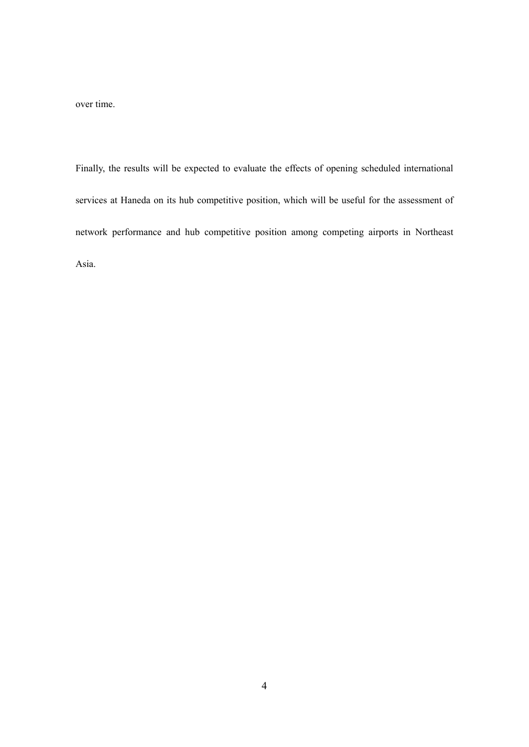over time.

Finally, the results will be expected to evaluate the effects of opening scheduled international services at Haneda on its hub competitive position, which will be useful for the assessment of network performance and hub competitive position among competing airports in Northeast Asia.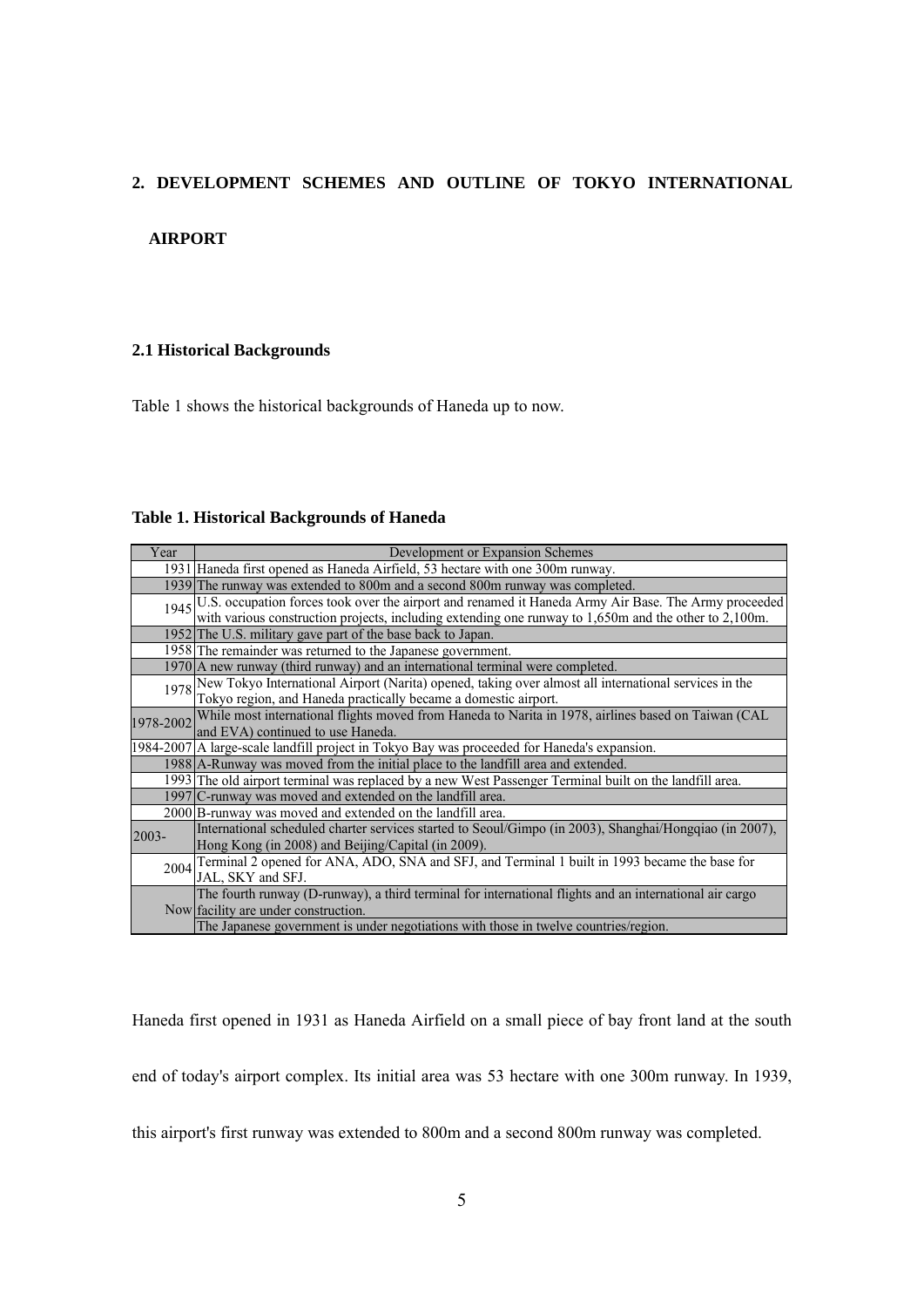## 2. DEVELOPMENT SCHEMES AND OUTLINE OF TOKYO INTERNATIONAL AIRPORT

### 2.1 Historical Backgrounds

Table 1 shows the historical backgrounds of Haneda up to now.

**Table 1. Historical Backgrounds of Haneda**

| Year | Development or Expansion Schemes |
|---|---|
| 1931 | Haneda first opened as Haneda Airfield, 53 hectare with one 300m runway. |
| 1939 | The runway was extended to 800m and a second 800m runway was completed. |
| 1945 | U.S. occupation forces took over the airport and renamed it Haneda Army Air Base. The Army proceeded with various construction projects, including extending one runway to 1,650m and the other to 2,100m. |
| 1952 | The U.S. military gave part of the base back to Japan. |
| 1958 | The remainder was returned to the Japanese government. |
| 1970 | A new runway (third runway) and an international terminal were completed. |
| 1978 | New Tokyo International Airport (Narita) opened, taking over almost all international services in the Tokyo region, and Haneda practically became a domestic airport. |
| 1978-2002 | While most international flights moved from Haneda to Narita in 1978, airlines based on Taiwan (CAL and EVA) continued to use Haneda. |
| 1984-2007 | A large-scale landfill project in Tokyo Bay was proceeded for Haneda's expansion. |
| 1988 | A-Runway was moved from the initial place to the landfill area and extended. |
| 1993 | The old airport terminal was replaced by a new West Passenger Terminal built on the landfill area. |
| 1997 | C-runway was moved and extended on the landfill area. |
| 2000 | B-runway was moved and extended on the landfill area. |
| 2003- | International scheduled charter services started to Seoul/Gimpo (in 2003), Shanghai/Hongqiao (in 2007), Hong Kong (in 2008) and Beijing/Capital (in 2009). |
| 2004 | Terminal 2 opened for ANA, ADO, SNA and SFJ, and Terminal 1 built in 1993 became the base for JAL, SKY and SFJ. |
| Now | The fourth runway (D-runway), a third terminal for international flights and an international air cargo facility are under construction. |
| | The Japanese government is under negotiations with those in twelve countries/region. |

Haneda first opened in 1931 as Haneda Airfield on a small piece of bay front land at the south end of today's airport complex. Its initial area was 53 hectare with one 300m runway. In 1939, this airport's first runway was extended to 800m and a second 800m runway was completed.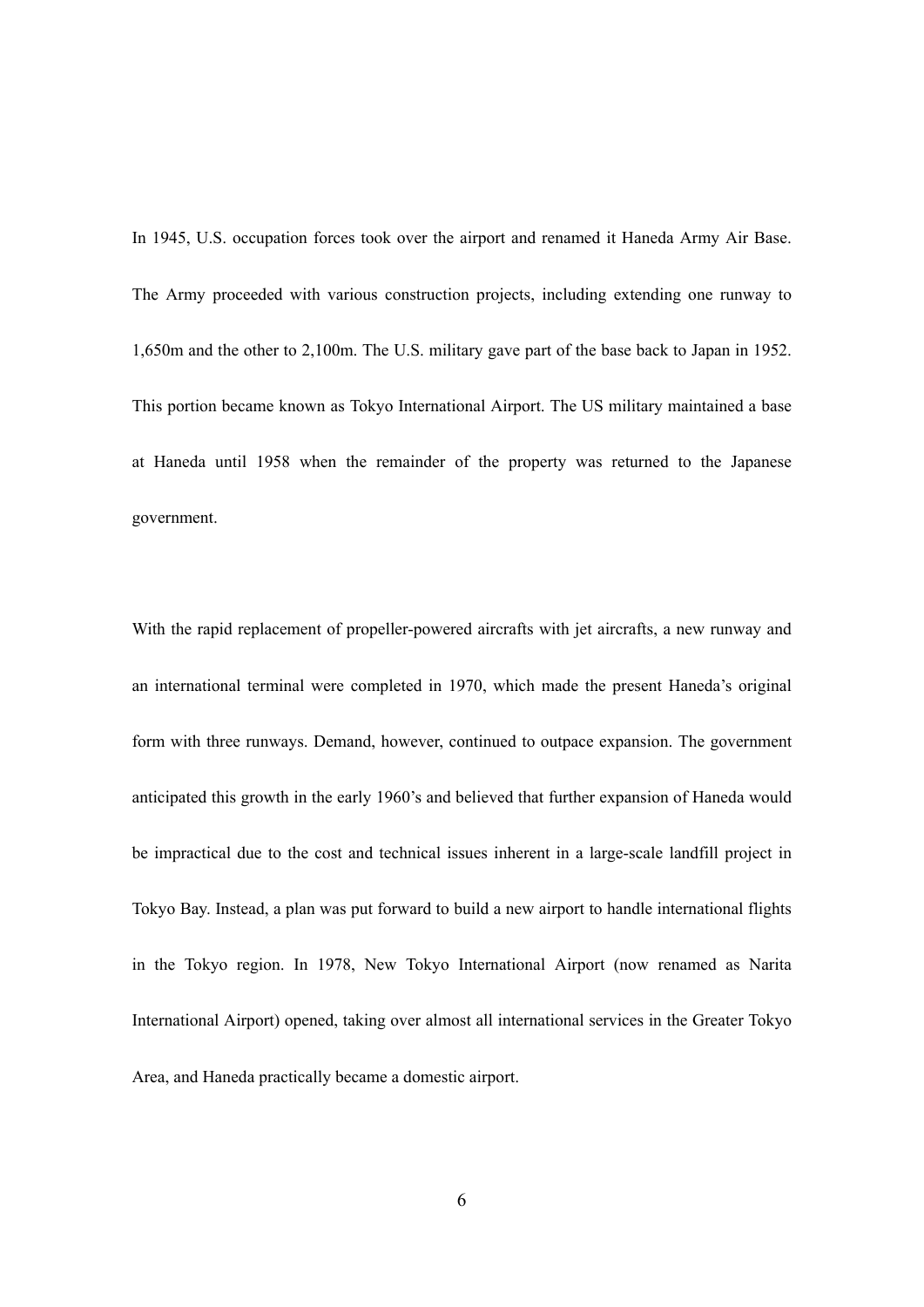In 1945, U.S. occupation forces took over the airport and renamed it Haneda Army Air Base. The Army proceeded with various construction projects, including extending one runway to 1,650m and the other to 2,100m. The U.S. military gave part of the base back to Japan in 1952. This portion became known as Tokyo International Airport. The US military maintained a base at Haneda until 1958 when the remainder of the property was returned to the Japanese government.

With the rapid replacement of propeller-powered aircrafts with jet aircrafts, a new runway and an international terminal were completed in 1970, which made the present Haneda's original form with three runways. Demand, however, continued to outpace expansion. The government anticipated this growth in the early 1960's and believed that further expansion of Haneda would be impractical due to the cost and technical issues inherent in a large-scale landfill project in Tokyo Bay. Instead, a plan was put forward to build a new airport to handle international flights in the Tokyo region. In 1978, New Tokyo International Airport (now renamed as Narita International Airport) opened, taking over almost all international services in the Greater Tokyo Area, and Haneda practically became a domestic airport.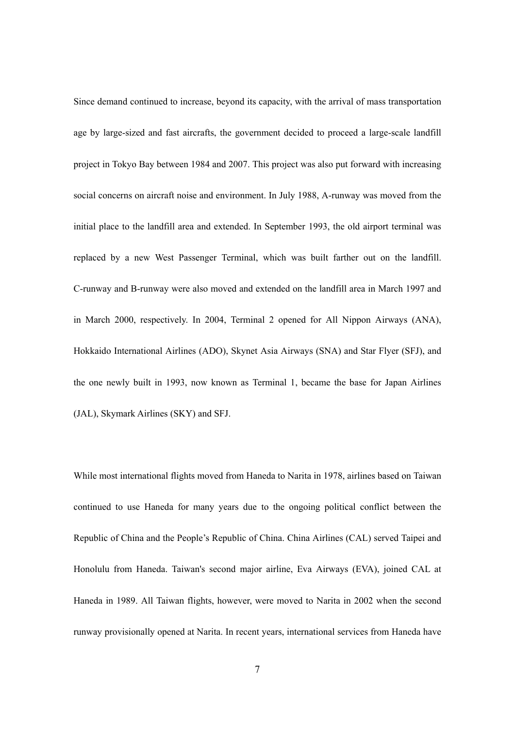Since demand continued to increase, beyond its capacity, with the arrival of mass transportation age by large-sized and fast aircrafts, the government decided to proceed a large-scale landfill project in Tokyo Bay between 1984 and 2007. This project was also put forward with increasing social concerns on aircraft noise and environment. In July 1988, A-runway was moved from the initial place to the landfill area and extended. In September 1993, the old airport terminal was replaced by a new West Passenger Terminal, which was built farther out on the landfill. C-runway and B-runway were also moved and extended on the landfill area in March 1997 and in March 2000, respectively. In 2004, Terminal 2 opened for All Nippon Airways (ANA), Hokkaido International Airlines (ADO), Skynet Asia Airways (SNA) and Star Flyer (SFJ), and the one newly built in 1993, now known as Terminal 1, became the base for Japan Airlines (JAL), Skymark Airlines (SKY) and SFJ.

While most international flights moved from Haneda to Narita in 1978, airlines based on Taiwan continued to use Haneda for many years due to the ongoing political conflict between the Republic of China and the People's Republic of China. China Airlines (CAL) served Taipei and Honolulu from Haneda. Taiwan's second major airline, Eva Airways (EVA), joined CAL at Haneda in 1989. All Taiwan flights, however, were moved to Narita in 2002 when the second runway provisionally opened at Narita. In recent years, international services from Haneda have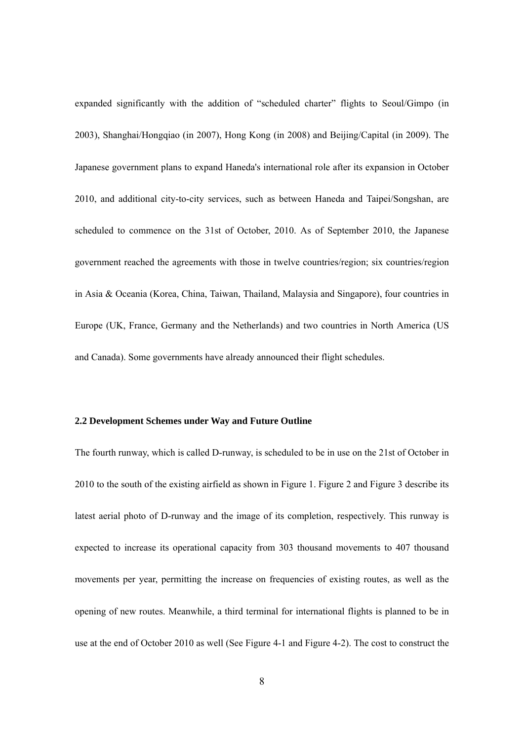expanded significantly with the addition of "scheduled charter" flights to Seoul/Gimpo (in 2003), Shanghai/Hongqiao (in 2007), Hong Kong (in 2008) and Beijing/Capital (in 2009). The Japanese government plans to expand Haneda's international role after its expansion in October 2010, and additional city-to-city services, such as between Haneda and Taipei/Songshan, are scheduled to commence on the 31st of October, 2010. As of September 2010, the Japanese government reached the agreements with those in twelve countries/region; six countries/region in Asia & Oceania (Korea, China, Taiwan, Thailand, Malaysia and Singapore), four countries in Europe (UK, France, Germany and the Netherlands) and two countries in North America (US and Canada). Some governments have already announced their flight schedules.

### 2.2 Development Schemes under Way and Future Outline

The fourth runway, which is called D-runway, is scheduled to be in use on the 21st of October in 2010 to the south of the existing airfield as shown in Figure 1. Figure 2 and Figure 3 describe its latest aerial photo of D-runway and the image of its completion, respectively. This runway is expected to increase its operational capacity from 303 thousand movements to 407 thousand movements per year, permitting the increase on frequencies of existing routes, as well as the opening of new routes. Meanwhile, a third terminal for international flights is planned to be in use at the end of October 2010 as well (See Figure 4-1 and Figure 4-2). The cost to construct the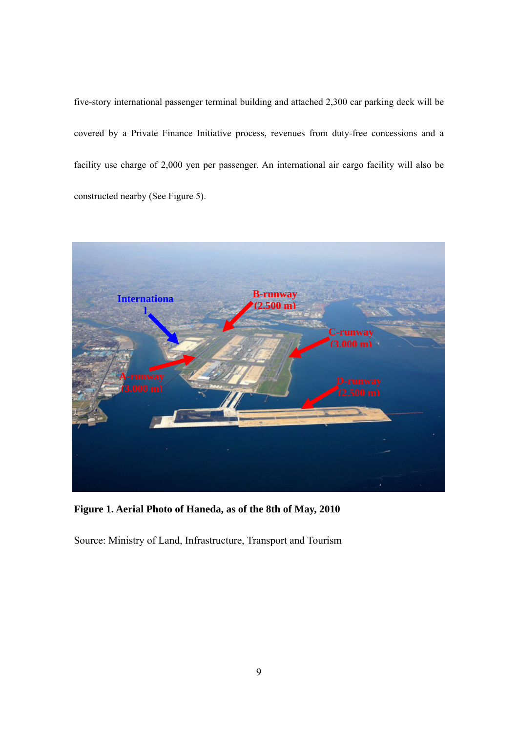five-story international passenger terminal building and attached 2,300 car parking deck will be covered by a Private Finance Initiative process, revenues from duty-free concessions and a facility use charge of 2,000 yen per passenger. An international air cargo facility will also be constructed nearby (See Figure 5).

**Figure 1. Aerial Photo of Haneda, as of the 8th of May, 2010**

Source: Ministry of Land, Infrastructure, Transport and Tourism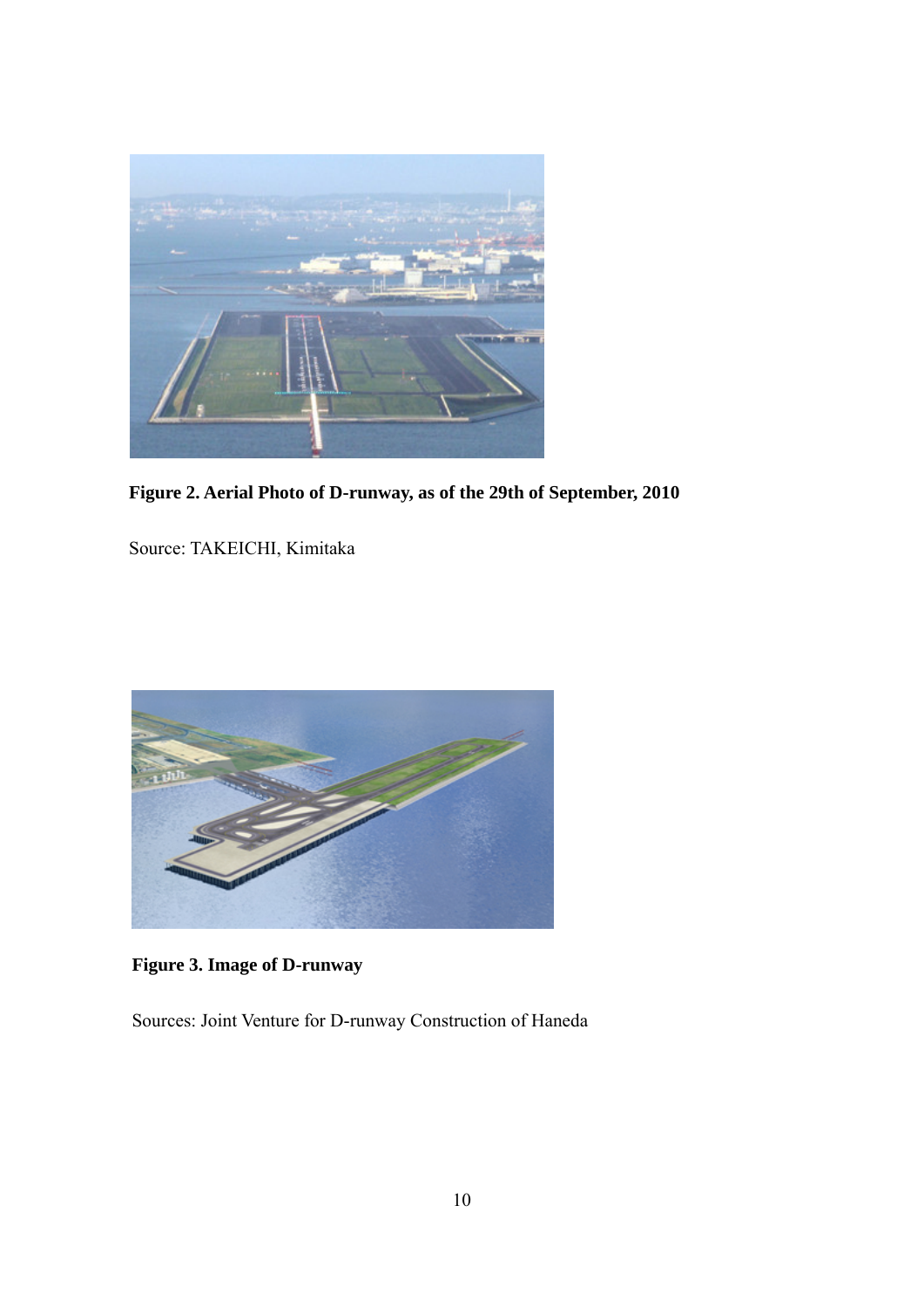**Figure 2. Aerial Photo of D-runway, as of the 29th of September, 2010**

Source: TAKEICHI, Kimitaka

**Figure 3. Image of D-runway**

Sources: Joint Venture for D-runway Construction of Haneda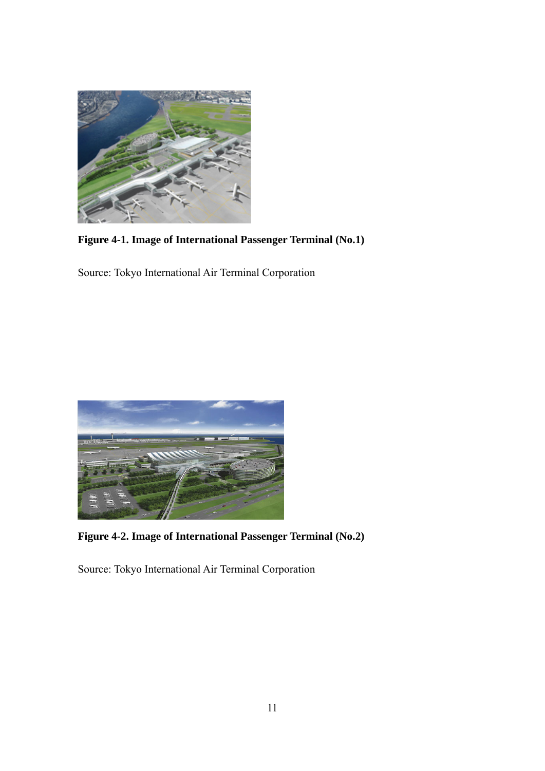**Figure 4-1. Image of International Passenger Terminal (No.1)**

Source: Tokyo International Air Terminal Corporation

**Figure 4-2. Image of International Passenger Terminal (No.2)**

Source: Tokyo International Air Terminal Corporation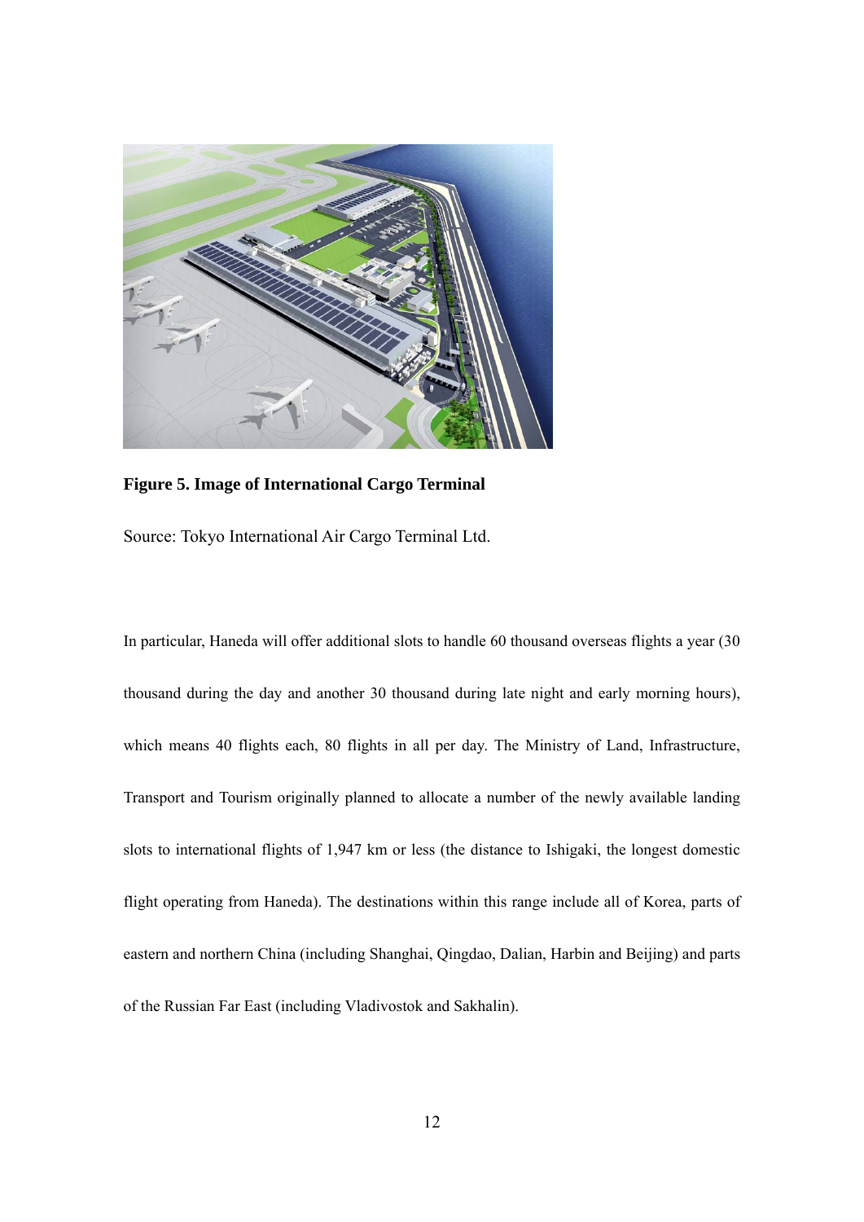**Figure 5. Image of International Cargo Terminal**

Source: Tokyo International Air Cargo Terminal Ltd.

In particular, Haneda will offer additional slots to handle 60 thousand overseas flights a year (30 thousand during the day and another 30 thousand during late night and early morning hours), which means 40 flights each, 80 flights in all per day. The Ministry of Land, Infrastructure, Transport and Tourism originally planned to allocate a number of the newly available landing slots to international flights of 1,947 km or less (the distance to Ishigaki, the longest domestic flight operating from Haneda). The destinations within this range include all of Korea, parts of eastern and northern China (including Shanghai, Qingdao, Dalian, Harbin and Beijing) and parts of the Russian Far East (including Vladivostok and Sakhalin).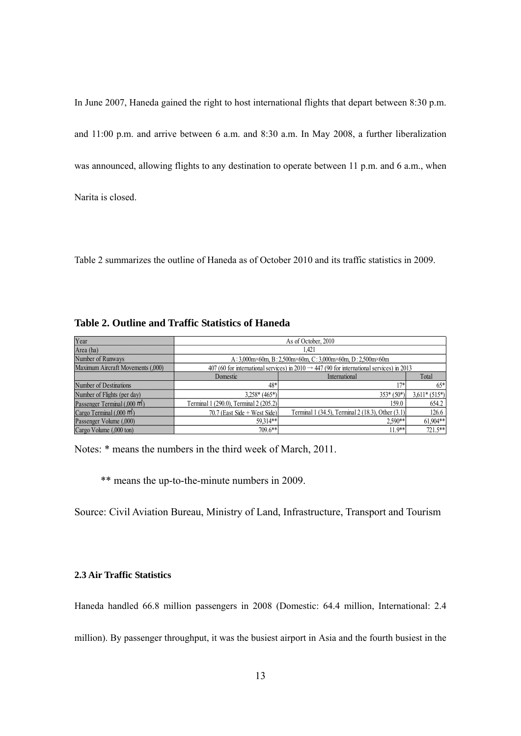In June 2007, Haneda gained the right to host international flights that depart between 8:30 p.m. and 11:00 p.m. and arrive between 6 a.m. and 8:30 a.m. In May 2008, a further liberalization was announced, allowing flights to any destination to operate between 11 p.m. and 6 a.m., when Narita is closed.

Table 2 summarizes the outline of Haneda as of October 2010 and its traffic statistics in 2009.

**Table 2. Outline and Traffic Statistics of Haneda**

| Year | As of October, 2010 | | |
|---|---|---|---|
| Area (ha) | 1,421 | | |
| Number of Runways | A : 3,000m×60m, B : 2,500m×60m, C : 3,000m×60m, D : 2,500m×60m | | |
| Maximum Aircraft Movements (,000) | 407 (60 for international services) in 2010 → 447 (90 for international services) in 2013 | | |
| | Domestic | International | Total |
| Number of Destinations | 48* | 17* | 65* |
| Number of Flights (per day) | 3,258* (465*) | 353* (50*) | 3,611* (515*) |
| Passenger Terminal (,000 m²) | Terminal 1 (290.0), Terminal 2 (205.2) | 159.0 | 654.2 |
| Cargo Terminal (,000 m²) | 70.7 (East Side + West Side) | Terminal 1 (34.5), Terminal 2 (18.3), Other (3.1) | 126.6 |
| Passenger Volume (,000) | 59,314** | 2,590** | 61,904** |
| Cargo Volume (,000 ton) | 709.6** | 11.9** | 721.5** |

Notes: * means the numbers in the third week of March, 2011.

** means the up-to-the-minute numbers in 2009.

Source: Civil Aviation Bureau, Ministry of Land, Infrastructure, Transport and Tourism

### 2.3 Air Traffic Statistics

Haneda handled 66.8 million passengers in 2008 (Domestic: 64.4 million, International: 2.4 million). By passenger throughput, it was the busiest airport in Asia and the fourth busiest in the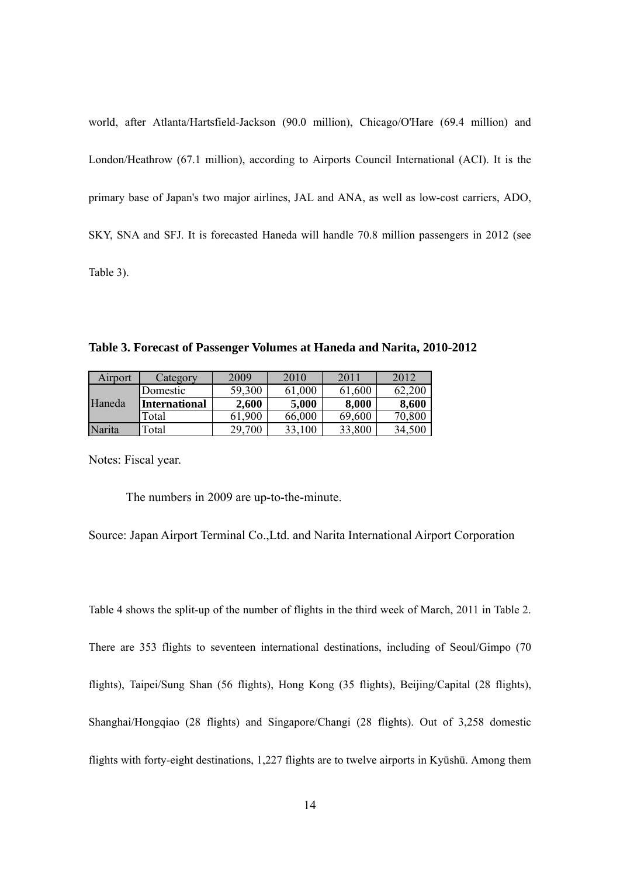world, after Atlanta/Hartsfield-Jackson (90.0 million), Chicago/O'Hare (69.4 million) and London/Heathrow (67.1 million), according to Airports Council International (ACI). It is the primary base of Japan's two major airlines, JAL and ANA, as well as low-cost carriers, ADO, SKY, SNA and SFJ. It is forecasted Haneda will handle 70.8 million passengers in 2012 (see Table 3).

**Table 3. Forecast of Passenger Volumes at Haneda and Narita, 2010-2012**

| Airport | Category | 2009 | 2010 | 2011 | 2012 |
|---|---|---|---|---|---|
| Haneda | Domestic | 59,300 | 61,000 | 61,600 | 62,200 |
| | **International** | **2,600** | **5,000** | **8,000** | **8,600** |
| | Total | 61,900 | 66,000 | 69,600 | 70,800 |
| Narita | Total | 29,700 | 33,100 | 33,800 | 34,500 |

Notes: Fiscal year.

The numbers in 2009 are up-to-the-minute.

Source: Japan Airport Terminal Co.,Ltd. and Narita International Airport Corporation

Table 4 shows the split-up of the number of flights in the third week of March, 2011 in Table 2. There are 353 flights to seventeen international destinations, including of Seoul/Gimpo (70 flights), Taipei/Sung Shan (56 flights), Hong Kong (35 flights), Beijing/Capital (28 flights), Shanghai/Hongqiao (28 flights) and Singapore/Changi (28 flights). Out of 3,258 domestic flights with forty-eight destinations, 1,227 flights are to twelve airports in Kyūshū. Among them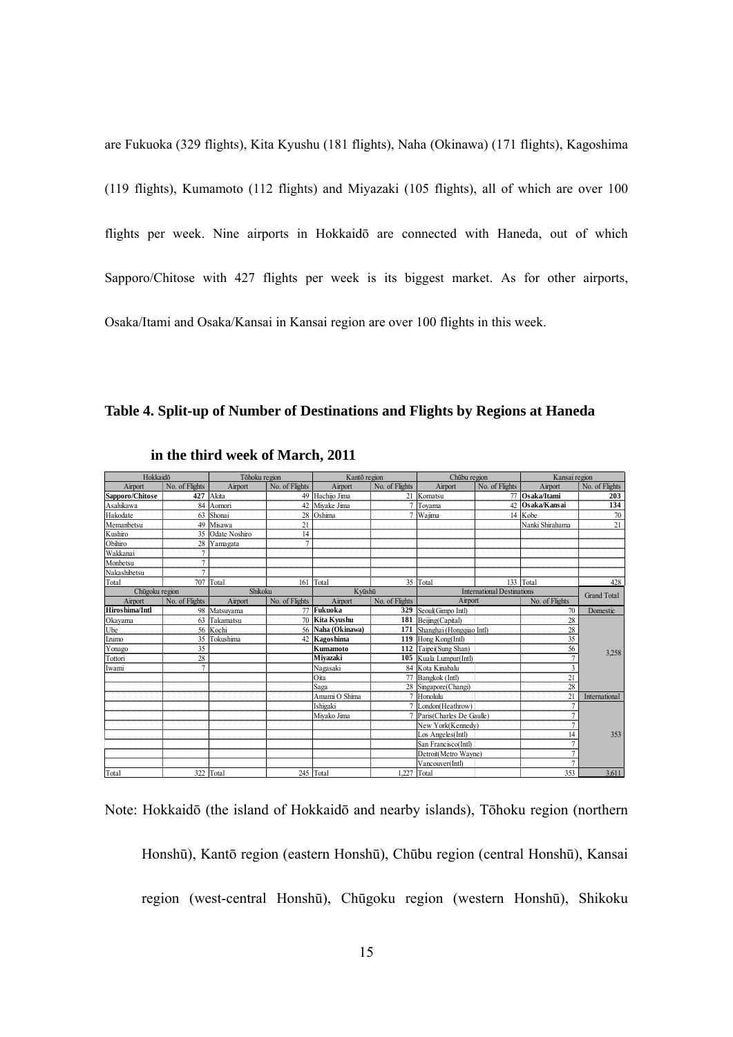are Fukuoka (329 flights), Kita Kyushu (181 flights), Naha (Okinawa) (171 flights), Kagoshima (119 flights), Kumamoto (112 flights) and Miyazaki (105 flights), all of which are over 100 flights per week. Nine airports in Hokkaidō are connected with Haneda, out of which Sapporo/Chitose with 427 flights per week is its biggest market. As for other airports, Osaka/Itami and Osaka/Kansai in Kansai region are over 100 flights in this week.

**Table 4. Split-up of Number of Destinations and Flights by Regions at Haneda in the third week of March, 2011**

| Hokkaidō | | Tōhoku region | | Kantō region | | Chūbu region | | Kansai region | |
|---|---|---|---|---|---|---|---|---|---|
| Airport | No. of Flights | Airport | No. of Flights | Airport | No. of Flights | Airport | No. of Flights | Airport | No. of Flights |
| **Sapporo/Chitose** | **427** | Akita | 49 | Hachijo Jima | 21 | Komatsu | 77 | **Osaka/Itami** | **203** |
| Asahikawa | 84 | Aomori | 42 | Miyake Jima | 7 | Toyama | 42 | **Osaka/Kansai** | **134** |
| Hakodate | 63 | Shonai | 28 | Oshima | 7 | Wajima | 14 | Kobe | 70 |
| Memanbetsu | 49 | Misawa | 21 | | | | | Nanki Shirahama | 21 |
| Kushiro | 35 | Odate Noshiro | 14 | | | | | | |
| Obihiro | 28 | Yamagata | 7 | | | | | | |
| Wakkanai | 7 | | | | | | | | |
| Monbetsu | 7 | | | | | | | | |
| Nakashibetsu | 7 | | | | | | | | |
| Total | 707 | Total | 161 | Total | 35 | Total | 133 | Total | 428 |

| Chūgoku region | | Shikoku | | Kyūshū | | International Destinations | | Grand Total |
|---|---|---|---|---|---|---|---|---|
| Airport | No. of Flights | Airport | No. of Flights | Airport | No. of Flights | Airport | No. of Flights | Domestic |
| **Hiroshima/Intl** | 98 | Matsuyama | 77 | **Fukuoka** | **329** | Seoul(Gimpo Intl) | 70 | 3,258 |
| Okayama | 63 | Takamatsu | 70 | **Kita Kyushu** | **181** | Beijing(Capital) | 28 | |
| Ube | 56 | Kochi | 56 | **Naha (Okinawa)** | **171** | Shanghai (Hongqiao Intl) | 28 | |
| Izumo | 35 | Tokushima | 42 | **Kagoshima** | **119** | Hong Kong(Intl) | 35 | |
| Yonago | 35 | | | **Kumamoto** | **112** | Taipei(Sung Shan) | 56 | |
| Tottori | 28 | | | **Miyazaki** | **105** | Kuala Lumpur(Intl) | 7 | |
| Iwami | 7 | | | Nagasaki | 84 | Kota Kinabalu | 3 | |
| | | | | Oita | 77 | Bangkok (Intl) | 21 | |
| | | | | Saga | 28 | Singapore(Changi) | 28 | |
| | | | | Amami O Shima | 7 | Honolulu | 21 | International |
| | | | | Ishigaki | 7 | London(Heathrow) | 7 | 353 |
| | | | | Miyako Jima | 7 | Paris(Charles De Gaulle) | 7 | |
| | | | | | | New York(Kennedy) | 7 | |
| | | | | | | Los Angeles(Intl) | 14 | |
| | | | | | | San Francisco(Intl) | 7 | |
| | | | | | | Detroit(Metro Wayne) | 7 | |
| | | | | | | Vancouver(Intl) | 7 | |
| Total | 322 | Total | 245 | Total | 1,227 | Total | 353 | 3,611 |

Note: Hokkaidō (the island of Hokkaidō and nearby islands), Tōhoku region (northern Honshū), Kantō region (eastern Honshū), Chūbu region (central Honshū), Kansai region (west-central Honshū), Chūgoku region (western Honshū), Shikoku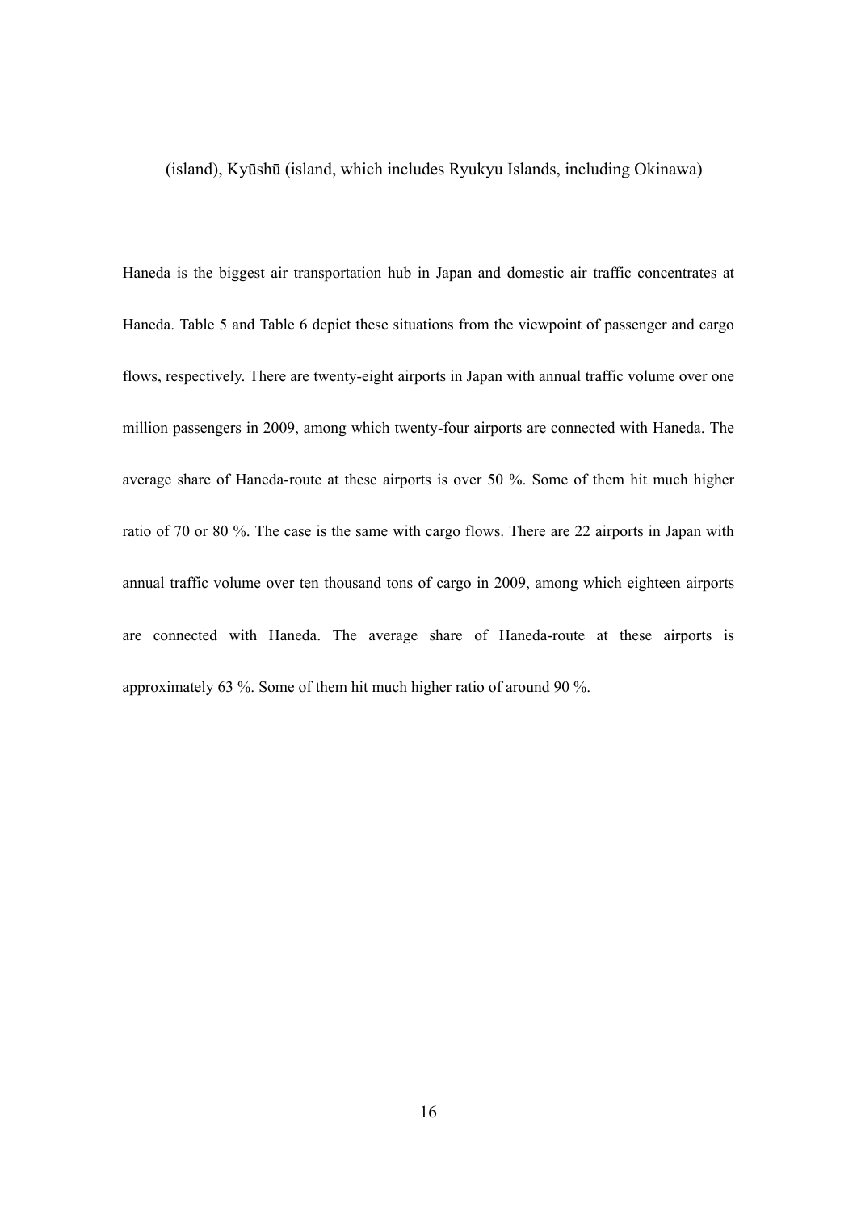(island), Kyūshū (island, which includes Ryukyu Islands, including Okinawa)

Haneda is the biggest air transportation hub in Japan and domestic air traffic concentrates at Haneda. Table 5 and Table 6 depict these situations from the viewpoint of passenger and cargo flows, respectively. There are twenty-eight airports in Japan with annual traffic volume over one million passengers in 2009, among which twenty-four airports are connected with Haneda. The average share of Haneda-route at these airports is over 50 %. Some of them hit much higher ratio of 70 or 80 %. The case is the same with cargo flows. There are 22 airports in Japan with annual traffic volume over ten thousand tons of cargo in 2009, among which eighteen airports are connected with Haneda. The average share of Haneda-route at these airports is approximately 63 %. Some of them hit much higher ratio of around 90 %.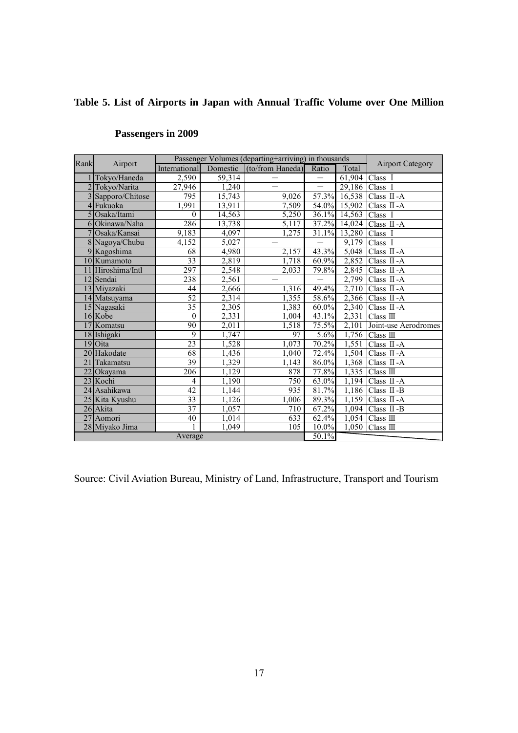**Table 5. List of Airports in Japan with Annual Traffic Volume over One Million Passengers in 2009**

| Rank | Airport | Passenger Volumes (departing+arriving) in thousands | | | | | Airport Category |
|---|---|---|---|---|---|---|---|
| | | International | Domestic | (to/from Haneda) | Ratio | Total | |
| 1 | Tokyo/Haneda | 2,590 | 59,314 | — | — | 61,904 | Class Ⅰ |
| 2 | Tokyo/Narita | 27,946 | 1,240 | — | — | 29,186 | Class Ⅰ |
| 3 | Sapporo/Chitose | 795 | 15,743 | 9,026 | 57.3% | 16,538 | Class Ⅱ-A |
| 4 | Fukuoka | 1,991 | 13,911 | 7,509 | 54.0% | 15,902 | Class Ⅱ-A |
| 5 | Osaka/Itami | 0 | 14,563 | 5,250 | 36.1% | 14,563 | Class Ⅰ |
| 6 | Okinawa/Naha | 286 | 13,738 | 5,117 | 37.2% | 14,024 | Class Ⅱ-A |
| 7 | Osaka/Kansai | 9,183 | 4,097 | 1,275 | 31.1% | 13,280 | Class Ⅰ |
| 8 | Nagoya/Chubu | 4,152 | 5,027 | — | — | 9,179 | Class Ⅰ |
| 9 | Kagoshima | 68 | 4,980 | 2,157 | 43.3% | 5,048 | Class Ⅱ-A |
| 10 | Kumamoto | 33 | 2,819 | 1,718 | 60.9% | 2,852 | Class Ⅱ-A |
| 11 | Hiroshima/Intl | 297 | 2,548 | 2,033 | 79.8% | 2,845 | Class Ⅱ-A |
| 12 | Sendai | 238 | 2,561 | — | — | 2,799 | Class Ⅱ-A |
| 13 | Miyazaki | 44 | 2,666 | 1,316 | 49.4% | 2,710 | Class Ⅱ-A |
| 14 | Matsuyama | 52 | 2,314 | 1,355 | 58.6% | 2,366 | Class Ⅱ-A |
| 15 | Nagasaki | 35 | 2,305 | 1,383 | 60.0% | 2,340 | Class Ⅱ-A |
| 16 | Kobe | 0 | 2,331 | 1,004 | 43.1% | 2,331 | Class Ⅲ |
| 17 | Komatsu | 90 | 2,011 | 1,518 | 75.5% | 2,101 | Joint-use Aerodromes |
| 18 | Ishigaki | 9 | 1,747 | 97 | 5.6% | 1,756 | Class Ⅲ |
| 19 | Oita | 23 | 1,528 | 1,073 | 70.2% | 1,551 | Class Ⅱ-A |
| 20 | Hakodate | 68 | 1,436 | 1,040 | 72.4% | 1,504 | Class Ⅱ-A |
| 21 | Takamatsu | 39 | 1,329 | 1,143 | 86.0% | 1,368 | Class Ⅱ-A |
| 22 | Okayama | 206 | 1,129 | 878 | 77.8% | 1,335 | Class Ⅲ |
| 23 | Kochi | 4 | 1,190 | 750 | 63.0% | 1,194 | Class Ⅱ-A |
| 24 | Asahikawa | 42 | 1,144 | 935 | 81.7% | 1,186 | Class Ⅱ-B |
| 25 | Kita Kyushu | 33 | 1,126 | 1,006 | 89.3% | 1,159 | Class Ⅱ-A |
| 26 | Akita | 37 | 1,057 | 710 | 67.2% | 1,094 | Class Ⅱ-B |
| 27 | Aomori | 40 | 1,014 | 633 | 62.4% | 1,054 | Class Ⅲ |
| 28 | Miyako Jima | 1 | 1,049 | 105 | 10.0% | 1,050 | Class Ⅲ |
| Average | | | | | 50.1% | | |

Source: Civil Aviation Bureau, Ministry of Land, Infrastructure, Transport and Tourism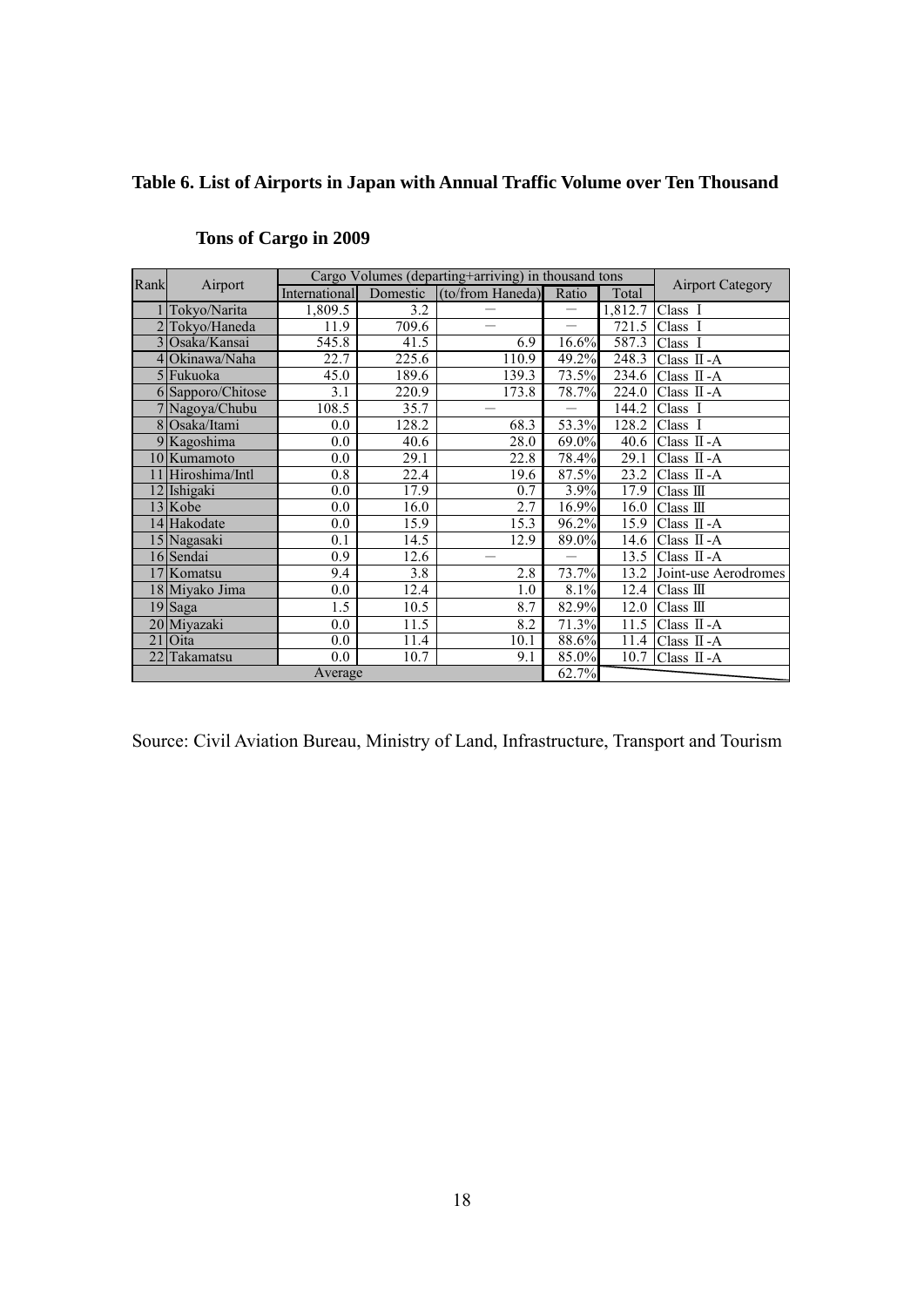**Table 6. List of Airports in Japan with Annual Traffic Volume over Ten Thousand**

**Tons of Cargo in 2009**

| Rank | Airport | Cargo Volumes (departing+arriving) in thousand tons | | | | | Airport Category |
|---|---|---|---|---|---|---|---|
| | | International | Domestic | (to/from Haneda) | Ratio | Total | |
| 1 | Tokyo/Narita | 1,809.5 | 3.2 | ― | ― | 1,812.7 | Class Ⅰ |
| 2 | Tokyo/Haneda | 11.9 | 709.6 | ― | ― | 721.5 | Class Ⅰ |
| 3 | Osaka/Kansai | 545.8 | 41.5 | 6.9 | 16.6% | 587.3 | Class Ⅰ |
| 4 | Okinawa/Naha | 22.7 | 225.6 | 110.9 | 49.2% | 248.3 | Class Ⅱ-A |
| 5 | Fukuoka | 45.0 | 189.6 | 139.3 | 73.5% | 234.6 | Class Ⅱ-A |
| 6 | Sapporo/Chitose | 3.1 | 220.9 | 173.8 | 78.7% | 224.0 | Class Ⅱ-A |
| 7 | Nagoya/Chubu | 108.5 | 35.7 | ― | ― | 144.2 | Class Ⅰ |
| 8 | Osaka/Itami | 0.0 | 128.2 | 68.3 | 53.3% | 128.2 | Class Ⅰ |
| 9 | Kagoshima | 0.0 | 40.6 | 28.0 | 69.0% | 40.6 | Class Ⅱ-A |
| 10 | Kumamoto | 0.0 | 29.1 | 22.8 | 78.4% | 29.1 | Class Ⅱ-A |
| 11 | Hiroshima/Intl | 0.8 | 22.4 | 19.6 | 87.5% | 23.2 | Class Ⅱ-A |
| 12 | Ishigaki | 0.0 | 17.9 | 0.7 | 3.9% | 17.9 | Class Ⅲ |
| 13 | Kobe | 0.0 | 16.0 | 2.7 | 16.9% | 16.0 | Class Ⅲ |
| 14 | Hakodate | 0.0 | 15.9 | 15.3 | 96.2% | 15.9 | Class Ⅱ-A |
| 15 | Nagasaki | 0.1 | 14.5 | 12.9 | 89.0% | 14.6 | Class Ⅱ-A |
| 16 | Sendai | 0.9 | 12.6 | ― | ― | 13.5 | Class Ⅱ-A |
| 17 | Komatsu | 9.4 | 3.8 | 2.8 | 73.7% | 13.2 | Joint-use Aerodromes |
| 18 | Miyako Jima | 0.0 | 12.4 | 1.0 | 8.1% | 12.4 | Class Ⅲ |
| 19 | Saga | 1.5 | 10.5 | 8.7 | 82.9% | 12.0 | Class Ⅲ |
| 20 | Miyazaki | 0.0 | 11.5 | 8.2 | 71.3% | 11.5 | Class Ⅱ-A |
| 21 | Oita | 0.0 | 11.4 | 10.1 | 88.6% | 11.4 | Class Ⅱ-A |
| 22 | Takamatsu | 0.0 | 10.7 | 9.1 | 85.0% | 10.7 | Class Ⅱ-A |
| Average | | | | | 62.7% | | |

Source: Civil Aviation Bureau, Ministry of Land, Infrastructure, Transport and Tourism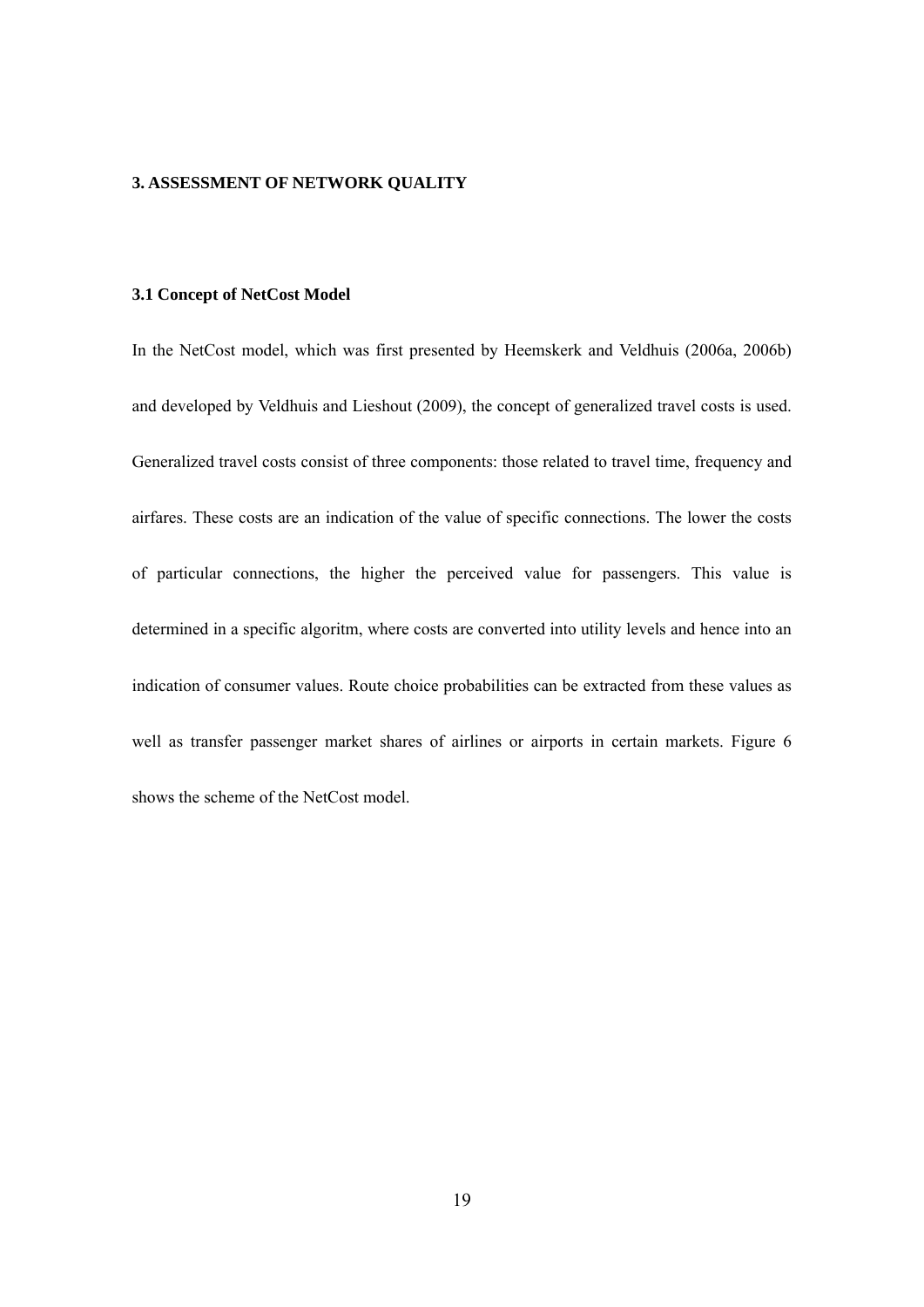## 3. ASSESSMENT OF NETWORK QUALITY

### 3.1 Concept of NetCost Model

In the NetCost model, which was first presented by Heemskerk and Veldhuis (2006a, 2006b) and developed by Veldhuis and Lieshout (2009), the concept of generalized travel costs is used. Generalized travel costs consist of three components: those related to travel time, frequency and airfares. These costs are an indication of the value of specific connections. The lower the costs of particular connections, the higher the perceived value for passengers. This value is determined in a specific algoritm, where costs are converted into utility levels and hence into an indication of consumer values. Route choice probabilities can be extracted from these values as well as transfer passenger market shares of airlines or airports in certain markets. Figure 6 shows the scheme of the NetCost model.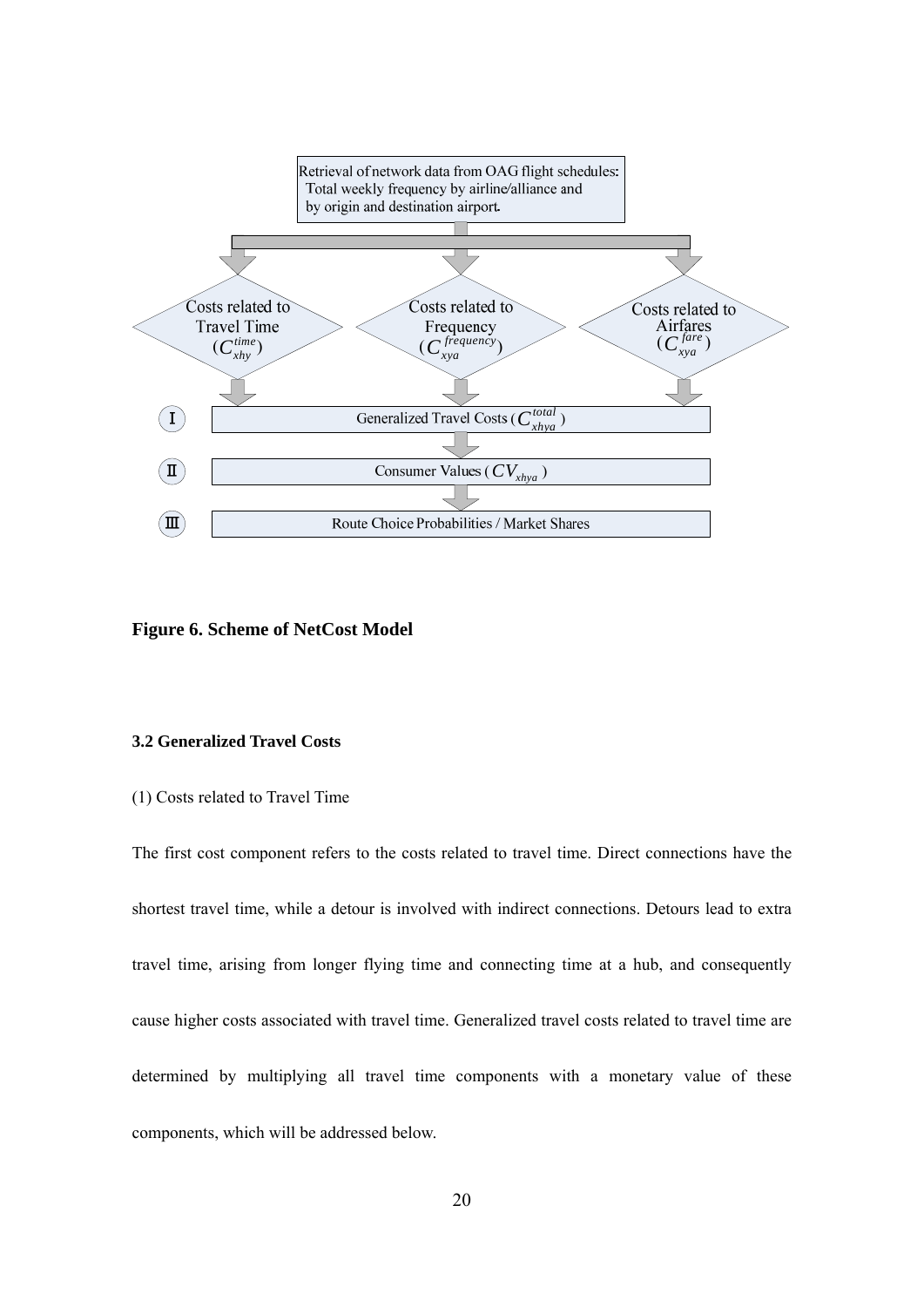Retrieval of network data from OAG flight schedules:
Total weekly frequency by airline/alliance and by origin and destination airport.

Costs related to Travel Time ($C_{xhy}^{time}$)

Costs related to Frequency ($C_{xya}^{frequency}$)

Costs related to Airfares ($C_{xya}^{fare}$)

I. Generalized Travel Costs ($C_{xhya}^{total}$)

II. Consumer Values ($CV_{xhya}$)

III. Route Choice Probabilities / Market Shares

**Figure 6. Scheme of NetCost Model**

### 3.2 Generalized Travel Costs

(1) Costs related to Travel Time

The first cost component refers to the costs related to travel time. Direct connections have the shortest travel time, while a detour is involved with indirect connections. Detours lead to extra travel time, arising from longer flying time and connecting time at a hub, and consequently cause higher costs associated with travel time. Generalized travel costs related to travel time are determined by multiplying all travel time components with a monetary value of these components, which will be addressed below.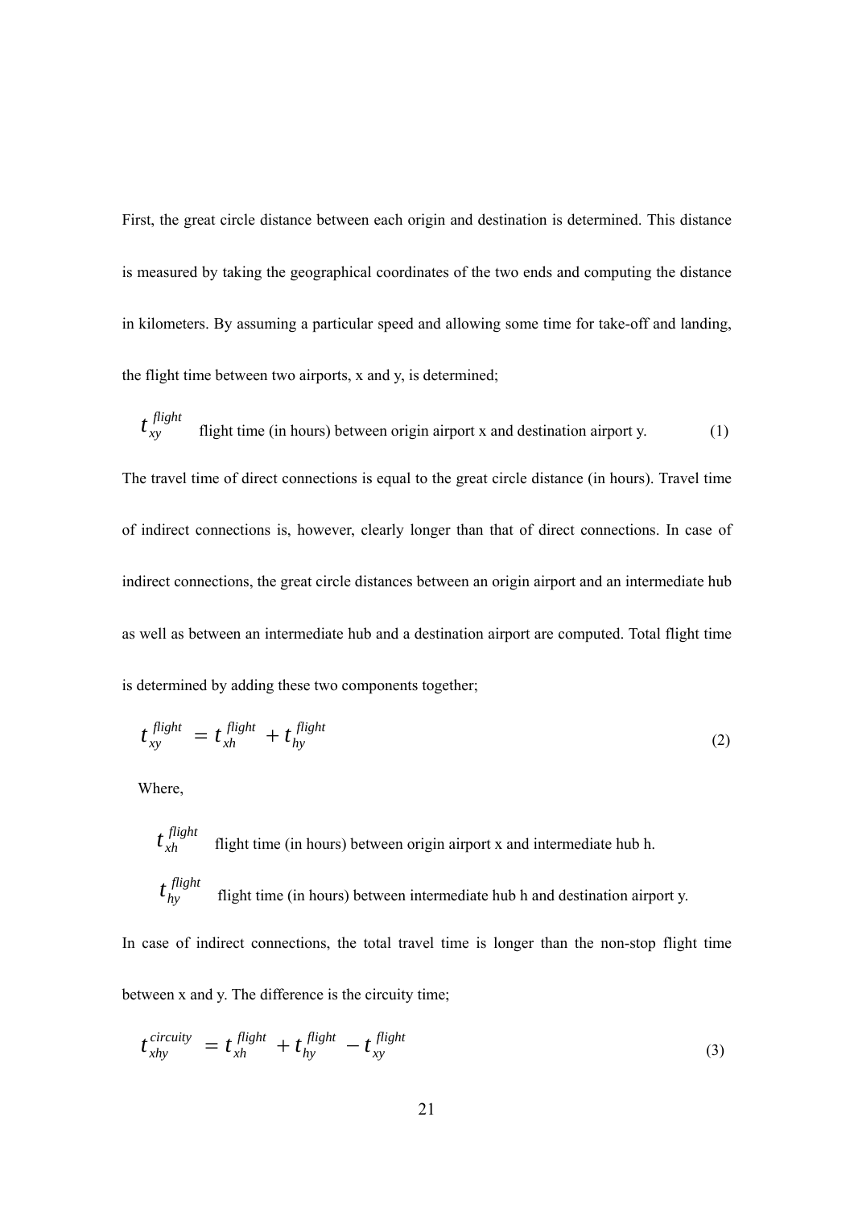First, the great circle distance between each origin and destination is determined. This distance is measured by taking the geographical coordinates of the two ends and computing the distance in kilometers. By assuming a particular speed and allowing some time for take-off and landing, the flight time between two airports, x and y, is determined;

$t_{xy}^{flight}$ flight time (in hours) between origin airport x and destination airport y. (1)

The travel time of direct connections is equal to the great circle distance (in hours). Travel time of indirect connections is, however, clearly longer than that of direct connections. In case of indirect connections, the great circle distances between an origin airport and an intermediate hub as well as between an intermediate hub and a destination airport are computed. Total flight time is determined by adding these two components together;

$$t_{xy}^{flight} = t_{xh}^{flight} + t_{hy}^{flight} \tag{2}$$

Where,

$t_{xh}^{flight}$ flight time (in hours) between origin airport x and intermediate hub h.

$t_{hy}^{flight}$ flight time (in hours) between intermediate hub h and destination airport y.

In case of indirect connections, the total travel time is longer than the non-stop flight time between x and y. The difference is the circuity time;

$$t_{xhy}^{circuity} = t_{xh}^{flight} + t_{hy}^{flight} - t_{xy}^{flight} \tag{3}$$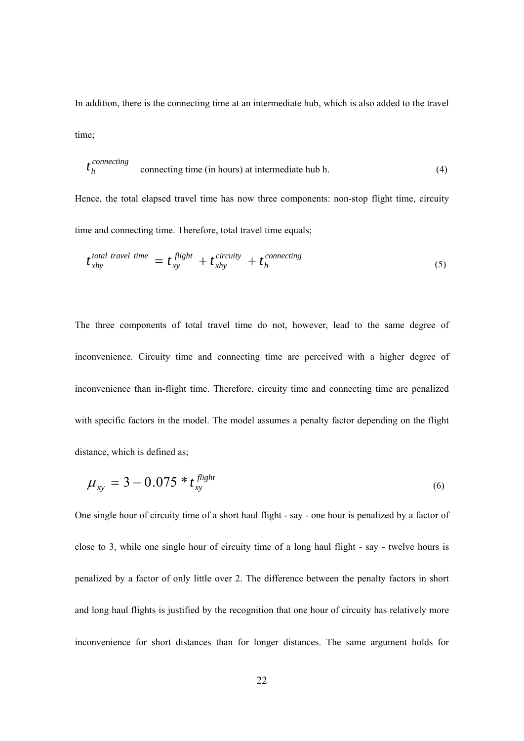In addition, there is the connecting time at an intermediate hub, which is also added to the travel time;

$t_h^{connecting}$ connecting time (in hours) at intermediate hub h. (4)

Hence, the total elapsed travel time has now three components: non-stop flight time, circuity time and connecting time. Therefore, total travel time equals;

$$t_{xhy}^{total\ travel\ time} = t_{xy}^{flight} + t_{xhy}^{circuity} + t_h^{connecting} \tag{5}$$

The three components of total travel time do not, however, lead to the same degree of inconvenience. Circuity time and connecting time are perceived with a higher degree of inconvenience than in-flight time. Therefore, circuity time and connecting time are penalized with specific factors in the model. The model assumes a penalty factor depending on the flight distance, which is defined as;

$$\mu_{xy} = 3 - 0.075 * t_{xy}^{flight} \tag{6}$$

One single hour of circuity time of a short haul flight - say - one hour is penalized by a factor of close to 3, while one single hour of circuity time of a long haul flight - say - twelve hours is penalized by a factor of only little over 2. The difference between the penalty factors in short and long haul flights is justified by the recognition that one hour of circuity has relatively more inconvenience for short distances than for longer distances. The same argument holds for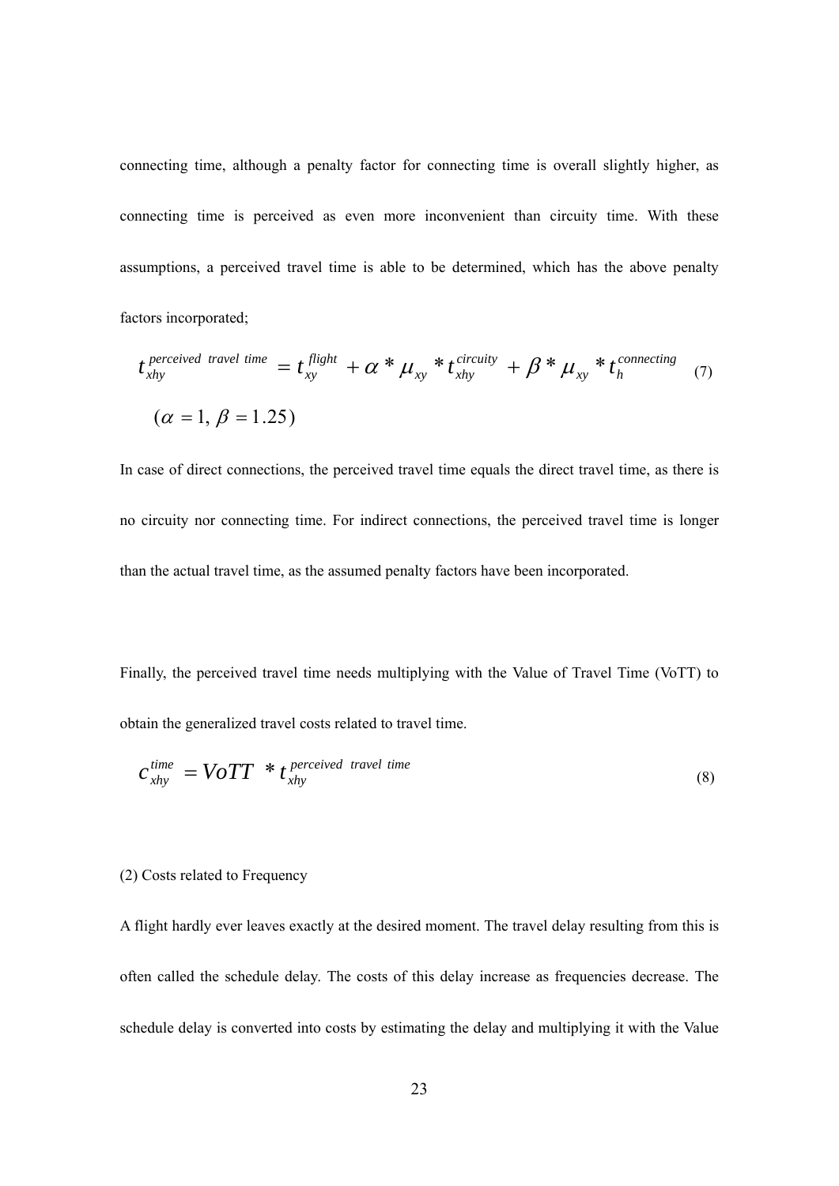connecting time, although a penalty factor for connecting time is overall slightly higher, as connecting time is perceived as even more inconvenient than circuity time. With these assumptions, a perceived travel time is able to be determined, which has the above penalty factors incorporated;

$$t_{xhy}^{perceived\ travel\ time} = t_{xy}^{flight} + \alpha * \mu_{xy} * t_{xhy}^{circuity} + \beta * \mu_{xy} * t_{h}^{connecting} \quad (7)$$

$$(\alpha = 1,\ \beta = 1.25)$$

In case of direct connections, the perceived travel time equals the direct travel time, as there is no circuity nor connecting time. For indirect connections, the perceived travel time is longer than the actual travel time, as the assumed penalty factors have been incorporated.

Finally, the perceived travel time needs multiplying with the Value of Travel Time (VoTT) to obtain the generalized travel costs related to travel time.

$$c_{xhy}^{time} = VoTT * t_{xhy}^{perceived\ travel\ time} \quad (8)$$

(2) Costs related to Frequency

A flight hardly ever leaves exactly at the desired moment. The travel delay resulting from this is often called the schedule delay. The costs of this delay increase as frequencies decrease. The schedule delay is converted into costs by estimating the delay and multiplying it with the Value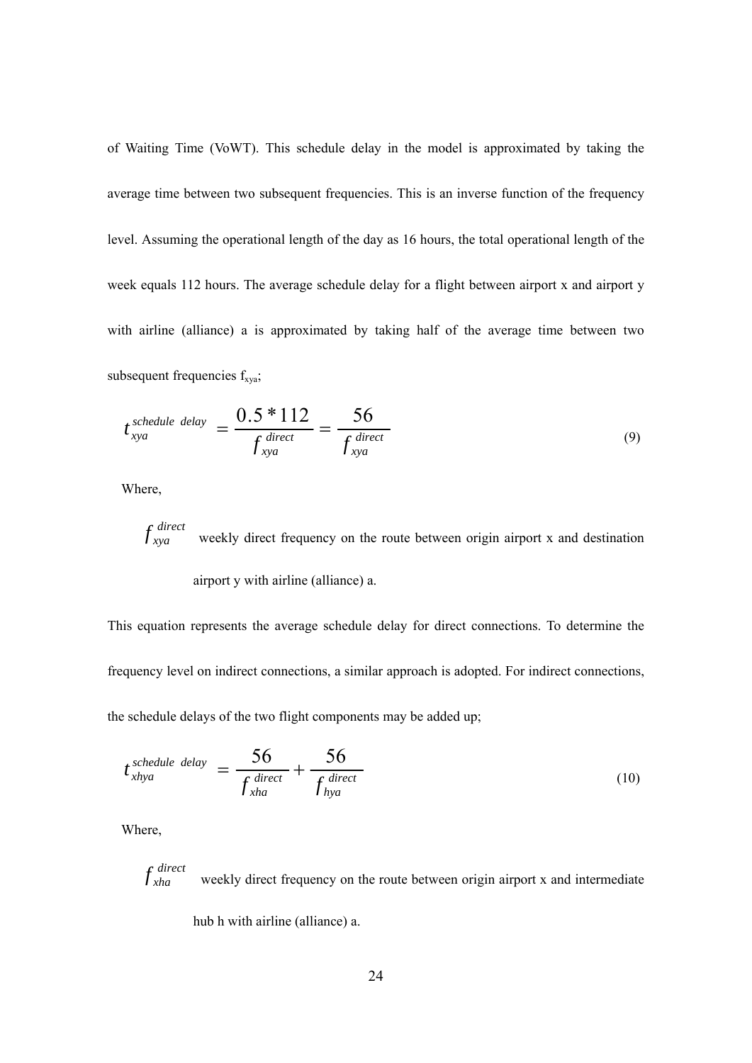of Waiting Time (VoWT). This schedule delay in the model is approximated by taking the average time between two subsequent frequencies. This is an inverse function of the frequency level. Assuming the operational length of the day as 16 hours, the total operational length of the week equals 112 hours. The average schedule delay for a flight between airport x and airport y with airline (alliance) a is approximated by taking half of the average time between two subsequent frequencies $f_{xya}$;

$$t_{xya}^{schedule\ delay} = \frac{0.5 * 112}{f_{xya}^{direct}} = \frac{56}{f_{xya}^{direct}} \tag{9}$$

Where,

$f_{xya}^{direct}$ weekly direct frequency on the route between origin airport x and destination airport y with airline (alliance) a.

This equation represents the average schedule delay for direct connections. To determine the frequency level on indirect connections, a similar approach is adopted. For indirect connections, the schedule delays of the two flight components may be added up;

$$t_{xhya}^{schedule\ delay} = \frac{56}{f_{xha}^{direct}} + \frac{56}{f_{hya}^{direct}} \tag{10}$$

Where,

$f_{xha}^{direct}$ weekly direct frequency on the route between origin airport x and intermediate hub h with airline (alliance) a.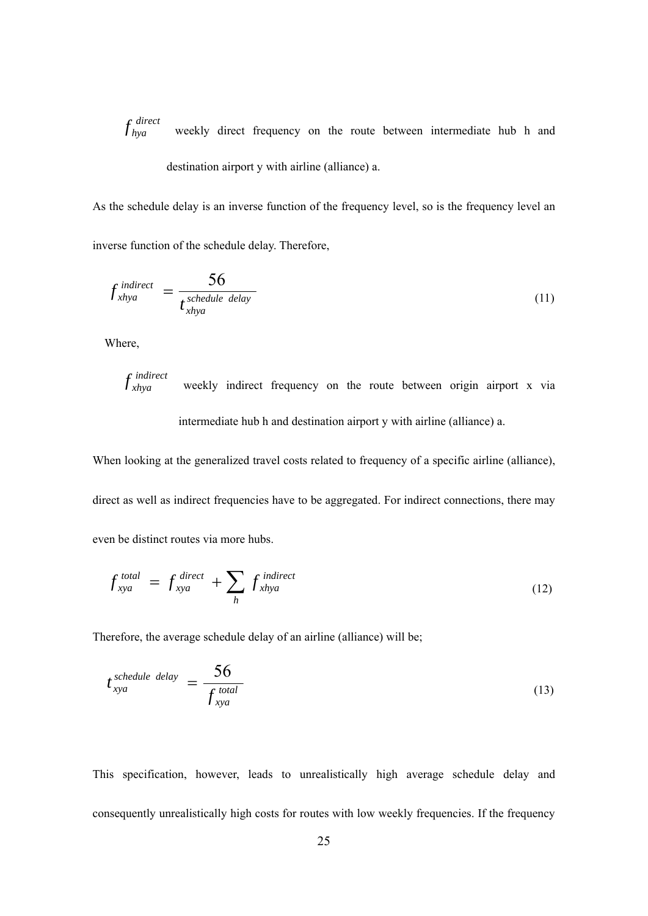$f_{hya}^{direct}$ weekly direct frequency on the route between intermediate hub h and destination airport y with airline (alliance) a.

As the schedule delay is an inverse function of the frequency level, so is the frequency level an inverse function of the schedule delay. Therefore,

$$f_{xhya}^{indirect} = \frac{56}{t_{xhya}^{schedule\ delay}} \tag{11}$$

Where,

$f_{xhya}^{indirect}$ weekly indirect frequency on the route between origin airport x via intermediate hub h and destination airport y with airline (alliance) a.

When looking at the generalized travel costs related to frequency of a specific airline (alliance), direct as well as indirect frequencies have to be aggregated. For indirect connections, there may even be distinct routes via more hubs.

$$f_{xya}^{total} = f_{xya}^{direct} + \sum_{h} f_{xhya}^{indirect} \tag{12}$$

Therefore, the average schedule delay of an airline (alliance) will be;

$$t_{xya}^{schedule\ delay} = \frac{56}{f_{xya}^{total}} \tag{13}$$

This specification, however, leads to unrealistically high average schedule delay and consequently unrealistically high costs for routes with low weekly frequencies. If the frequency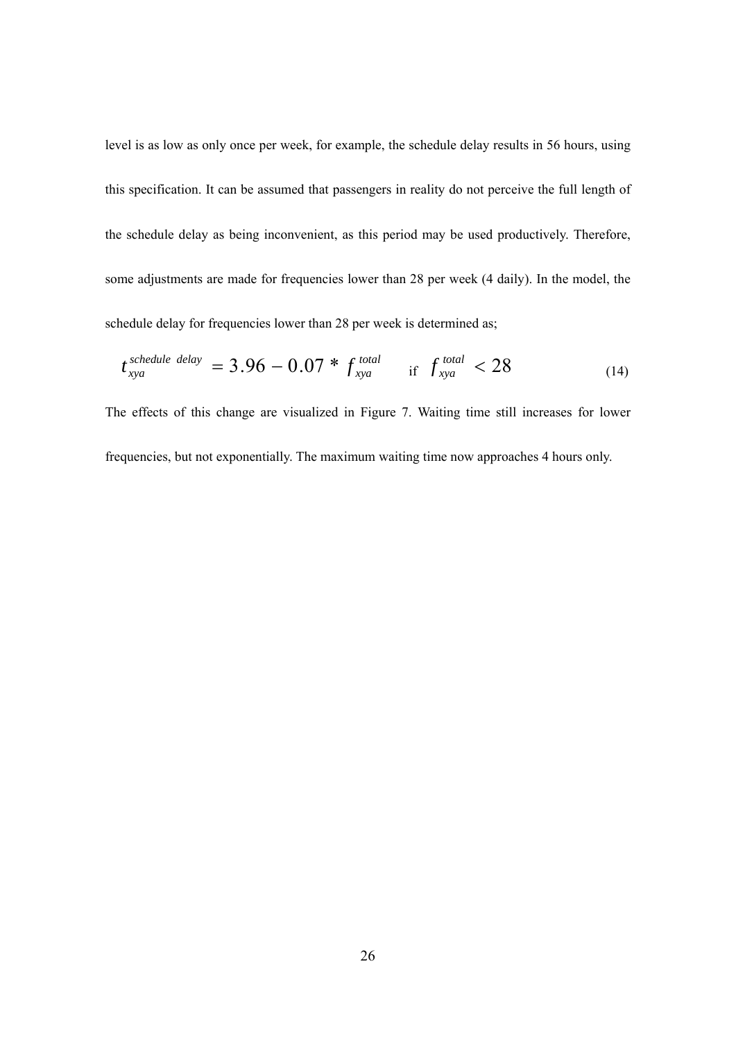level is as low as only once per week, for example, the schedule delay results in 56 hours, using this specification. It can be assumed that passengers in reality do not perceive the full length of the schedule delay as being inconvenient, as this period may be used productively. Therefore, some adjustments are made for frequencies lower than 28 per week (4 daily). In the model, the schedule delay for frequencies lower than 28 per week is determined as;

$$t_{xya}^{schedule\ delay} = 3.96 - 0.07 * f_{xya}^{total} \quad \text{if} \quad f_{xya}^{total} < 28 \tag{14}$$

The effects of this change are visualized in Figure 7. Waiting time still increases for lower frequencies, but not exponentially. The maximum waiting time now approaches 4 hours only.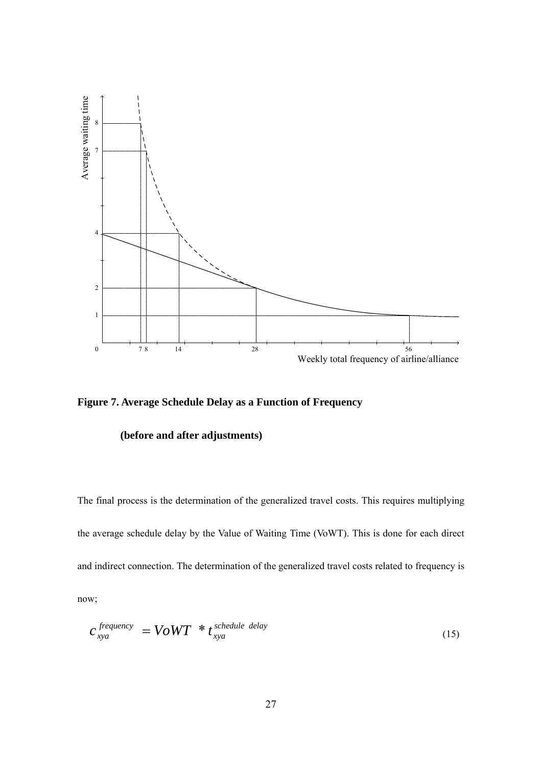**Figure 7. Average Schedule Delay as a Function of Frequency**

**(before and after adjustments)**

The final process is the determination of the generalized travel costs. This requires multiplying the average schedule delay by the Value of Waiting Time (VoWT). This is done for each direct and indirect connection. The determination of the generalized travel costs related to frequency is now;

$$c_{xya}^{frequency} = VoWT * t_{xya}^{schedule\ delay} \tag{15}$$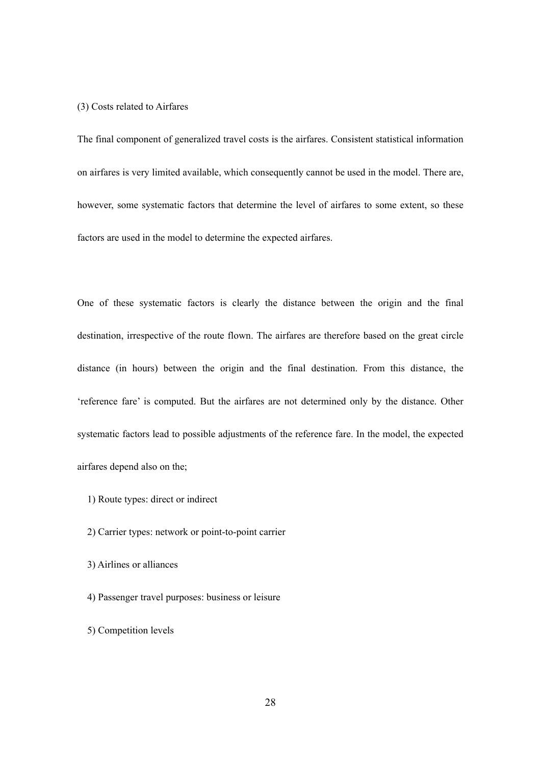(3) Costs related to Airfares

The final component of generalized travel costs is the airfares. Consistent statistical information on airfares is very limited available, which consequently cannot be used in the model. There are, however, some systematic factors that determine the level of airfares to some extent, so these factors are used in the model to determine the expected airfares.

One of these systematic factors is clearly the distance between the origin and the final destination, irrespective of the route flown. The airfares are therefore based on the great circle distance (in hours) between the origin and the final destination. From this distance, the 'reference fare' is computed. But the airfares are not determined only by the distance. Other systematic factors lead to possible adjustments of the reference fare. In the model, the expected airfares depend also on the;

1) Route types: direct or indirect
2) Carrier types: network or point-to-point carrier
3) Airlines or alliances
4) Passenger travel purposes: business or leisure
5) Competition levels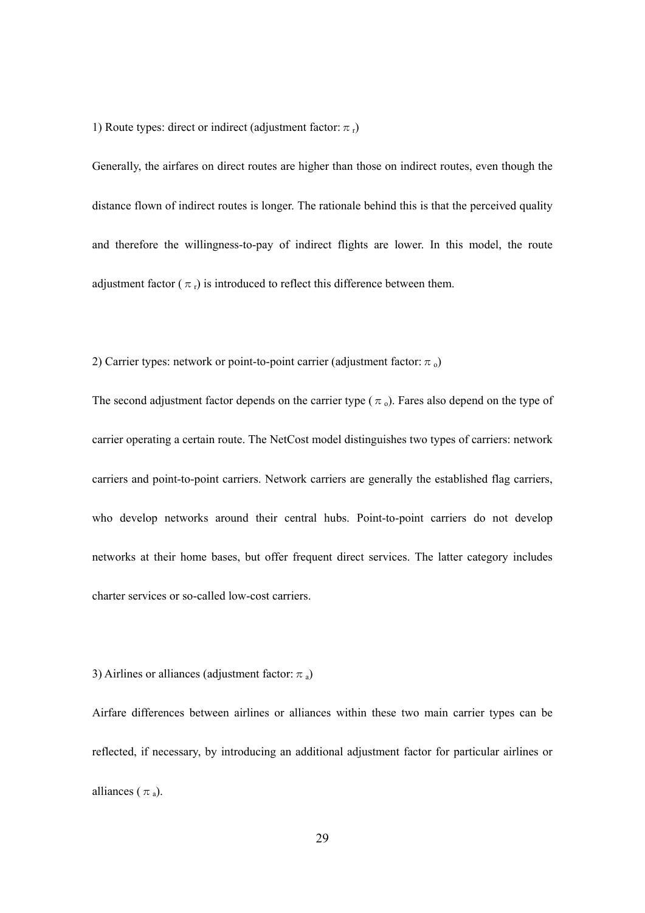1) Route types: direct or indirect (adjustment factor: $\pi_r$)

Generally, the airfares on direct routes are higher than those on indirect routes, even though the distance flown of indirect routes is longer. The rationale behind this is that the perceived quality and therefore the willingness-to-pay of indirect flights are lower. In this model, the route adjustment factor ($\pi_r$) is introduced to reflect this difference between them.

2) Carrier types: network or point-to-point carrier (adjustment factor: $\pi_o$)

The second adjustment factor depends on the carrier type ($\pi_o$). Fares also depend on the type of carrier operating a certain route. The NetCost model distinguishes two types of carriers: network carriers and point-to-point carriers. Network carriers are generally the established flag carriers, who develop networks around their central hubs. Point-to-point carriers do not develop networks at their home bases, but offer frequent direct services. The latter category includes charter services or so-called low-cost carriers.

3) Airlines or alliances (adjustment factor: $\pi_a$)

Airfare differences between airlines or alliances within these two main carrier types can be reflected, if necessary, by introducing an additional adjustment factor for particular airlines or alliances ($\pi_a$).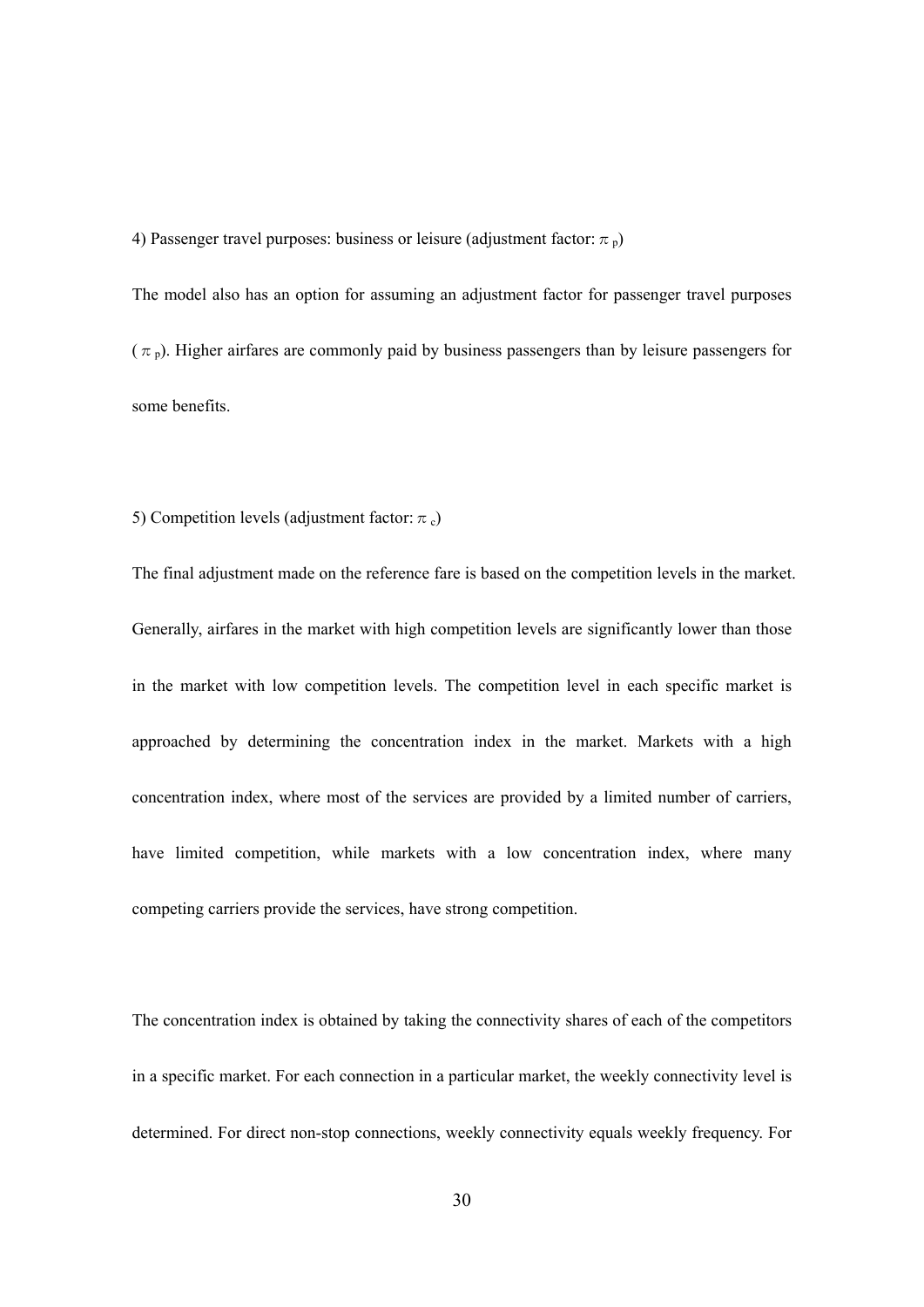4) Passenger travel purposes: business or leisure (adjustment factor: $\pi_p$)

The model also has an option for assuming an adjustment factor for passenger travel purposes ($\pi_p$). Higher airfares are commonly paid by business passengers than by leisure passengers for some benefits.

5) Competition levels (adjustment factor: $\pi_c$)

The final adjustment made on the reference fare is based on the competition levels in the market. Generally, airfares in the market with high competition levels are significantly lower than those in the market with low competition levels. The competition level in each specific market is approached by determining the concentration index in the market. Markets with a high concentration index, where most of the services are provided by a limited number of carriers, have limited competition, while markets with a low concentration index, where many competing carriers provide the services, have strong competition.

The concentration index is obtained by taking the connectivity shares of each of the competitors in a specific market. For each connection in a particular market, the weekly connectivity level is determined. For direct non-stop connections, weekly connectivity equals weekly frequency. For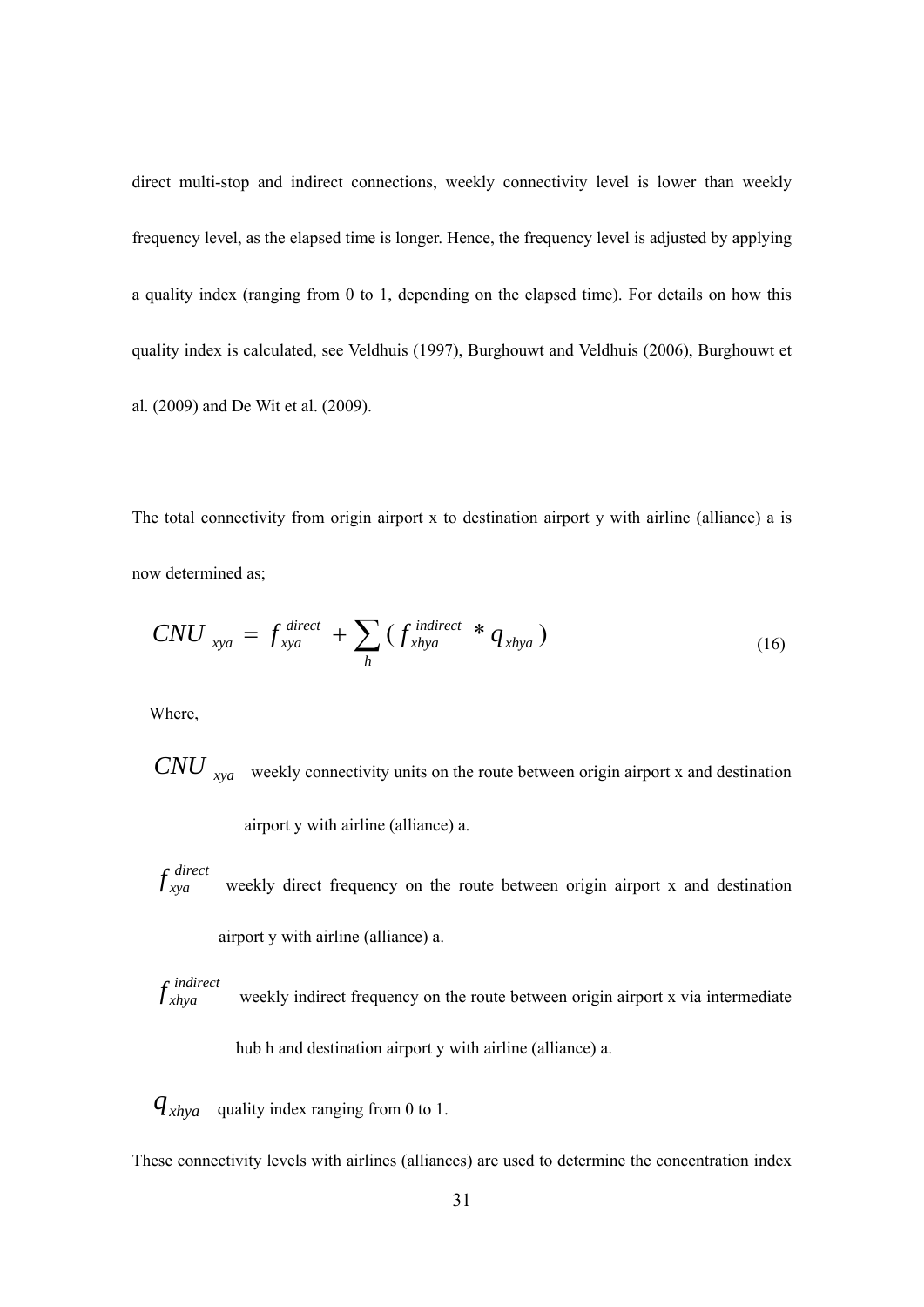direct multi-stop and indirect connections, weekly connectivity level is lower than weekly frequency level, as the elapsed time is longer. Hence, the frequency level is adjusted by applying a quality index (ranging from 0 to 1, depending on the elapsed time). For details on how this quality index is calculated, see Veldhuis (1997), Burghouwt and Veldhuis (2006), Burghouwt et al. (2009) and De Wit et al. (2009).

The total connectivity from origin airport x to destination airport y with airline (alliance) a is now determined as;

$$CNU_{xya} = f_{xya}^{direct} + \sum_{h} ( f_{xhya}^{indirect} * q_{xhya} ) \tag{16}$$

Where,

$CNU_{xya}$ weekly connectivity units on the route between origin airport x and destination airport y with airline (alliance) a.

$f_{xya}^{direct}$ weekly direct frequency on the route between origin airport x and destination airport y with airline (alliance) a.

$f_{xhya}^{indirect}$ weekly indirect frequency on the route between origin airport x via intermediate hub h and destination airport y with airline (alliance) a.

$q_{xhya}$ quality index ranging from 0 to 1.

These connectivity levels with airlines (alliances) are used to determine the concentration index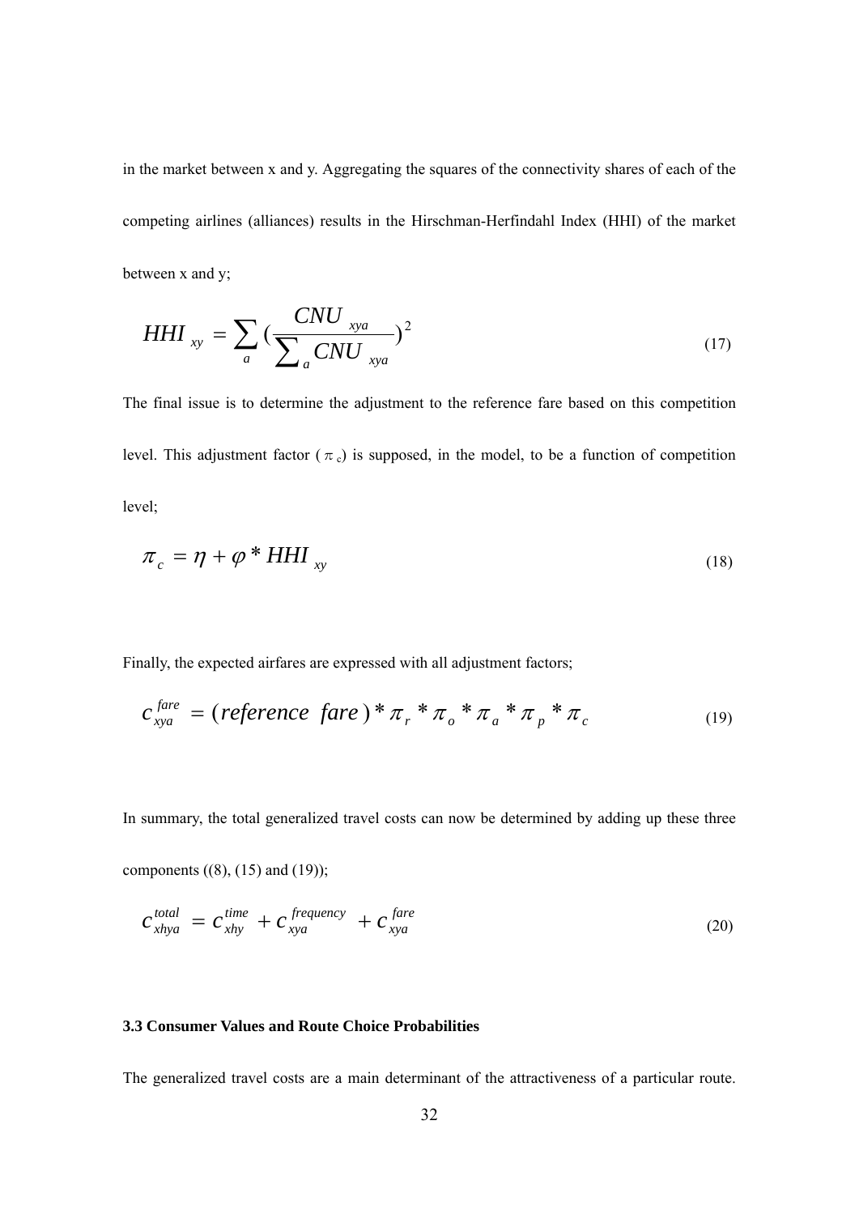in the market between x and y. Aggregating the squares of the connectivity shares of each of the competing airlines (alliances) results in the Hirschman-Herfindahl Index (HHI) of the market between x and y;

$$HHI_{xy} = \sum_{a} \left( \frac{CNU_{xya}}{\sum_{a} CNU_{xya}} \right)^2 \tag{17}$$

The final issue is to determine the adjustment to the reference fare based on this competition level. This adjustment factor ($\pi_c$) is supposed, in the model, to be a function of competition level;

$$\pi_c = \eta + \varphi * HHI_{xy} \tag{18}$$

Finally, the expected airfares are expressed with all adjustment factors;

$$c_{xya}^{fare} = (reference\ \ fare) * \pi_r * \pi_o * \pi_a * \pi_p * \pi_c \tag{19}$$

In summary, the total generalized travel costs can now be determined by adding up these three components ((8), (15) and (19));

$$c_{xhya}^{total} = c_{xhy}^{time} + c_{xya}^{frequency} + c_{xya}^{fare} \tag{20}$$

### 3.3 Consumer Values and Route Choice Probabilities

The generalized travel costs are a main determinant of the attractiveness of a particular route.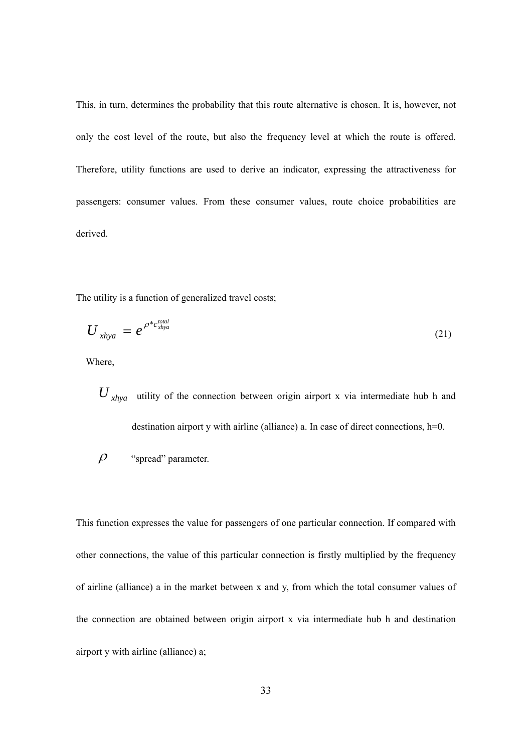This, in turn, determines the probability that this route alternative is chosen. It is, however, not only the cost level of the route, but also the frequency level at which the route is offered. Therefore, utility functions are used to derive an indicator, expressing the attractiveness for passengers: consumer values. From these consumer values, route choice probabilities are derived.

The utility is a function of generalized travel costs;

$$U_{xhya} = e^{\rho * c_{xhya}^{total}} \tag{21}$$

Where,

- $U_{xhya}$ utility of the connection between origin airport x via intermediate hub h and destination airport y with airline (alliance) a. In case of direct connections, h=0.
- $\rho$ "spread" parameter.

This function expresses the value for passengers of one particular connection. If compared with other connections, the value of this particular connection is firstly multiplied by the frequency of airline (alliance) a in the market between x and y, from which the total consumer values of the connection are obtained between origin airport x via intermediate hub h and destination airport y with airline (alliance) a;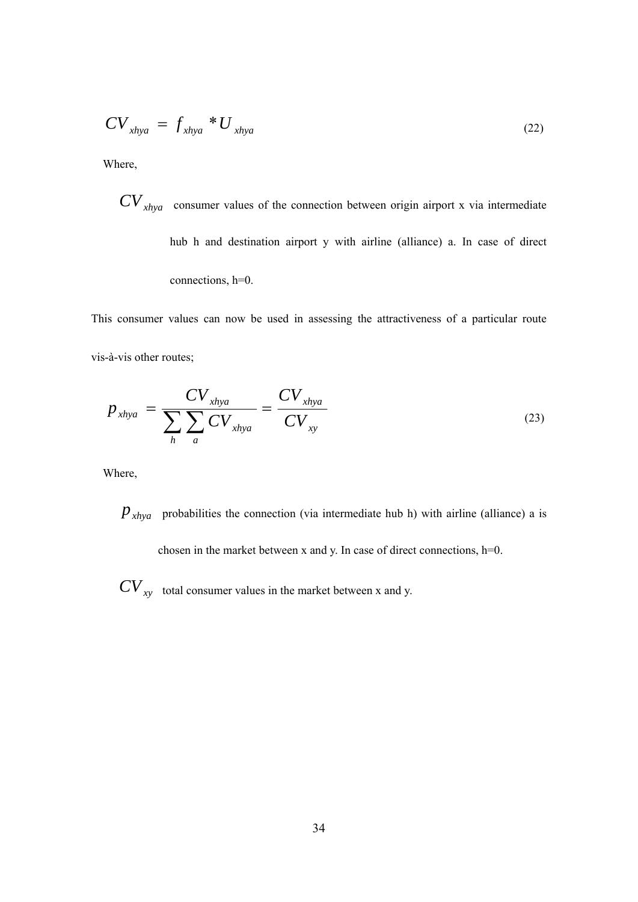$$CV_{xhya} = f_{xhya} * U_{xhya} \tag{22}$$

Where,

$CV_{xhya}$ consumer values of the connection between origin airport x via intermediate hub h and destination airport y with airline (alliance) a. In case of direct connections, h=0.

This consumer values can now be used in assessing the attractiveness of a particular route vis-à-vis other routes;

$$p_{xhya} = \frac{CV_{xhya}}{\sum_{h}\sum_{a} CV_{xhya}} = \frac{CV_{xhya}}{CV_{xy}} \tag{23}$$

Where,

$p_{xhya}$ probabilities the connection (via intermediate hub h) with airline (alliance) a is chosen in the market between x and y. In case of direct connections, h=0.

$CV_{xy}$ total consumer values in the market between x and y.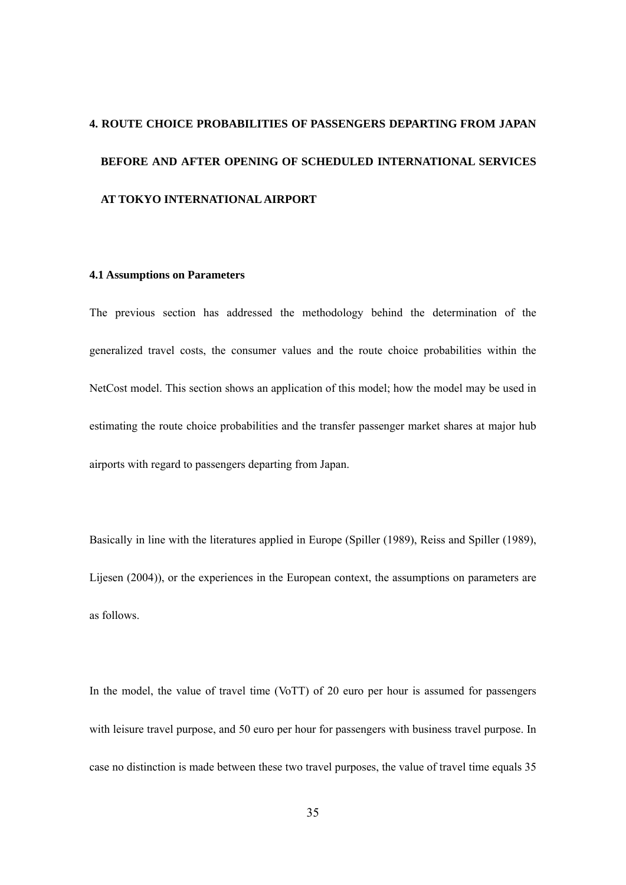# 4. ROUTE CHOICE PROBABILITIES OF PASSENGERS DEPARTING FROM JAPAN BEFORE AND AFTER OPENING OF SCHEDULED INTERNATIONAL SERVICES AT TOKYO INTERNATIONAL AIRPORT

## 4.1 Assumptions on Parameters

The previous section has addressed the methodology behind the determination of the generalized travel costs, the consumer values and the route choice probabilities within the NetCost model. This section shows an application of this model; how the model may be used in estimating the route choice probabilities and the transfer passenger market shares at major hub airports with regard to passengers departing from Japan.

Basically in line with the literatures applied in Europe (Spiller (1989), Reiss and Spiller (1989), Lijesen (2004)), or the experiences in the European context, the assumptions on parameters are as follows.

In the model, the value of travel time (VoTT) of 20 euro per hour is assumed for passengers with leisure travel purpose, and 50 euro per hour for passengers with business travel purpose. In case no distinction is made between these two travel purposes, the value of travel time equals 35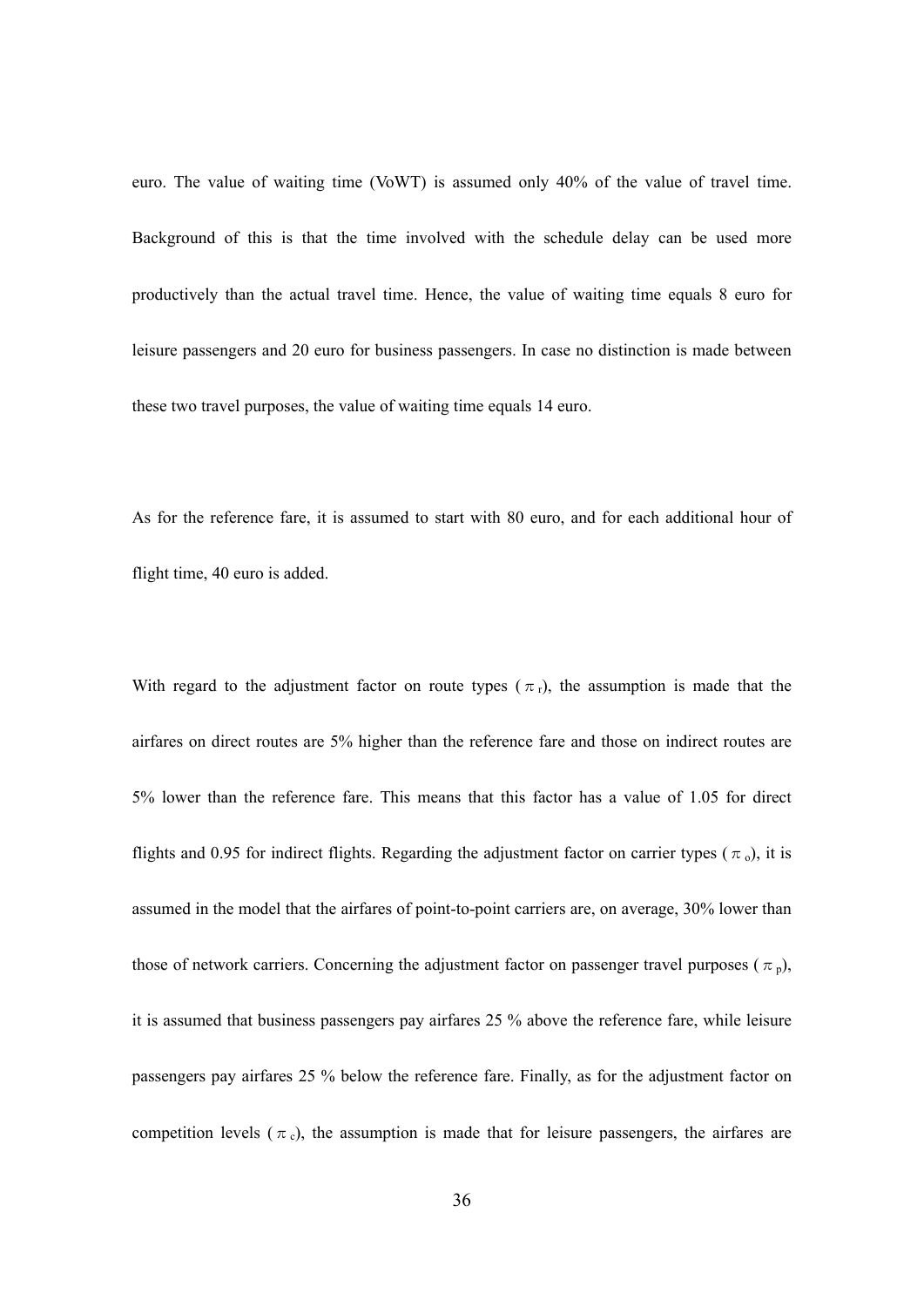euro. The value of waiting time (VoWT) is assumed only 40% of the value of travel time. Background of this is that the time involved with the schedule delay can be used more productively than the actual travel time. Hence, the value of waiting time equals 8 euro for leisure passengers and 20 euro for business passengers. In case no distinction is made between these two travel purposes, the value of waiting time equals 14 euro.

As for the reference fare, it is assumed to start with 80 euro, and for each additional hour of flight time, 40 euro is added.

With regard to the adjustment factor on route types ($\pi_r$), the assumption is made that the airfares on direct routes are 5% higher than the reference fare and those on indirect routes are 5% lower than the reference fare. This means that this factor has a value of 1.05 for direct flights and 0.95 for indirect flights. Regarding the adjustment factor on carrier types ($\pi_o$), it is assumed in the model that the airfares of point-to-point carriers are, on average, 30% lower than those of network carriers. Concerning the adjustment factor on passenger travel purposes ($\pi_p$), it is assumed that business passengers pay airfares 25 % above the reference fare, while leisure passengers pay airfares 25 % below the reference fare. Finally, as for the adjustment factor on competition levels ($\pi_c$), the assumption is made that for leisure passengers, the airfares are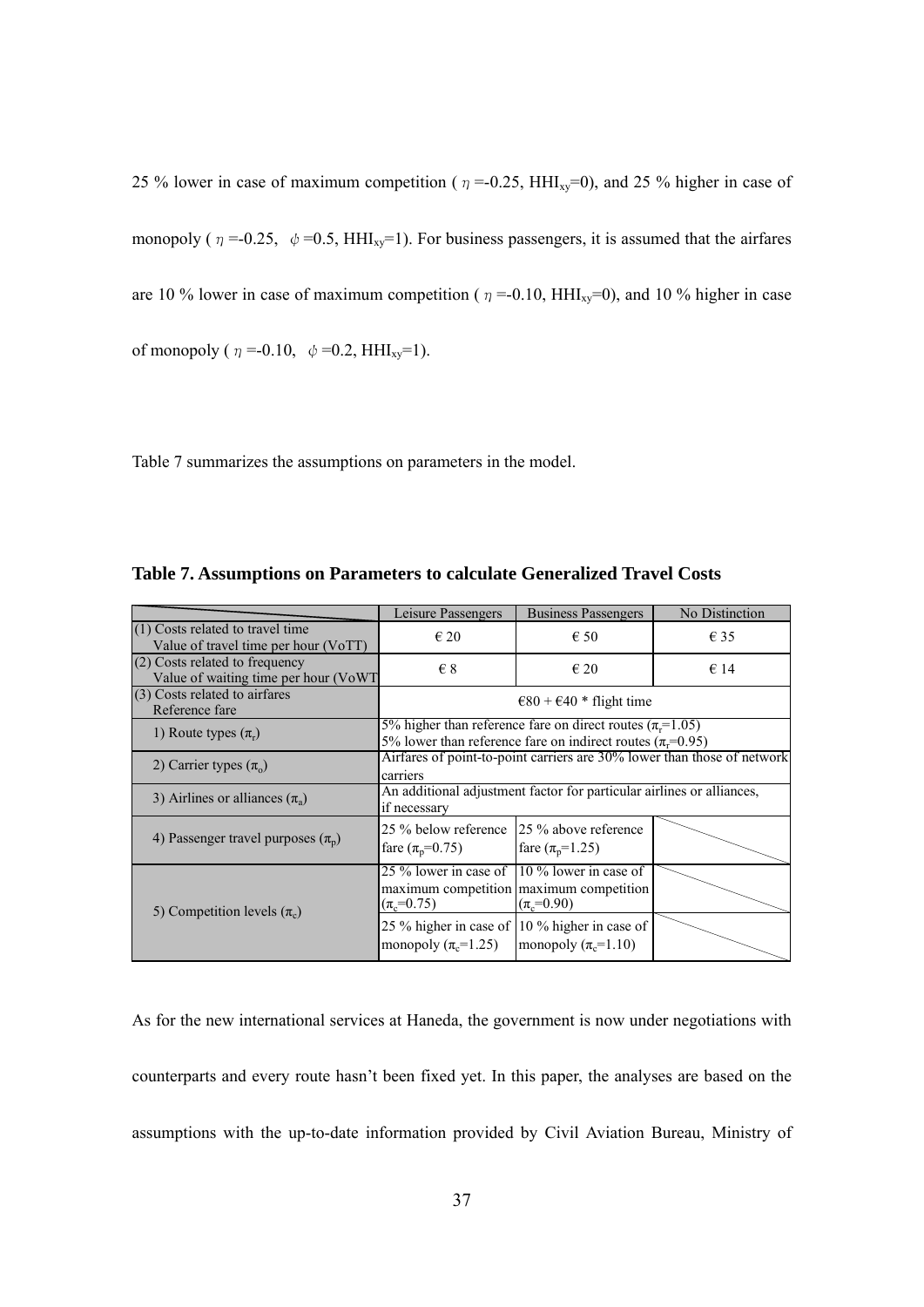25 % lower in case of maximum competition ( $\eta$ =-0.25, $HHI_{xy}$=0), and 25 % higher in case of monopoly ( $\eta$ =-0.25, $\phi$ =0.5, $HHI_{xy}$=1). For business passengers, it is assumed that the airfares are 10 % lower in case of maximum competition ( $\eta$ =-0.10, $HHI_{xy}$=0), and 10 % higher in case of monopoly ( $\eta$ =-0.10, $\phi$ =0.2, $HHI_{xy}$=1).

Table 7 summarizes the assumptions on parameters in the model.

**Table 7. Assumptions on Parameters to calculate Generalized Travel Costs**

| | Leisure Passengers | Business Passengers | No Distinction |
|---|---|---|---|
| (1) Costs related to travel time<br>Value of travel time per hour (VoTT) | € 20 | € 50 | € 35 |
| (2) Costs related to frequency<br>Value of waiting time per hour (VoWT | € 8 | € 20 | € 14 |
| (3) Costs related to airfares<br>Reference fare | €80 + €40 * flight time | | |
| 1) Route types ($\pi_r$) | 5% higher than reference fare on direct routes ($\pi_r$=1.05)<br>5% lower than reference fare on indirect routes ($\pi_r$=0.95) | | |
| 2) Carrier types ($\pi_o$) | Airfares of point-to-point carriers are 30% lower than those of network carriers | | |
| 3) Airlines or alliances ($\pi_a$) | An additional adjustment factor for particular airlines or alliances, if necessary | | |
| 4) Passenger travel purposes ($\pi_p$) | 25 % below reference fare ($\pi_p$=0.75) | 25 % above reference fare ($\pi_p$=1.25) | |
| 5) Competition levels ($\pi_c$) | 25 % lower in case of maximum competition ($\pi_c$=0.75) | 10 % lower in case of maximum competition ($\pi_c$=0.90) | |
| | 25 % higher in case of monopoly ($\pi_c$=1.25) | 10 % higher in case of monopoly ($\pi_c$=1.10) | |

As for the new international services at Haneda, the government is now under negotiations with counterparts and every route hasn't been fixed yet. In this paper, the analyses are based on the assumptions with the up-to-date information provided by Civil Aviation Bureau, Ministry of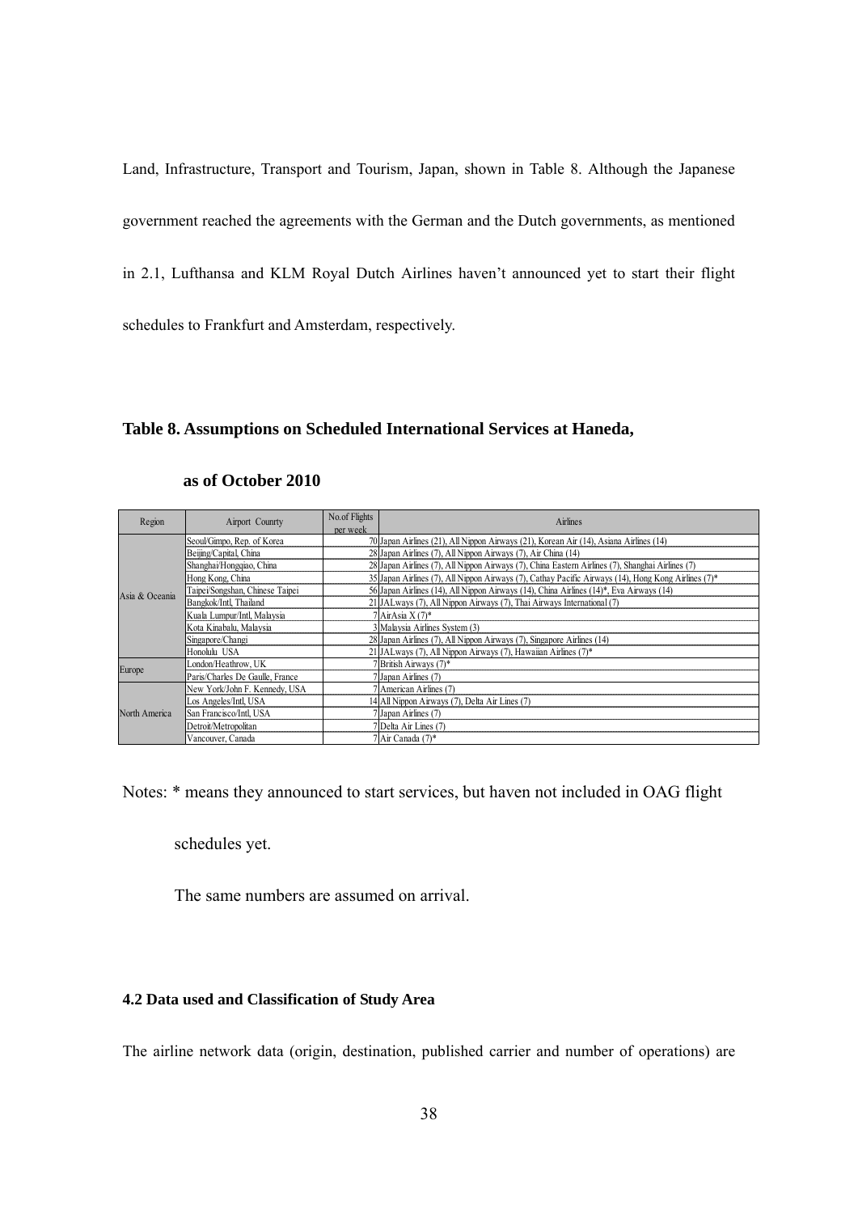Land, Infrastructure, Transport and Tourism, Japan, shown in Table 8. Although the Japanese government reached the agreements with the German and the Dutch governments, as mentioned in 2.1, Lufthansa and KLM Royal Dutch Airlines haven't announced yet to start their flight schedules to Frankfurt and Amsterdam, respectively.

**Table 8. Assumptions on Scheduled International Services at Haneda, as of October 2010**

| Region | Airport Counrty | No.of Flights per week | Airlines |
|---|---|---|---|
| Asia & Oceania | Seoul/Gimpo, Rep. of Korea | 70 | Japan Airlines (21), All Nippon Airways (21), Korean Air (14), Asiana Airlines (14) |
| | Beijing/Capital, China | 28 | Japan Airlines (7), All Nippon Airways (7), Air China (14) |
| | Shanghai/Hongqiao, China | 28 | Japan Airlines (7), All Nippon Airways (7), China Eastern Airlines (7), Shanghai Airlines (7) |
| | Hong Kong, China | 35 | Japan Airlines (7), All Nippon Airways (7), Cathay Pacific Airways (14), Hong Kong Airlines (7)* |
| | Taipei/Songshan, Chinese Taipei | 56 | Japan Airlines (14), All Nippon Airways (14), China Airlines (14)*, Eva Airways (14) |
| | Bangkok/Intl, Thailand | 21 | JALways (7), All Nippon Airways (7), Thai Airways International (7) |
| | Kuala Lumpur/Intl, Malaysia | 7 | AirAsia X (7)* |
| | Kota Kinabalu, Malaysia | 3 | Malaysia Airlines System (3) |
| | Singapore/Changi | 28 | Japan Airlines (7), All Nippon Airways (7), Singapore Airlines (14) |
| | Honolulu USA | 21 | JALways (7), All Nippon Airways (7), Hawaiian Airlines (7)* |
| Europe | London/Heathrow, UK | 7 | British Airways (7)* |
| | Paris/Charles De Gaulle, France | 7 | Japan Airlines (7) |
| North America | New York/John F. Kennedy, USA | 7 | American Airlines (7) |
| | Los Angeles/Intl, USA | 14 | All Nippon Airways (7), Delta Air Lines (7) |
| | San Francisco/Intl, USA | 7 | Japan Airlines (7) |
| | Detroit/Metropolitan | 7 | Delta Air Lines (7) |
| | Vancouver, Canada | 7 | Air Canada (7)* |

Notes: * means they announced to start services, but haven not included in OAG flight schedules yet.

The same numbers are assumed on arrival.

### 4.2 Data used and Classification of Study Area

The airline network data (origin, destination, published carrier and number of operations) are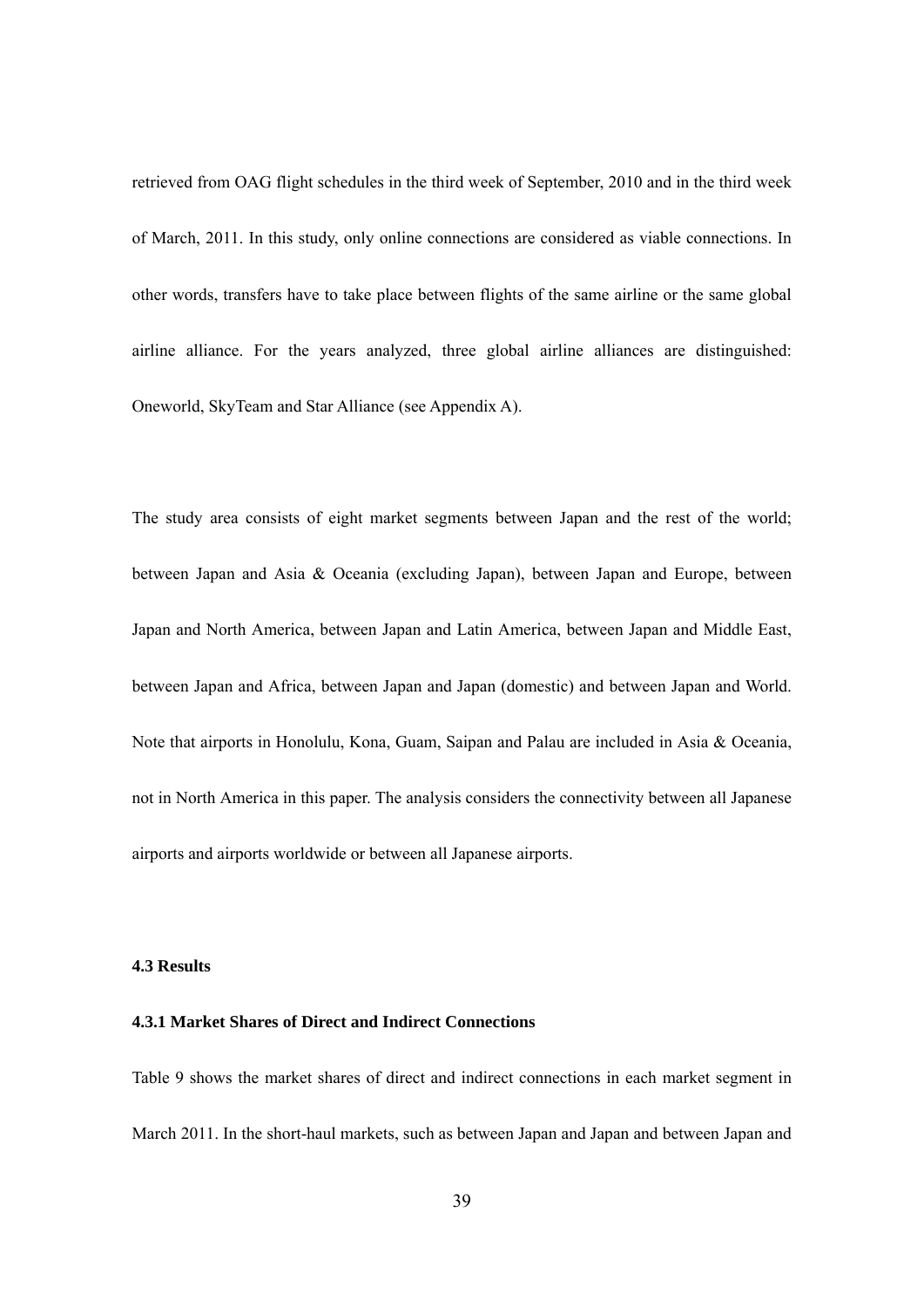retrieved from OAG flight schedules in the third week of September, 2010 and in the third week of March, 2011. In this study, only online connections are considered as viable connections. In other words, transfers have to take place between flights of the same airline or the same global airline alliance. For the years analyzed, three global airline alliances are distinguished: Oneworld, SkyTeam and Star Alliance (see Appendix A).

The study area consists of eight market segments between Japan and the rest of the world; between Japan and Asia & Oceania (excluding Japan), between Japan and Europe, between Japan and North America, between Japan and Latin America, between Japan and Middle East, between Japan and Africa, between Japan and Japan (domestic) and between Japan and World. Note that airports in Honolulu, Kona, Guam, Saipan and Palau are included in Asia & Oceania, not in North America in this paper. The analysis considers the connectivity between all Japanese airports and airports worldwide or between all Japanese airports.

### 4.3 Results

#### 4.3.1 Market Shares of Direct and Indirect Connections

Table 9 shows the market shares of direct and indirect connections in each market segment in March 2011. In the short-haul markets, such as between Japan and Japan and between Japan and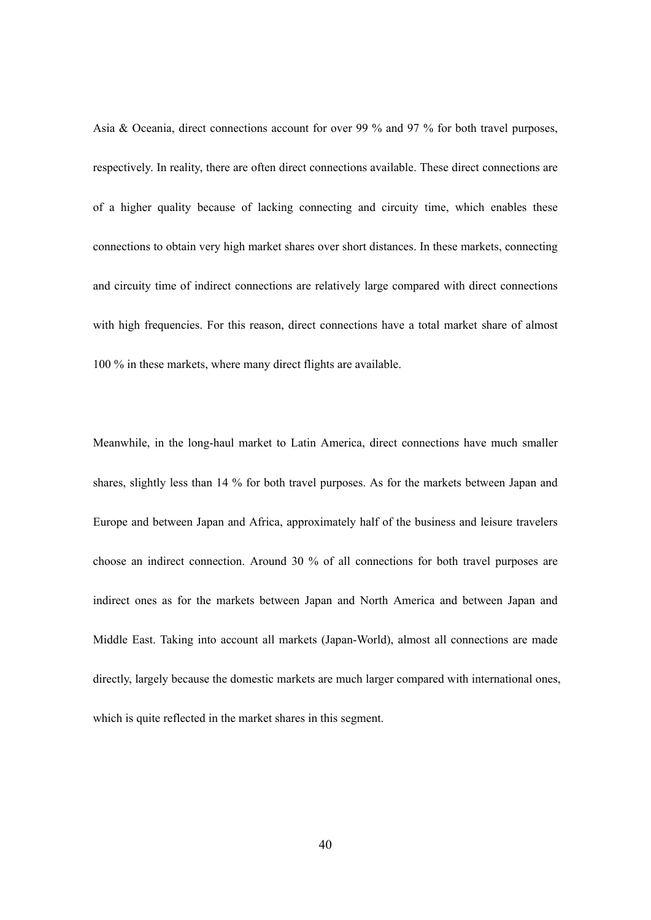Asia & Oceania, direct connections account for over 99 % and 97 % for both travel purposes, respectively. In reality, there are often direct connections available. These direct connections are of a higher quality because of lacking connecting and circuity time, which enables these connections to obtain very high market shares over short distances. In these markets, connecting and circuity time of indirect connections are relatively large compared with direct connections with high frequencies. For this reason, direct connections have a total market share of almost 100 % in these markets, where many direct flights are available.

Meanwhile, in the long-haul market to Latin America, direct connections have much smaller shares, slightly less than 14 % for both travel purposes. As for the markets between Japan and Europe and between Japan and Africa, approximately half of the business and leisure travelers choose an indirect connection. Around 30 % of all connections for both travel purposes are indirect ones as for the markets between Japan and North America and between Japan and Middle East. Taking into account all markets (Japan-World), almost all connections are made directly, largely because the domestic markets are much larger compared with international ones, which is quite reflected in the market shares in this segment.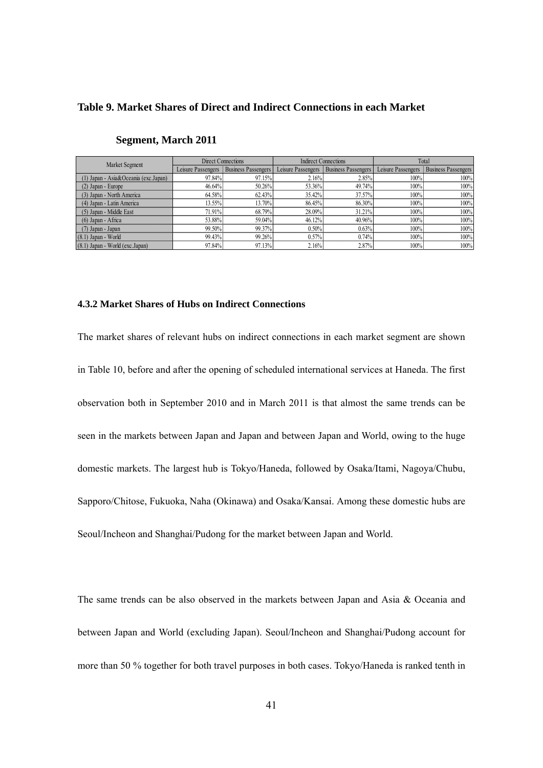**Table 9. Market Shares of Direct and Indirect Connections in each Market Segment, March 2011**

| Market Segment | Direct Connections | | Indirect Connections | | Total | |
|---|---|---|---|---|---|---|
| | Leisure Passengers | Business Passengers | Leisure Passengers | Business Passengers | Leisure Passengers | Business Passengers |
| (1) Japan - Asia&Oceania (exc.Japan) | 97.84% | 97.15% | 2.16% | 2.85% | 100% | 100% |
| (2) Japan - Europe | 46.64% | 50.26% | 53.36% | 49.74% | 100% | 100% |
| (3) Japan - North America | 64.58% | 62.43% | 35.42% | 37.57% | 100% | 100% |
| (4) Japan - Latin America | 13.55% | 13.70% | 86.45% | 86.30% | 100% | 100% |
| (5) Japan - Middle East | 71.91% | 68.79% | 28.09% | 31.21% | 100% | 100% |
| (6) Japan - Africa | 53.88% | 59.04% | 46.12% | 40.96% | 100% | 100% |
| (7) Japan - Japan | 99.50% | 99.37% | 0.50% | 0.63% | 100% | 100% |
| (8.1) Japan - World | 99.43% | 99.26% | 0.57% | 0.74% | 100% | 100% |
| (8.1) Japan - World (exc.Japan) | 97.84% | 97.13% | 2.16% | 2.87% | 100% | 100% |

### 4.3.2 Market Shares of Hubs on Indirect Connections

The market shares of relevant hubs on indirect connections in each market segment are shown in Table 10, before and after the opening of scheduled international services at Haneda. The first observation both in September 2010 and in March 2011 is that almost the same trends can be seen in the markets between Japan and Japan and between Japan and World, owing to the huge domestic markets. The largest hub is Tokyo/Haneda, followed by Osaka/Itami, Nagoya/Chubu, Sapporo/Chitose, Fukuoka, Naha (Okinawa) and Osaka/Kansai. Among these domestic hubs are Seoul/Incheon and Shanghai/Pudong for the market between Japan and World.

The same trends can be also observed in the markets between Japan and Asia & Oceania and between Japan and World (excluding Japan). Seoul/Incheon and Shanghai/Pudong account for more than 50 % together for both travel purposes in both cases. Tokyo/Haneda is ranked tenth in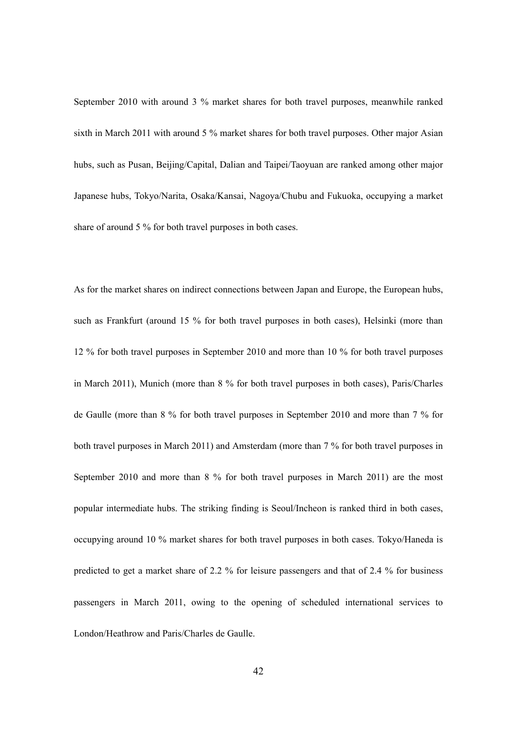September 2010 with around 3 % market shares for both travel purposes, meanwhile ranked sixth in March 2011 with around 5 % market shares for both travel purposes. Other major Asian hubs, such as Pusan, Beijing/Capital, Dalian and Taipei/Taoyuan are ranked among other major Japanese hubs, Tokyo/Narita, Osaka/Kansai, Nagoya/Chubu and Fukuoka, occupying a market share of around 5 % for both travel purposes in both cases.

As for the market shares on indirect connections between Japan and Europe, the European hubs, such as Frankfurt (around 15 % for both travel purposes in both cases), Helsinki (more than 12 % for both travel purposes in September 2010 and more than 10 % for both travel purposes in March 2011), Munich (more than 8 % for both travel purposes in both cases), Paris/Charles de Gaulle (more than 8 % for both travel purposes in September 2010 and more than 7 % for both travel purposes in March 2011) and Amsterdam (more than 7 % for both travel purposes in September 2010 and more than 8 % for both travel purposes in March 2011) are the most popular intermediate hubs. The striking finding is Seoul/Incheon is ranked third in both cases, occupying around 10 % market shares for both travel purposes in both cases. Tokyo/Haneda is predicted to get a market share of 2.2 % for leisure passengers and that of 2.4 % for business passengers in March 2011, owing to the opening of scheduled international services to London/Heathrow and Paris/Charles de Gaulle.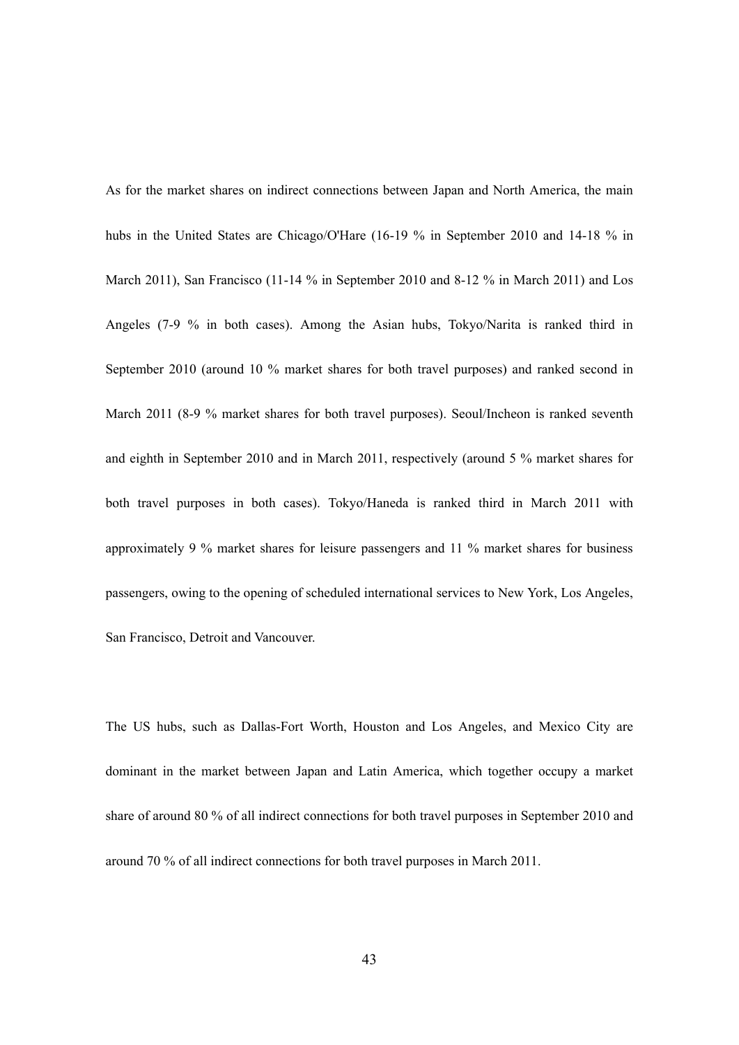As for the market shares on indirect connections between Japan and North America, the main hubs in the United States are Chicago/O'Hare (16-19 % in September 2010 and 14-18 % in March 2011), San Francisco (11-14 % in September 2010 and 8-12 % in March 2011) and Los Angeles (7-9 % in both cases). Among the Asian hubs, Tokyo/Narita is ranked third in September 2010 (around 10 % market shares for both travel purposes) and ranked second in March 2011 (8-9 % market shares for both travel purposes). Seoul/Incheon is ranked seventh and eighth in September 2010 and in March 2011, respectively (around 5 % market shares for both travel purposes in both cases). Tokyo/Haneda is ranked third in March 2011 with approximately 9 % market shares for leisure passengers and 11 % market shares for business passengers, owing to the opening of scheduled international services to New York, Los Angeles, San Francisco, Detroit and Vancouver.

The US hubs, such as Dallas-Fort Worth, Houston and Los Angeles, and Mexico City are dominant in the market between Japan and Latin America, which together occupy a market share of around 80 % of all indirect connections for both travel purposes in September 2010 and around 70 % of all indirect connections for both travel purposes in March 2011.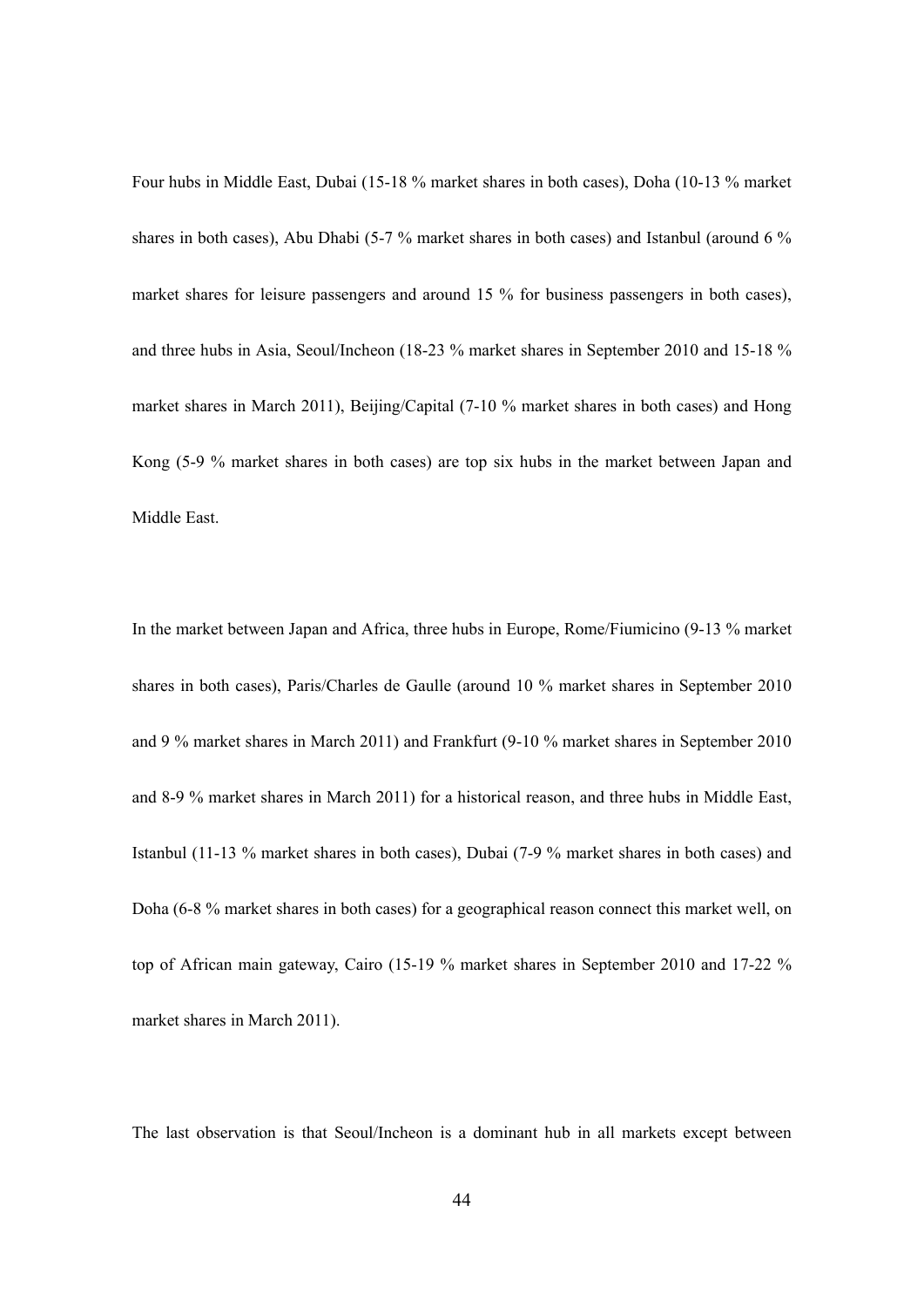Four hubs in Middle East, Dubai (15-18 % market shares in both cases), Doha (10-13 % market shares in both cases), Abu Dhabi (5-7 % market shares in both cases) and Istanbul (around 6 % market shares for leisure passengers and around 15 % for business passengers in both cases), and three hubs in Asia, Seoul/Incheon (18-23 % market shares in September 2010 and 15-18 % market shares in March 2011), Beijing/Capital (7-10 % market shares in both cases) and Hong Kong (5-9 % market shares in both cases) are top six hubs in the market between Japan and Middle East.

In the market between Japan and Africa, three hubs in Europe, Rome/Fiumicino (9-13 % market shares in both cases), Paris/Charles de Gaulle (around 10 % market shares in September 2010 and 9 % market shares in March 2011) and Frankfurt (9-10 % market shares in September 2010 and 8-9 % market shares in March 2011) for a historical reason, and three hubs in Middle East, Istanbul (11-13 % market shares in both cases), Dubai (7-9 % market shares in both cases) and Doha (6-8 % market shares in both cases) for a geographical reason connect this market well, on top of African main gateway, Cairo (15-19 % market shares in September 2010 and 17-22 % market shares in March 2011).

The last observation is that Seoul/Incheon is a dominant hub in all markets except between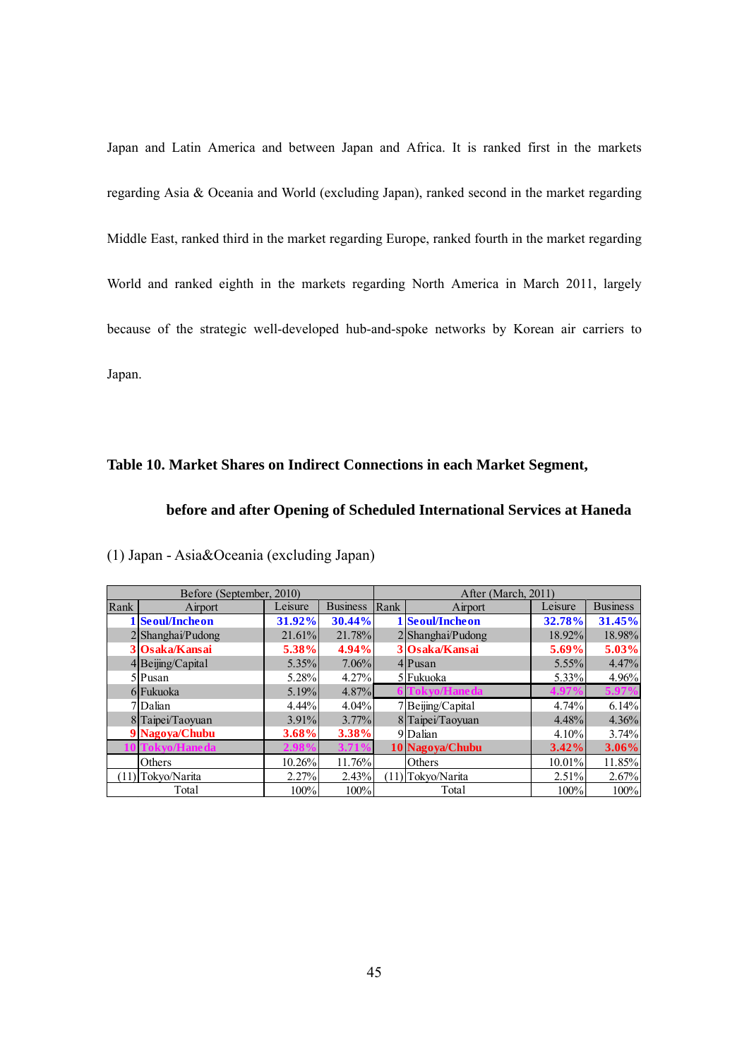Japan and Latin America and between Japan and Africa. It is ranked first in the markets regarding Asia & Oceania and World (excluding Japan), ranked second in the market regarding Middle East, ranked third in the market regarding Europe, ranked fourth in the market regarding World and ranked eighth in the markets regarding North America in March 2011, largely because of the strategic well-developed hub-and-spoke networks by Korean air carriers to Japan.

**Table 10. Market Shares on Indirect Connections in each Market Segment, before and after Opening of Scheduled International Services at Haneda**

(1) Japan - Asia&Oceania (excluding Japan)

| Before (September, 2010) | | | | After (March, 2011) | | | |
|---|---|---|---|---|---|---|---|
| Rank | Airport | Leisure | Business | Rank | Airport | Leisure | Business |
| 1 | **Seoul/Incheon** | **31.92%** | **30.44%** | 1 | **Seoul/Incheon** | **32.78%** | **31.45%** |
| 2 | Shanghai/Pudong | 21.61% | 21.78% | 2 | Shanghai/Pudong | 18.92% | 18.98% |
| 3 | **Osaka/Kansai** | **5.38%** | **4.94%** | 3 | **Osaka/Kansai** | **5.69%** | **5.03%** |
| 4 | Beijing/Capital | 5.35% | 7.06% | 4 | Pusan | 5.55% | 4.47% |
| 5 | Pusan | 5.28% | 4.27% | 5 | Fukuoka | 5.33% | 4.96% |
| 6 | Fukuoka | 5.19% | 4.87% | 6 | **Tokyo/Haneda** | **4.97%** | **5.97%** |
| 7 | Dalian | 4.44% | 4.04% | 7 | Beijing/Capital | 4.74% | 6.14% |
| 8 | Taipei/Taoyuan | 3.91% | 3.77% | 8 | Taipei/Taoyuan | 4.48% | 4.36% |
| 9 | **Nagoya/Chubu** | **3.68%** | **3.38%** | 9 | Dalian | 4.10% | 3.74% |
| 10 | **Tokyo/Haneda** | **2.98%** | **3.71%** | 10 | **Nagoya/Chubu** | **3.42%** | **3.06%** |
| | Others | 10.26% | 11.76% | | Others | 10.01% | 11.85% |
| (11) | Tokyo/Narita | 2.27% | 2.43% | (11) | Tokyo/Narita | 2.51% | 2.67% |
| | Total | 100% | 100% | | Total | 100% | 100% |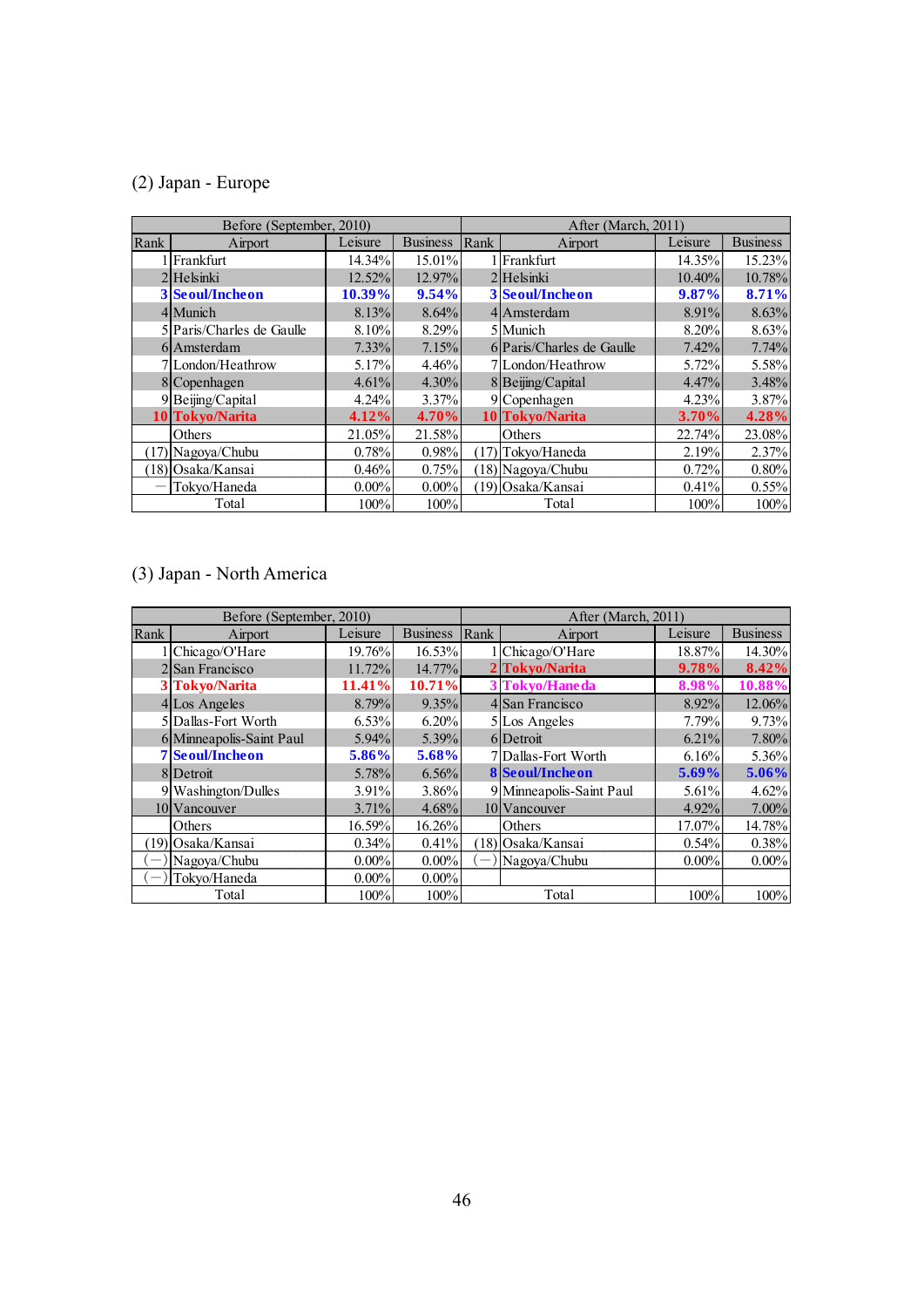(2) Japan - Europe

| Before (September, 2010) | | | | After (March, 2011) | | | |
|---|---|---|---|---|---|---|---|
| Rank | Airport | Leisure | Business | Rank | Airport | Leisure | Business |
| 1 | Frankfurt | 14.34% | 15.01% | 1 | Frankfurt | 14.35% | 15.23% |
| 2 | Helsinki | 12.52% | 12.97% | 2 | Helsinki | 10.40% | 10.78% |
| **3** | **Seoul/Incheon** | **10.39%** | **9.54%** | **3** | **Seoul/Incheon** | **9.87%** | **8.71%** |
| 4 | Munich | 8.13% | 8.64% | 4 | Amsterdam | 8.91% | 8.63% |
| 5 | Paris/Charles de Gaulle | 8.10% | 8.29% | 5 | Munich | 8.20% | 8.63% |
| 6 | Amsterdam | 7.33% | 7.15% | 6 | Paris/Charles de Gaulle | 7.42% | 7.74% |
| 7 | London/Heathrow | 5.17% | 4.46% | 7 | London/Heathrow | 5.72% | 5.58% |
| 8 | Copenhagen | 4.61% | 4.30% | 8 | Beijing/Capital | 4.47% | 3.48% |
| 9 | Beijing/Capital | 4.24% | 3.37% | 9 | Copenhagen | 4.23% | 3.87% |
| **10** | **Tokyo/Narita** | **4.12%** | **4.70%** | **10** | **Tokyo/Narita** | **3.70%** | **4.28%** |
| | Others | 21.05% | 21.58% | | Others | 22.74% | 23.08% |
| (17) | Nagoya/Chubu | 0.78% | 0.98% | (17) | Tokyo/Haneda | 2.19% | 2.37% |
| (18) | Osaka/Kansai | 0.46% | 0.75% | (18) | Nagoya/Chubu | 0.72% | 0.80% |
| — | Tokyo/Haneda | 0.00% | 0.00% | (19) | Osaka/Kansai | 0.41% | 0.55% |
| | Total | 100% | 100% | | Total | 100% | 100% |

(3) Japan - North America

| Before (September, 2010) | | | | After (March, 2011) | | | |
|---|---|---|---|---|---|---|---|
| Rank | Airport | Leisure | Business | Rank | Airport | Leisure | Business |
| 1 | Chicago/O'Hare | 19.76% | 16.53% | 1 | Chicago/O'Hare | 18.87% | 14.30% |
| 2 | San Francisco | 11.72% | 14.77% | **2** | **Tokyo/Narita** | **9.78%** | **8.42%** |
| **3** | **Tokyo/Narita** | **11.41%** | **10.71%** | **3** | **Tokyo/Haneda** | **8.98%** | **10.88%** |
| 4 | Los Angeles | 8.79% | 9.35% | 4 | San Francisco | 8.92% | 12.06% |
| 5 | Dallas-Fort Worth | 6.53% | 6.20% | 5 | Los Angeles | 7.79% | 9.73% |
| 6 | Minneapolis-Saint Paul | 5.94% | 5.39% | 6 | Detroit | 6.21% | 7.80% |
| **7** | **Seoul/Incheon** | **5.86%** | **5.68%** | 7 | Dallas-Fort Worth | 6.16% | 5.36% |
| 8 | Detroit | 5.78% | 6.56% | **8** | **Seoul/Incheon** | **5.69%** | **5.06%** |
| 9 | Washington/Dulles | 3.91% | 3.86% | 9 | Minneapolis-Saint Paul | 5.61% | 4.62% |
| 10 | Vancouver | 3.71% | 4.68% | 10 | Vancouver | 4.92% | 7.00% |
| | Others | 16.59% | 16.26% | | Others | 17.07% | 14.78% |
| (19) | Osaka/Kansai | 0.34% | 0.41% | (18) | Osaka/Kansai | 0.54% | 0.38% |
| (—) | Nagoya/Chubu | 0.00% | 0.00% | (—) | Nagoya/Chubu | 0.00% | 0.00% |
| (—) | Tokyo/Haneda | 0.00% | 0.00% | | | | |
| | Total | 100% | 100% | | Total | 100% | 100% |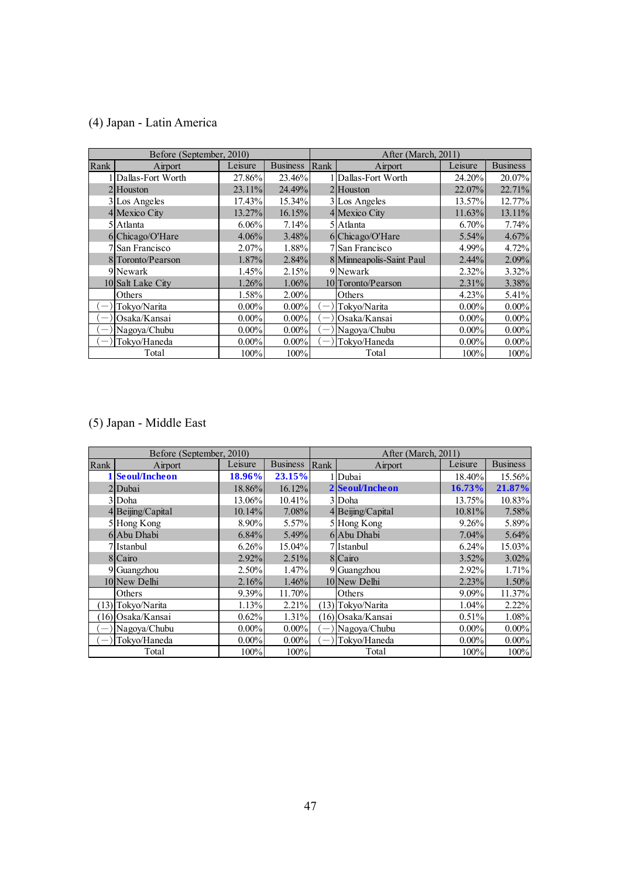(4) Japan - Latin America

| Before (September, 2010) | | | | After (March, 2011) | | | |
|---|---|---|---|---|---|---|---|
| Rank | Airport | Leisure | Business | Rank | Airport | Leisure | Business |
| 1 | Dallas-Fort Worth | 27.86% | 23.46% | 1 | Dallas-Fort Worth | 24.20% | 20.07% |
| 2 | Houston | 23.11% | 24.49% | 2 | Houston | 22.07% | 22.71% |
| 3 | Los Angeles | 17.43% | 15.34% | 3 | Los Angeles | 13.57% | 12.77% |
| 4 | Mexico City | 13.27% | 16.15% | 4 | Mexico City | 11.63% | 13.11% |
| 5 | Atlanta | 6.06% | 7.14% | 5 | Atlanta | 6.70% | 7.74% |
| 6 | Chicago/O'Hare | 4.06% | 3.48% | 6 | Chicago/O'Hare | 5.54% | 4.67% |
| 7 | San Francisco | 2.07% | 1.88% | 7 | San Francisco | 4.99% | 4.72% |
| 8 | Toronto/Pearson | 1.87% | 2.84% | 8 | Minneapolis-Saint Paul | 2.44% | 2.09% |
| 9 | Newark | 1.45% | 2.15% | 9 | Newark | 2.32% | 3.32% |
| 10 | Salt Lake City | 1.26% | 1.06% | 10 | Toronto/Pearson | 2.31% | 3.38% |
| | Others | 1.58% | 2.00% | | Others | 4.23% | 5.41% |
| (—) | Tokyo/Narita | 0.00% | 0.00% | (—) | Tokyo/Narita | 0.00% | 0.00% |
| (—) | Osaka/Kansai | 0.00% | 0.00% | (—) | Osaka/Kansai | 0.00% | 0.00% |
| (—) | Nagoya/Chubu | 0.00% | 0.00% | (—) | Nagoya/Chubu | 0.00% | 0.00% |
| (—) | Tokyo/Haneda | 0.00% | 0.00% | (—) | Tokyo/Haneda | 0.00% | 0.00% |
| | Total | 100% | 100% | | Total | 100% | 100% |

(5) Japan - Middle East

| Before (September, 2010) | | | | After (March, 2011) | | | |
|---|---|---|---|---|---|---|---|
| Rank | Airport | Leisure | Business | Rank | Airport | Leisure | Business |
| **1** | **Seoul/Incheon** | **18.96%** | **23.15%** | 1 | Dubai | 18.40% | 15.56% |
| 2 | Dubai | 18.86% | 16.12% | **2** | **Seoul/Incheon** | **16.73%** | **21.87%** |
| 3 | Doha | 13.06% | 10.41% | 3 | Doha | 13.75% | 10.83% |
| 4 | Beijing/Capital | 10.14% | 7.08% | 4 | Beijing/Capital | 10.81% | 7.58% |
| 5 | Hong Kong | 8.90% | 5.57% | 5 | Hong Kong | 9.26% | 5.89% |
| 6 | Abu Dhabi | 6.84% | 5.49% | 6 | Abu Dhabi | 7.04% | 5.64% |
| 7 | Istanbul | 6.26% | 15.04% | 7 | Istanbul | 6.24% | 15.03% |
| 8 | Cairo | 2.92% | 2.51% | 8 | Cairo | 3.52% | 3.02% |
| 9 | Guangzhou | 2.50% | 1.47% | 9 | Guangzhou | 2.92% | 1.71% |
| 10 | New Delhi | 2.16% | 1.46% | 10 | New Delhi | 2.23% | 1.50% |
| | Others | 9.39% | 11.70% | | Others | 9.09% | 11.37% |
| (13) | Tokyo/Narita | 1.13% | 2.21% | (13) | Tokyo/Narita | 1.04% | 2.22% |
| (16) | Osaka/Kansai | 0.62% | 1.31% | (16) | Osaka/Kansai | 0.51% | 1.08% |
| (—) | Nagoya/Chubu | 0.00% | 0.00% | (—) | Nagoya/Chubu | 0.00% | 0.00% |
| (—) | Tokyo/Haneda | 0.00% | 0.00% | (—) | Tokyo/Haneda | 0.00% | 0.00% |
| | Total | 100% | 100% | | Total | 100% | 100% |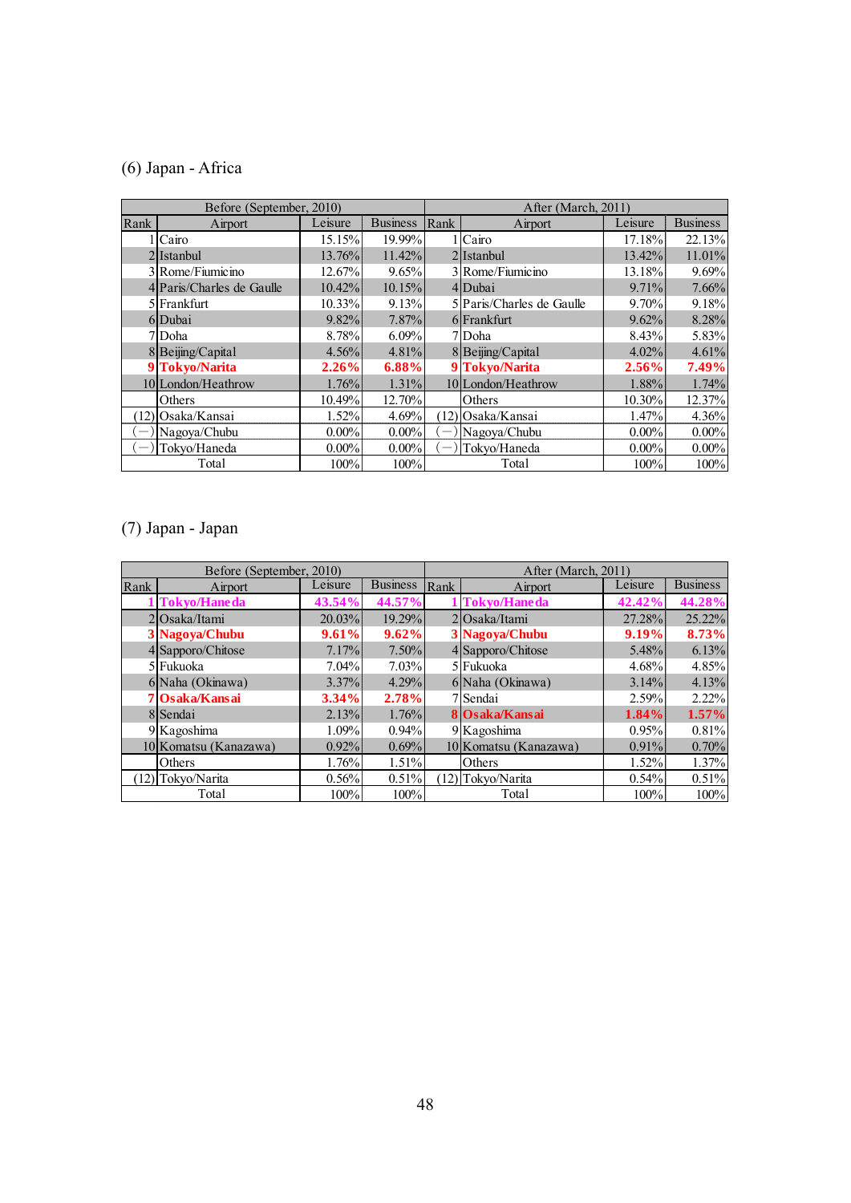(6) Japan - Africa

| Before (September, 2010) | | | | After (March, 2011) | | | |
|---|---|---|---|---|---|---|---|
| Rank | Airport | Leisure | Business | Rank | Airport | Leisure | Business |
| 1 | Cairo | 15.15% | 19.99% | 1 | Cairo | 17.18% | 22.13% |
| 2 | Istanbul | 13.76% | 11.42% | 2 | Istanbul | 13.42% | 11.01% |
| 3 | Rome/Fiumicino | 12.67% | 9.65% | 3 | Rome/Fiumicino | 13.18% | 9.69% |
| 4 | Paris/Charles de Gaulle | 10.42% | 10.15% | 4 | Dubai | 9.71% | 7.66% |
| 5 | Frankfurt | 10.33% | 9.13% | 5 | Paris/Charles de Gaulle | 9.70% | 9.18% |
| 6 | Dubai | 9.82% | 7.87% | 6 | Frankfurt | 9.62% | 8.28% |
| 7 | Doha | 8.78% | 6.09% | 7 | Doha | 8.43% | 5.83% |
| 8 | Beijing/Capital | 4.56% | 4.81% | 8 | Beijing/Capital | 4.02% | 4.61% |
| **9** | **Tokyo/Narita** | **2.26%** | **6.88%** | **9** | **Tokyo/Narita** | **2.56%** | **7.49%** |
| 10 | London/Heathrow | 1.76% | 1.31% | 10 | London/Heathrow | 1.88% | 1.74% |
| | Others | 10.49% | 12.70% | | Others | 10.30% | 12.37% |
| (12) | Osaka/Kansai | 1.52% | 4.69% | (12) | Osaka/Kansai | 1.47% | 4.36% |
| (―) | Nagoya/Chubu | 0.00% | 0.00% | (―) | Nagoya/Chubu | 0.00% | 0.00% |
| (―) | Tokyo/Haneda | 0.00% | 0.00% | (―) | Tokyo/Haneda | 0.00% | 0.00% |
| | Total | 100% | 100% | | Total | 100% | 100% |

(7) Japan - Japan

| Before (September, 2010) | | | | After (March, 2011) | | | |
|---|---|---|---|---|---|---|---|
| Rank | Airport | Leisure | Business | Rank | Airport | Leisure | Business |
| **1** | **Tokyo/Haneda** | **43.54%** | **44.57%** | **1** | **Tokyo/Haneda** | **42.42%** | **44.28%** |
| 2 | Osaka/Itami | 20.03% | 19.29% | 2 | Osaka/Itami | 27.28% | 25.22% |
| **3** | **Nagoya/Chubu** | **9.61%** | **9.62%** | **3** | **Nagoya/Chubu** | **9.19%** | **8.73%** |
| 4 | Sapporo/Chitose | 7.17% | 7.50% | 4 | Sapporo/Chitose | 5.48% | 6.13% |
| 5 | Fukuoka | 7.04% | 7.03% | 5 | Fukuoka | 4.68% | 4.85% |
| 6 | Naha (Okinawa) | 3.37% | 4.29% | 6 | Naha (Okinawa) | 3.14% | 4.13% |
| **7** | **Osaka/Kansai** | **3.34%** | **2.78%** | 7 | Sendai | 2.59% | 2.22% |
| 8 | Sendai | 2.13% | 1.76% | **8** | **Osaka/Kansai** | **1.84%** | **1.57%** |
| 9 | Kagoshima | 1.09% | 0.94% | 9 | Kagoshima | 0.95% | 0.81% |
| 10 | Komatsu (Kanazawa) | 0.92% | 0.69% | 10 | Komatsu (Kanazawa) | 0.91% | 0.70% |
| | Others | 1.76% | 1.51% | | Others | 1.52% | 1.37% |
| (12) | Tokyo/Narita | 0.56% | 0.51% | (12) | Tokyo/Narita | 0.54% | 0.51% |
| | Total | 100% | 100% | | Total | 100% | 100% |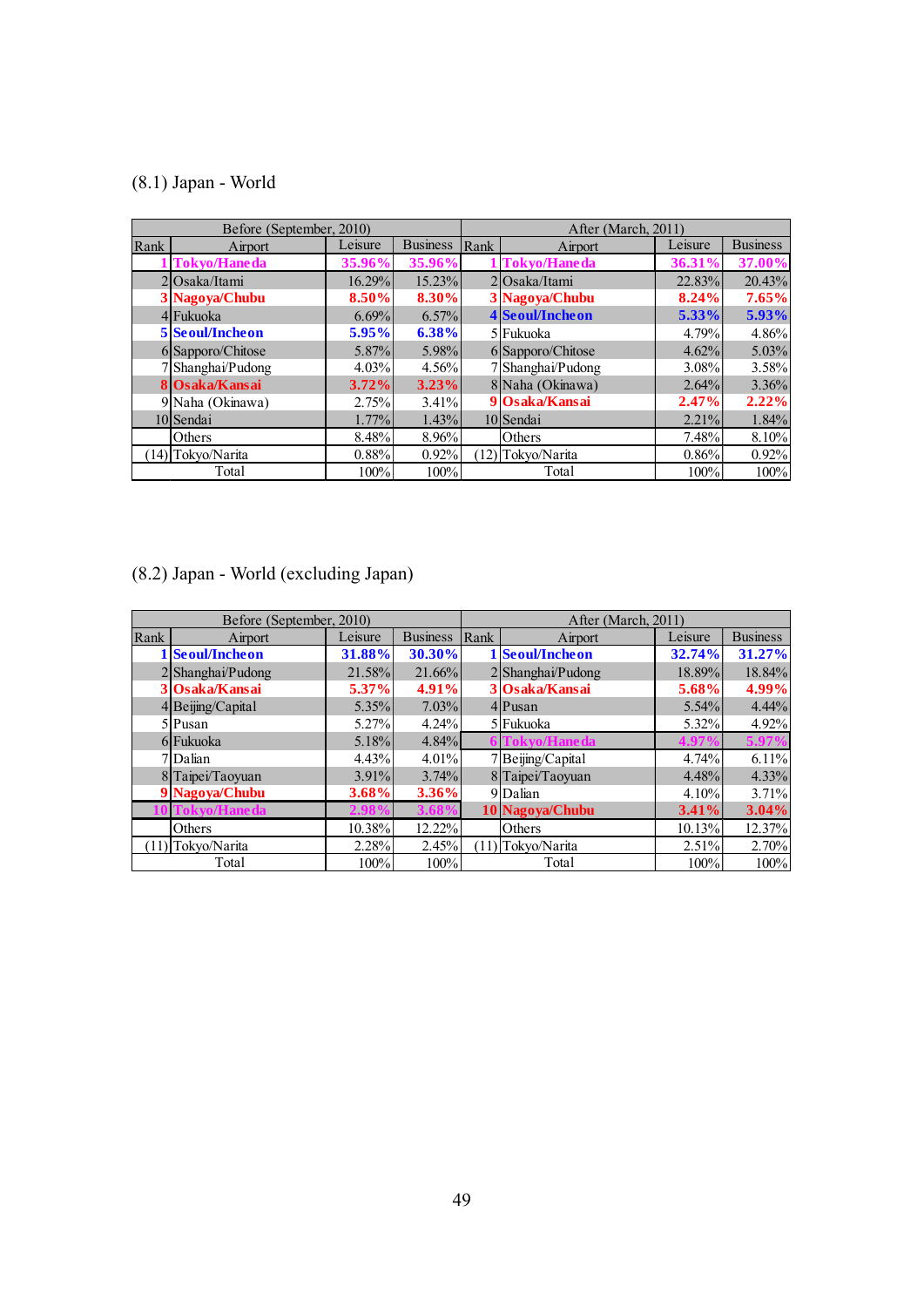(8.1) Japan - World

| Before (September, 2010) | | | | After (March, 2011) | | | |
|---|---|---|---|---|---|---|---|
| Rank | Airport | Leisure | Business | Rank | Airport | Leisure | Business |
| 1 | **Tokyo/Haneda** | **35.96%** | **35.96%** | 1 | **Tokyo/Haneda** | **36.31%** | **37.00%** |
| 2 | Osaka/Itami | 16.29% | 15.23% | 2 | Osaka/Itami | 22.83% | 20.43% |
| 3 | **Nagoya/Chubu** | **8.50%** | **8.30%** | 3 | **Nagoya/Chubu** | **8.24%** | **7.65%** |
| 4 | Fukuoka | 6.69% | 6.57% | 4 | **Seoul/Incheon** | **5.33%** | **5.93%** |
| 5 | **Seoul/Incheon** | **5.95%** | **6.38%** | 5 | Fukuoka | 4.79% | 4.86% |
| 6 | Sapporo/Chitose | 5.87% | 5.98% | 6 | Sapporo/Chitose | 4.62% | 5.03% |
| 7 | Shanghai/Pudong | 4.03% | 4.56% | 7 | Shanghai/Pudong | 3.08% | 3.58% |
| 8 | **Osaka/Kansai** | **3.72%** | **3.23%** | 8 | Naha (Okinawa) | 2.64% | 3.36% |
| 9 | Naha (Okinawa) | 2.75% | 3.41% | 9 | **Osaka/Kansai** | **2.47%** | **2.22%** |
| 10 | Sendai | 1.77% | 1.43% | 10 | Sendai | 2.21% | 1.84% |
| | Others | 8.48% | 8.96% | | Others | 7.48% | 8.10% |
| (14) | Tokyo/Narita | 0.88% | 0.92% | (12) | Tokyo/Narita | 0.86% | 0.92% |
| | Total | 100% | 100% | | Total | 100% | 100% |

(8.2) Japan - World (excluding Japan)

| Before (September, 2010) | | | | After (March, 2011) | | | |
|---|---|---|---|---|---|---|---|
| Rank | Airport | Leisure | Business | Rank | Airport | Leisure | Business |
| 1 | **Seoul/Incheon** | **31.88%** | **30.30%** | 1 | **Seoul/Incheon** | **32.74%** | **31.27%** |
| 2 | Shanghai/Pudong | 21.58% | 21.66% | 2 | Shanghai/Pudong | 18.89% | 18.84% |
| 3 | **Osaka/Kansai** | **5.37%** | **4.91%** | 3 | **Osaka/Kansai** | **5.68%** | **4.99%** |
| 4 | Beijing/Capital | 5.35% | 7.03% | 4 | Pusan | 5.54% | 4.44% |
| 5 | Pusan | 5.27% | 4.24% | 5 | Fukuoka | 5.32% | 4.92% |
| 6 | Fukuoka | 5.18% | 4.84% | 6 | **Tokyo/Haneda** | **4.97%** | **5.97%** |
| 7 | Dalian | 4.43% | 4.01% | 7 | Beijing/Capital | 4.74% | 6.11% |
| 8 | Taipei/Taoyuan | 3.91% | 3.74% | 8 | Taipei/Taoyuan | 4.48% | 4.33% |
| 9 | **Nagoya/Chubu** | **3.68%** | **3.36%** | 9 | Dalian | 4.10% | 3.71% |
| 10 | **Tokyo/Haneda** | **2.98%** | **3.68%** | 10 | **Nagoya/Chubu** | **3.41%** | **3.04%** |
| | Others | 10.38% | 12.22% | | Others | 10.13% | 12.37% |
| (11) | Tokyo/Narita | 2.28% | 2.45% | (11) | Tokyo/Narita | 2.51% | 2.70% |
| | Total | 100% | 100% | | Total | 100% | 100% |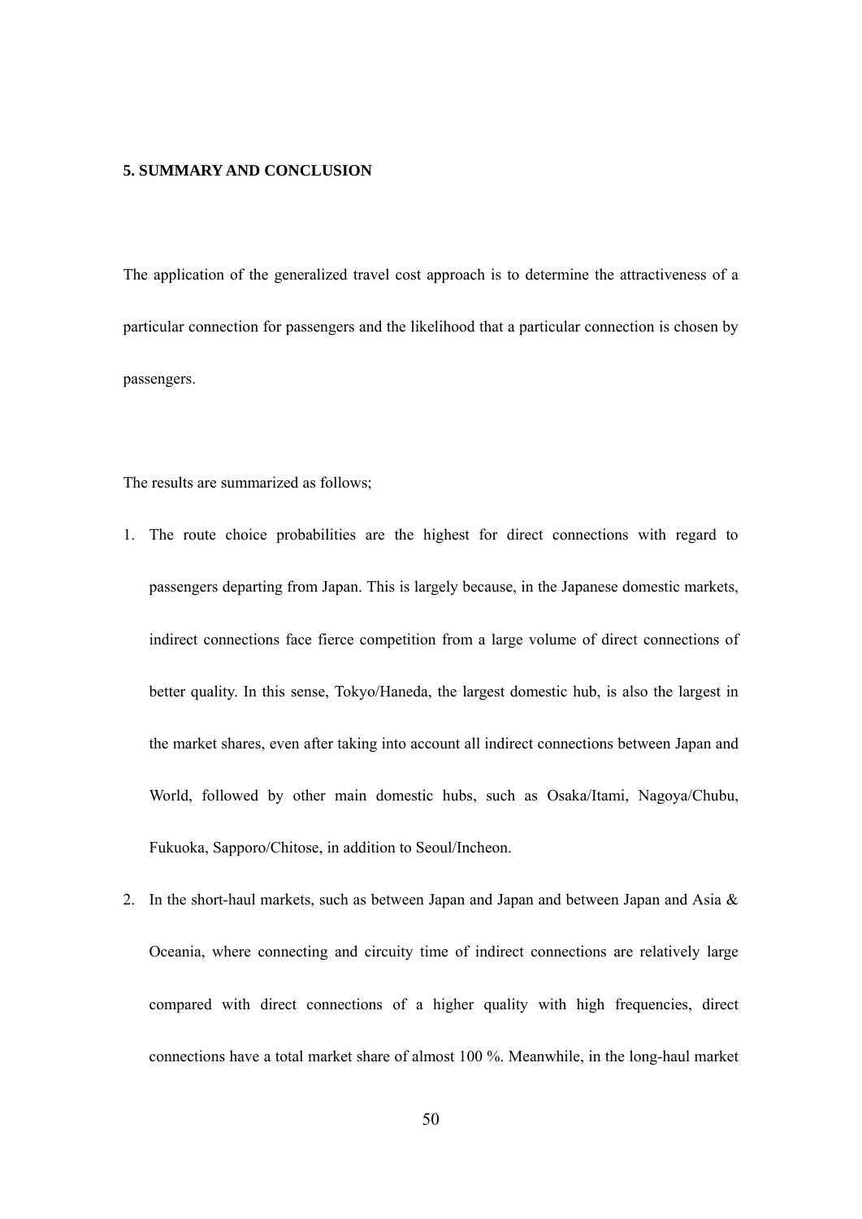## 5. SUMMARY AND CONCLUSION

The application of the generalized travel cost approach is to determine the attractiveness of a particular connection for passengers and the likelihood that a particular connection is chosen by passengers.

The results are summarized as follows;

1. The route choice probabilities are the highest for direct connections with regard to passengers departing from Japan. This is largely because, in the Japanese domestic markets, indirect connections face fierce competition from a large volume of direct connections of better quality. In this sense, Tokyo/Haneda, the largest domestic hub, is also the largest in the market shares, even after taking into account all indirect connections between Japan and World, followed by other main domestic hubs, such as Osaka/Itami, Nagoya/Chubu, Fukuoka, Sapporo/Chitose, in addition to Seoul/Incheon.
2. In the short-haul markets, such as between Japan and Japan and between Japan and Asia & Oceania, where connecting and circuity time of indirect connections are relatively large compared with direct connections of a higher quality with high frequencies, direct connections have a total market share of almost 100 %. Meanwhile, in the long-haul market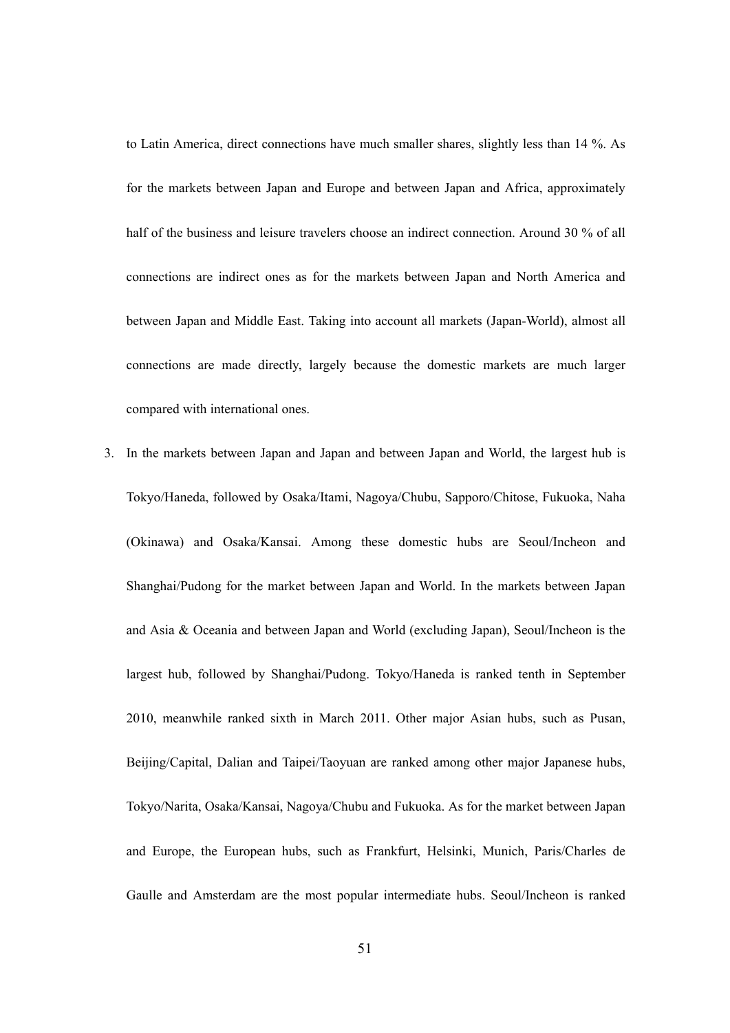to Latin America, direct connections have much smaller shares, slightly less than 14 %. As for the markets between Japan and Europe and between Japan and Africa, approximately half of the business and leisure travelers choose an indirect connection. Around 30 % of all connections are indirect ones as for the markets between Japan and North America and between Japan and Middle East. Taking into account all markets (Japan-World), almost all connections are made directly, largely because the domestic markets are much larger compared with international ones.

3. In the markets between Japan and Japan and between Japan and World, the largest hub is Tokyo/Haneda, followed by Osaka/Itami, Nagoya/Chubu, Sapporo/Chitose, Fukuoka, Naha (Okinawa) and Osaka/Kansai. Among these domestic hubs are Seoul/Incheon and Shanghai/Pudong for the market between Japan and World. In the markets between Japan and Asia & Oceania and between Japan and World (excluding Japan), Seoul/Incheon is the largest hub, followed by Shanghai/Pudong. Tokyo/Haneda is ranked tenth in September 2010, meanwhile ranked sixth in March 2011. Other major Asian hubs, such as Pusan, Beijing/Capital, Dalian and Taipei/Taoyuan are ranked among other major Japanese hubs, Tokyo/Narita, Osaka/Kansai, Nagoya/Chubu and Fukuoka. As for the market between Japan and Europe, the European hubs, such as Frankfurt, Helsinki, Munich, Paris/Charles de Gaulle and Amsterdam are the most popular intermediate hubs. Seoul/Incheon is ranked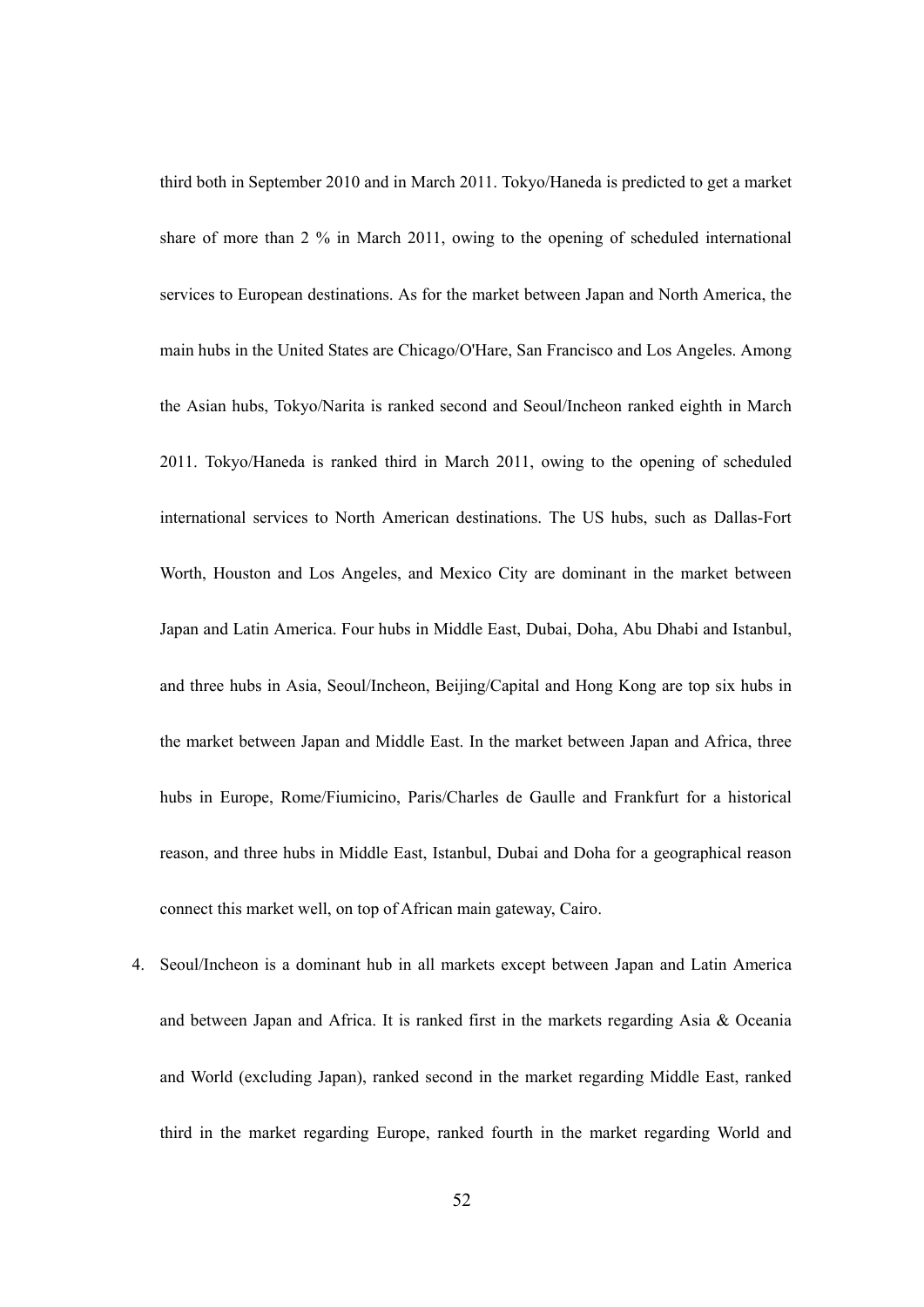third both in September 2010 and in March 2011. Tokyo/Haneda is predicted to get a market share of more than 2 % in March 2011, owing to the opening of scheduled international services to European destinations. As for the market between Japan and North America, the main hubs in the United States are Chicago/O'Hare, San Francisco and Los Angeles. Among the Asian hubs, Tokyo/Narita is ranked second and Seoul/Incheon ranked eighth in March 2011. Tokyo/Haneda is ranked third in March 2011, owing to the opening of scheduled international services to North American destinations. The US hubs, such as Dallas-Fort Worth, Houston and Los Angeles, and Mexico City are dominant in the market between Japan and Latin America. Four hubs in Middle East, Dubai, Doha, Abu Dhabi and Istanbul, and three hubs in Asia, Seoul/Incheon, Beijing/Capital and Hong Kong are top six hubs in the market between Japan and Middle East. In the market between Japan and Africa, three hubs in Europe, Rome/Fiumicino, Paris/Charles de Gaulle and Frankfurt for a historical reason, and three hubs in Middle East, Istanbul, Dubai and Doha for a geographical reason connect this market well, on top of African main gateway, Cairo.

4. Seoul/Incheon is a dominant hub in all markets except between Japan and Latin America and between Japan and Africa. It is ranked first in the markets regarding Asia & Oceania and World (excluding Japan), ranked second in the market regarding Middle East, ranked third in the market regarding Europe, ranked fourth in the market regarding World and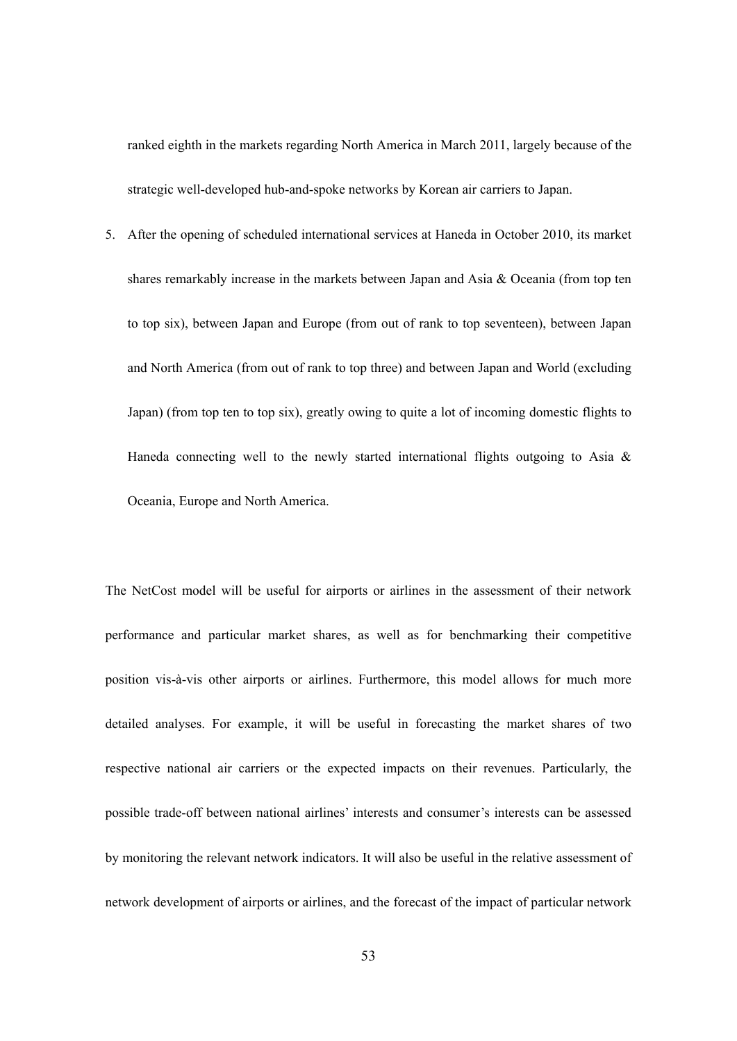ranked eighth in the markets regarding North America in March 2011, largely because of the strategic well-developed hub-and-spoke networks by Korean air carriers to Japan.

5. After the opening of scheduled international services at Haneda in October 2010, its market shares remarkably increase in the markets between Japan and Asia & Oceania (from top ten to top six), between Japan and Europe (from out of rank to top seventeen), between Japan and North America (from out of rank to top three) and between Japan and World (excluding Japan) (from top ten to top six), greatly owing to quite a lot of incoming domestic flights to Haneda connecting well to the newly started international flights outgoing to Asia & Oceania, Europe and North America.

The NetCost model will be useful for airports or airlines in the assessment of their network performance and particular market shares, as well as for benchmarking their competitive position vis-à-vis other airports or airlines. Furthermore, this model allows for much more detailed analyses. For example, it will be useful in forecasting the market shares of two respective national air carriers or the expected impacts on their revenues. Particularly, the possible trade-off between national airlines' interests and consumer's interests can be assessed by monitoring the relevant network indicators. It will also be useful in the relative assessment of network development of airports or airlines, and the forecast of the impact of particular network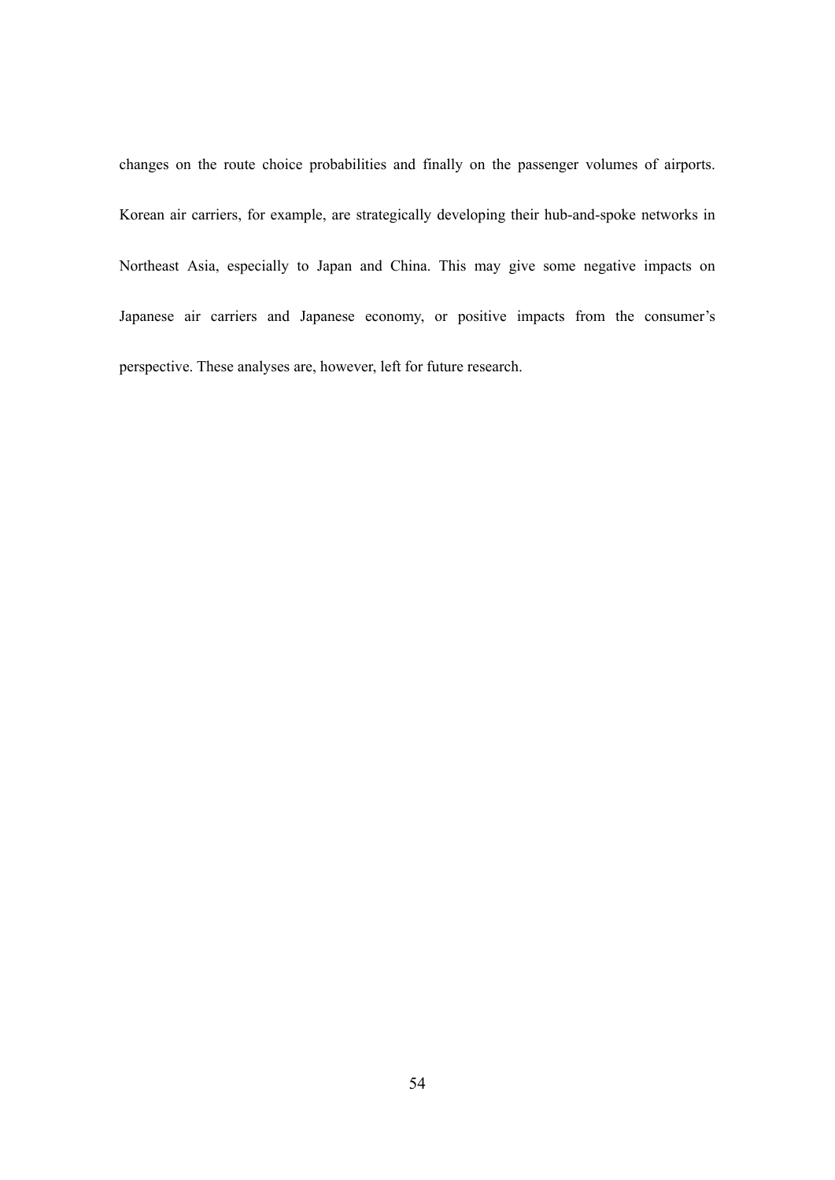changes on the route choice probabilities and finally on the passenger volumes of airports. Korean air carriers, for example, are strategically developing their hub-and-spoke networks in Northeast Asia, especially to Japan and China. This may give some negative impacts on Japanese air carriers and Japanese economy, or positive impacts from the consumer's perspective. These analyses are, however, left for future research.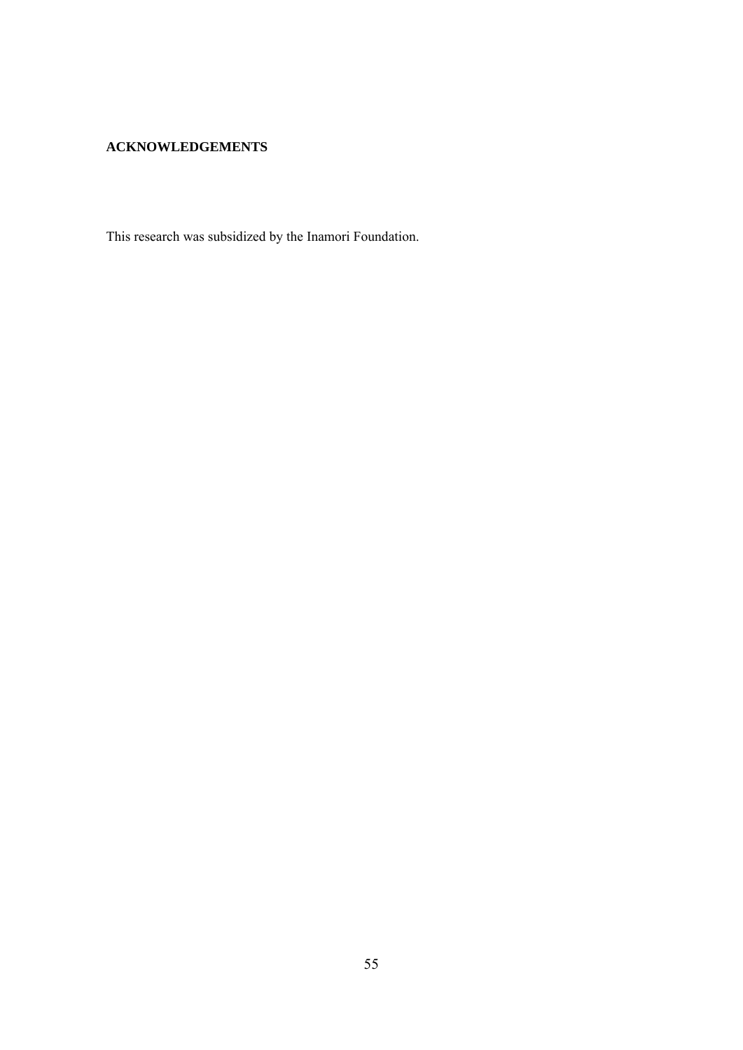## ACKNOWLEDGEMENTS

This research was subsidized by the Inamori Foundation.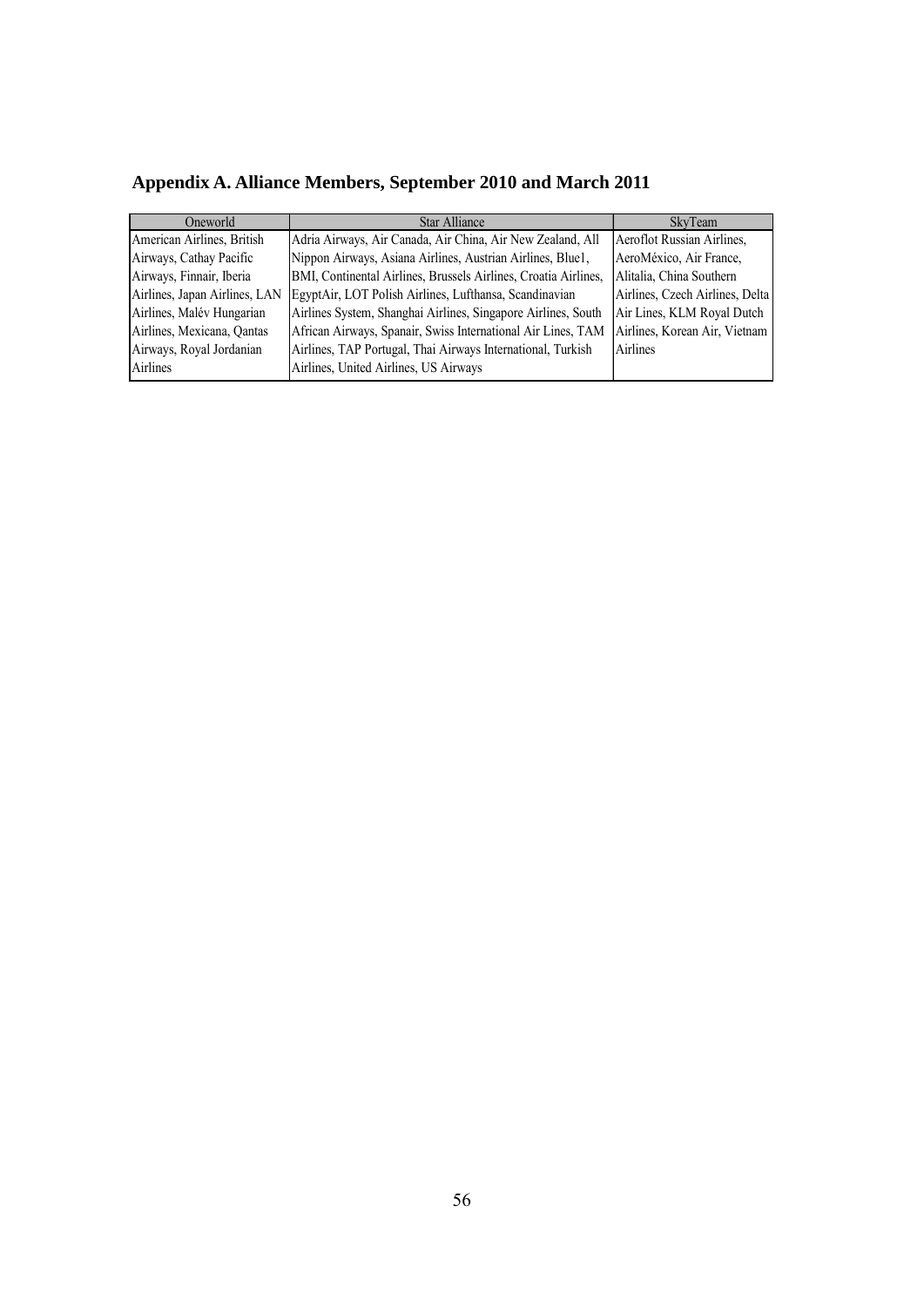## Appendix A. Alliance Members, September 2010 and March 2011

| Oneworld | Star Alliance | SkyTeam |
|---|---|---|
| American Airlines, British Airways, Cathay Pacific Airways, Finnair, Iberia Airlines, Japan Airlines, LAN Airlines, Malév Hungarian Airlines, Mexicana, Qantas Airways, Royal Jordanian Airlines | Adria Airways, Air Canada, Air China, Air New Zealand, All Nippon Airways, Asiana Airlines, Austrian Airlines, Blue1, BMI, Continental Airlines, Brussels Airlines, Croatia Airlines, EgyptAir, LOT Polish Airlines, Lufthansa, Scandinavian Airlines System, Shanghai Airlines, Singapore Airlines, South African Airways, Spanair, Swiss International Air Lines, TAM Airlines, TAP Portugal, Thai Airways International, Turkish Airlines, United Airlines, US Airways | Aeroflot Russian Airlines, AeroMéxico, Air France, Alitalia, China Southern Airlines, Czech Airlines, Delta Air Lines, KLM Royal Dutch Airlines, Korean Air, Vietnam Airlines |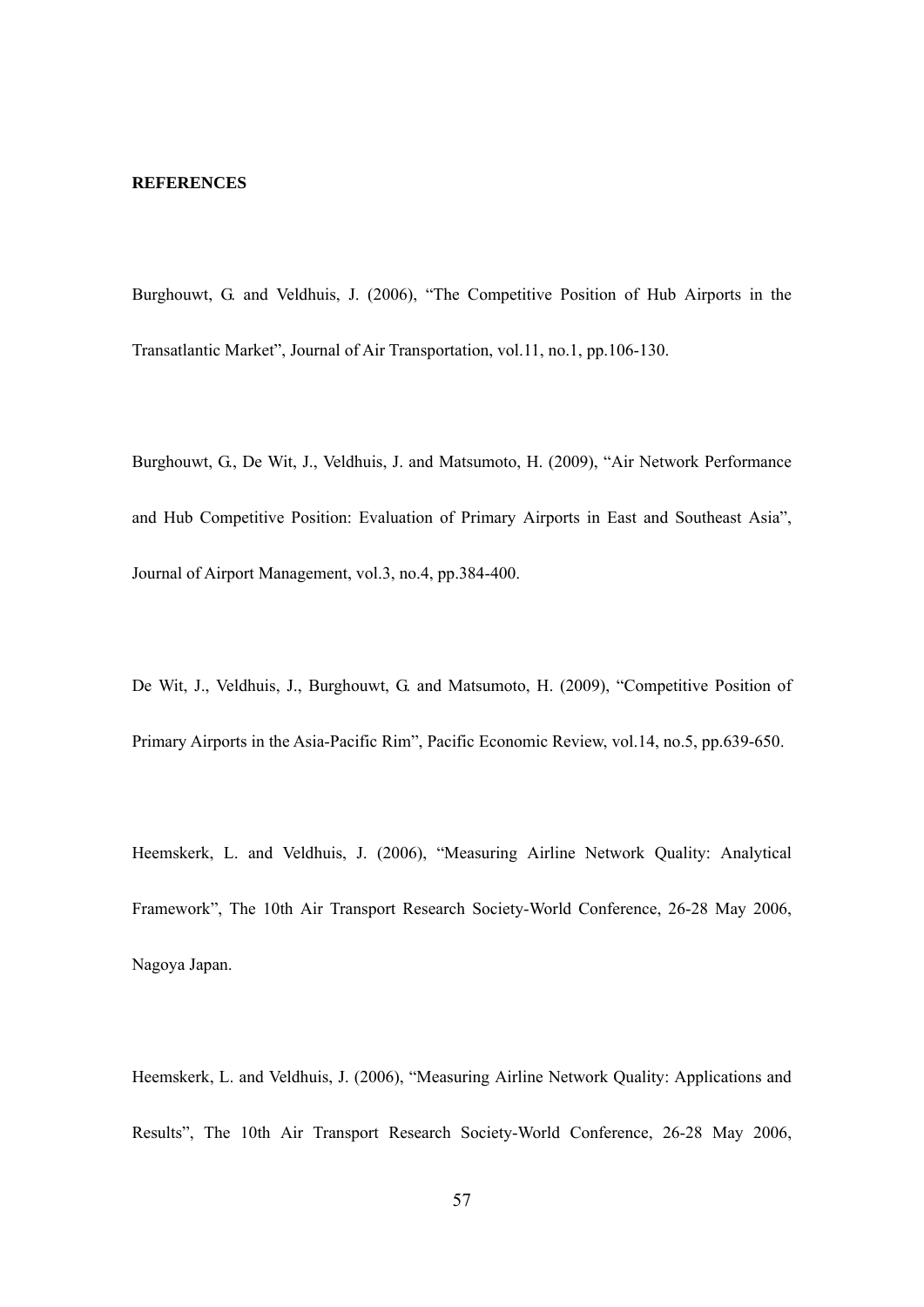**REFERENCES**

Burghouwt, G. and Veldhuis, J. (2006), "The Competitive Position of Hub Airports in the Transatlantic Market", Journal of Air Transportation, vol.11, no.1, pp.106-130.

Burghouwt, G., De Wit, J., Veldhuis, J. and Matsumoto, H. (2009), "Air Network Performance and Hub Competitive Position: Evaluation of Primary Airports in East and Southeast Asia", Journal of Airport Management, vol.3, no.4, pp.384-400.

De Wit, J., Veldhuis, J., Burghouwt, G. and Matsumoto, H. (2009), "Competitive Position of Primary Airports in the Asia-Pacific Rim", Pacific Economic Review, vol.14, no.5, pp.639-650.

Heemskerk, L. and Veldhuis, J. (2006), "Measuring Airline Network Quality: Analytical Framework", The 10th Air Transport Research Society-World Conference, 26-28 May 2006, Nagoya Japan.

Heemskerk, L. and Veldhuis, J. (2006), "Measuring Airline Network Quality: Applications and Results", The 10th Air Transport Research Society-World Conference, 26-28 May 2006,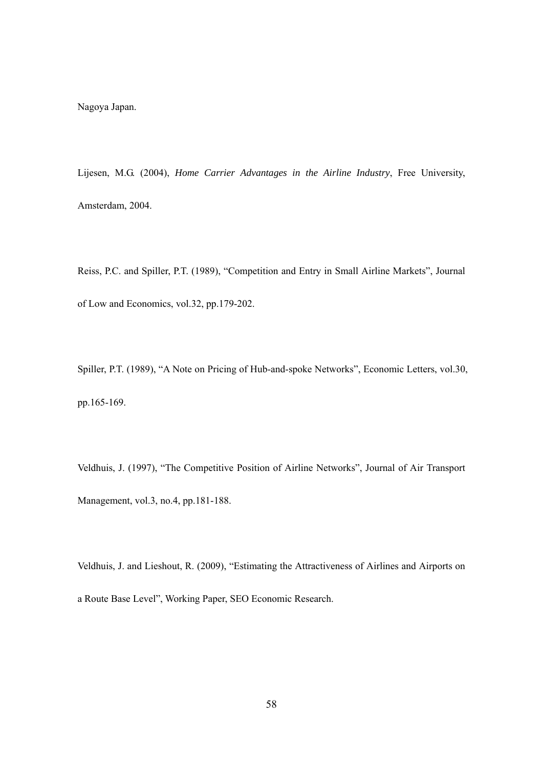Nagoya Japan.

Lijesen, M.G. (2004), *Home Carrier Advantages in the Airline Industry*, Free University, Amsterdam, 2004.

Reiss, P.C. and Spiller, P.T. (1989), "Competition and Entry in Small Airline Markets", Journal of Low and Economics, vol.32, pp.179-202.

Spiller, P.T. (1989), "A Note on Pricing of Hub-and-spoke Networks", Economic Letters, vol.30, pp.165-169.

Veldhuis, J. (1997), "The Competitive Position of Airline Networks", Journal of Air Transport Management, vol.3, no.4, pp.181-188.

Veldhuis, J. and Lieshout, R. (2009), "Estimating the Attractiveness of Airlines and Airports on a Route Base Level", Working Paper, SEO Economic Research.